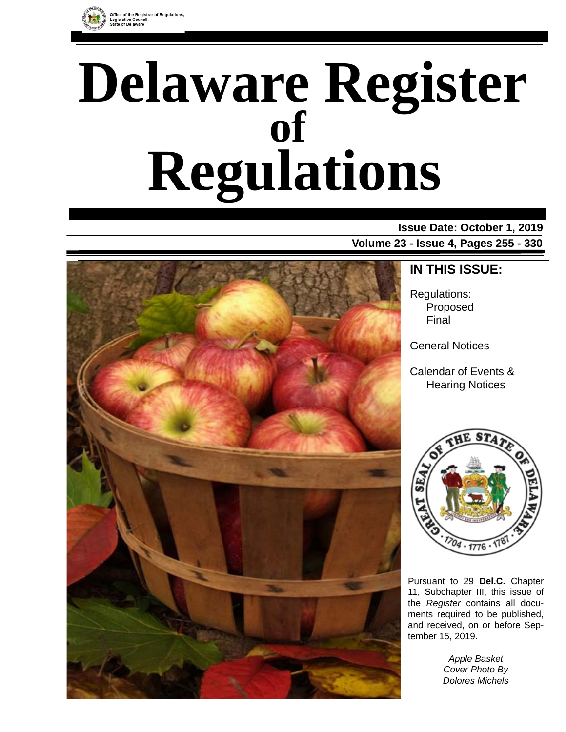Office of the Registrar of Regulations,
Legislative Council,
State of Delaware

# Delaware Register of Regulations

**Issue Date: October 1, 2019**

**Volume 23 - Issue 4, Pages 255 - 330**

## IN THIS ISSUE:

Regulations:
- Proposed
- Final

General Notices

Calendar of Events & Hearing Notices

Pursuant to 29 **Del.C.** Chapter 11, Subchapter III, this issue of the *Register* contains all documents required to be published, and received, on or before September 15, 2019.

*Apple Basket Cover Photo By Dolores Michels*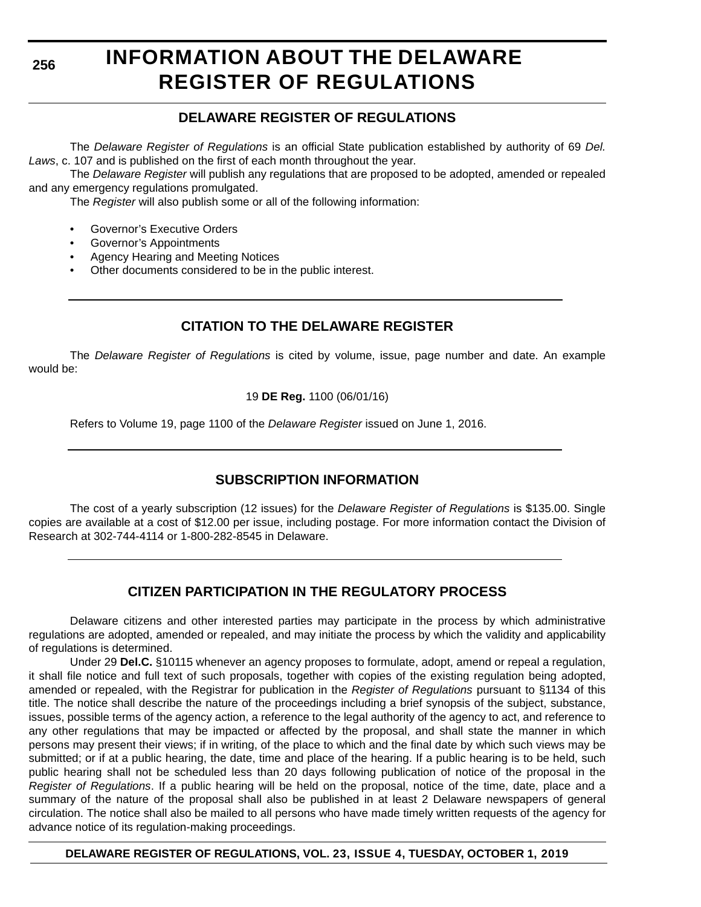# INFORMATION ABOUT THE DELAWARE REGISTER OF REGULATIONS

## DELAWARE REGISTER OF REGULATIONS

The *Delaware Register of Regulations* is an official State publication established by authority of 69 *Del. Laws*, c. 107 and is published on the first of each month throughout the year.

The *Delaware Register* will publish any regulations that are proposed to be adopted, amended or repealed and any emergency regulations promulgated.

The *Register* will also publish some or all of the following information:

- Governor's Executive Orders
- Governor's Appointments
- Agency Hearing and Meeting Notices
- Other documents considered to be in the public interest.

## CITATION TO THE DELAWARE REGISTER

The *Delaware Register of Regulations* is cited by volume, issue, page number and date. An example would be:

19 **DE Reg.** 1100 (06/01/16)

Refers to Volume 19, page 1100 of the *Delaware Register* issued on June 1, 2016.

## SUBSCRIPTION INFORMATION

The cost of a yearly subscription (12 issues) for the *Delaware Register of Regulations* is $135.00. Single copies are available at a cost of $12.00 per issue, including postage. For more information contact the Division of Research at 302-744-4114 or 1-800-282-8545 in Delaware.

## CITIZEN PARTICIPATION IN THE REGULATORY PROCESS

Delaware citizens and other interested parties may participate in the process by which administrative regulations are adopted, amended or repealed, and may initiate the process by which the validity and applicability of regulations is determined.

Under 29 **Del.C.** §10115 whenever an agency proposes to formulate, adopt, amend or repeal a regulation, it shall file notice and full text of such proposals, together with copies of the existing regulation being adopted, amended or repealed, with the Registrar for publication in the *Register of Regulations* pursuant to §1134 of this title. The notice shall describe the nature of the proceedings including a brief synopsis of the subject, substance, issues, possible terms of the agency action, a reference to the legal authority of the agency to act, and reference to any other regulations that may be impacted or affected by the proposal, and shall state the manner in which persons may present their views; if in writing, of the place to which and the final date by which such views may be submitted; or if at a public hearing, the date, time and place of the hearing. If a public hearing is to be held, such public hearing shall not be scheduled less than 20 days following publication of notice of the proposal in the *Register of Regulations*. If a public hearing will be held on the proposal, notice of the time, date, place and a summary of the nature of the proposal shall also be published in at least 2 Delaware newspapers of general circulation. The notice shall also be mailed to all persons who have made timely written requests of the agency for advance notice of its regulation-making proceedings.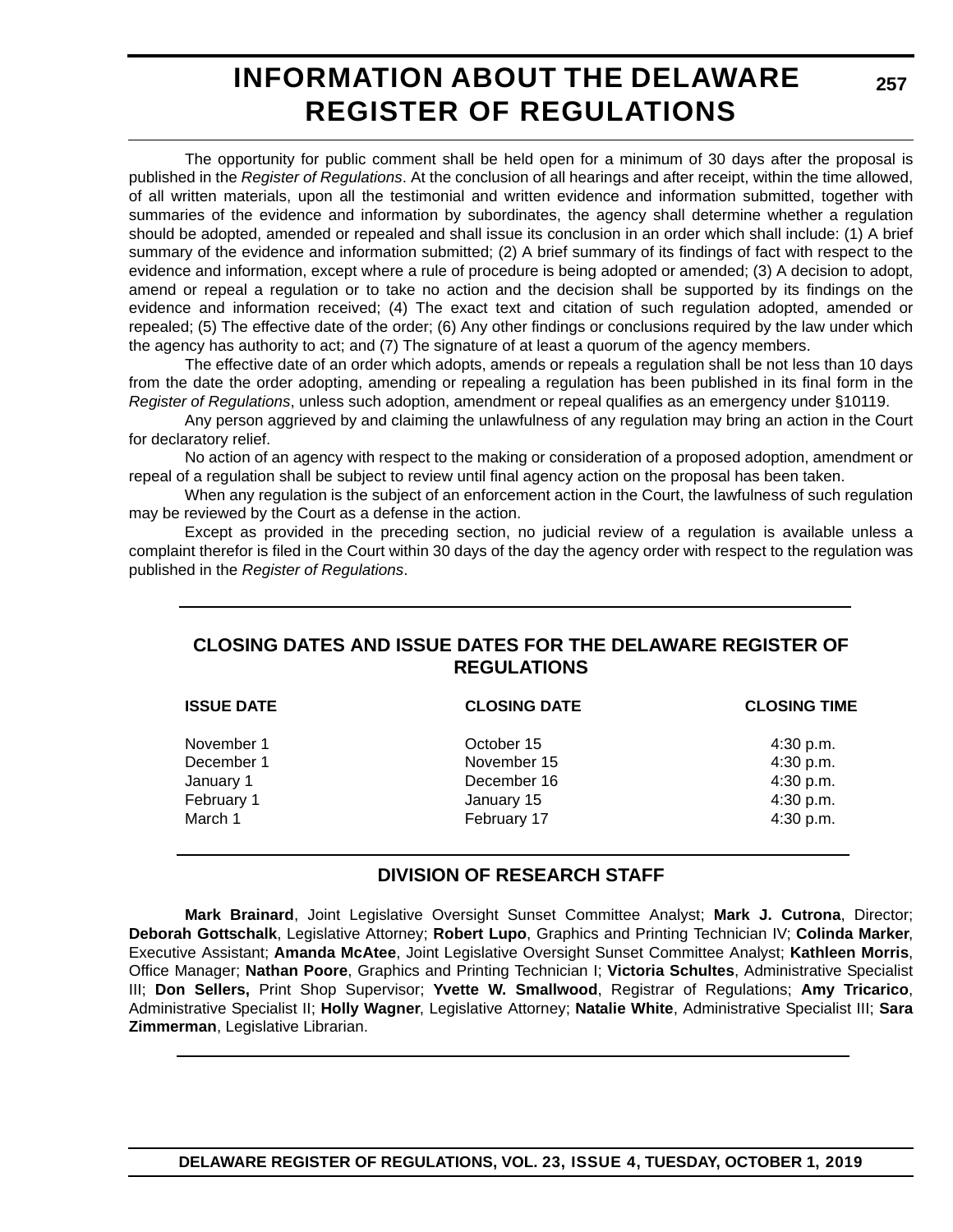# INFORMATION ABOUT THE DELAWARE REGISTER OF REGULATIONS

The opportunity for public comment shall be held open for a minimum of 30 days after the proposal is published in the *Register of Regulations*. At the conclusion of all hearings and after receipt, within the time allowed, of all written materials, upon all the testimonial and written evidence and information submitted, together with summaries of the evidence and information by subordinates, the agency shall determine whether a regulation should be adopted, amended or repealed and shall issue its conclusion in an order which shall include: (1) A brief summary of the evidence and information submitted; (2) A brief summary of its findings of fact with respect to the evidence and information, except where a rule of procedure is being adopted or amended; (3) A decision to adopt, amend or repeal a regulation or to take no action and the decision shall be supported by its findings on the evidence and information received; (4) The exact text and citation of such regulation adopted, amended or repealed; (5) The effective date of the order; (6) Any other findings or conclusions required by the law under which the agency has authority to act; and (7) The signature of at least a quorum of the agency members.

The effective date of an order which adopts, amends or repeals a regulation shall be not less than 10 days from the date the order adopting, amending or repealing a regulation has been published in its final form in the *Register of Regulations*, unless such adoption, amendment or repeal qualifies as an emergency under §10119.

Any person aggrieved by and claiming the unlawfulness of any regulation may bring an action in the Court for declaratory relief.

No action of an agency with respect to the making or consideration of a proposed adoption, amendment or repeal of a regulation shall be subject to review until final agency action on the proposal has been taken.

When any regulation is the subject of an enforcement action in the Court, the lawfulness of such regulation may be reviewed by the Court as a defense in the action.

Except as provided in the preceding section, no judicial review of a regulation is available unless a complaint therefor is filed in the Court within 30 days of the day the agency order with respect to the regulation was published in the *Register of Regulations*.

## CLOSING DATES AND ISSUE DATES FOR THE DELAWARE REGISTER OF REGULATIONS

| ISSUE DATE | CLOSING DATE | CLOSING TIME |
|---|---|---|
| November 1 | October 15 | 4:30 p.m. |
| December 1 | November 15 | 4:30 p.m. |
| January 1 | December 16 | 4:30 p.m. |
| February 1 | January 15 | 4:30 p.m. |
| March 1 | February 17 | 4:30 p.m. |

## DIVISION OF RESEARCH STAFF

**Mark Brainard**, Joint Legislative Oversight Sunset Committee Analyst; **Mark J. Cutrona**, Director; **Deborah Gottschalk**, Legislative Attorney; **Robert Lupo**, Graphics and Printing Technician IV; **Colinda Marker**, Executive Assistant; **Amanda McAtee**, Joint Legislative Oversight Sunset Committee Analyst; **Kathleen Morris**, Office Manager; **Nathan Poore**, Graphics and Printing Technician I; **Victoria Schultes**, Administrative Specialist III; **Don Sellers,** Print Shop Supervisor; **Yvette W. Smallwood**, Registrar of Regulations; **Amy Tricarico**, Administrative Specialist II; **Holly Wagner**, Legislative Attorney; **Natalie White**, Administrative Specialist III; **Sara Zimmerman**, Legislative Librarian.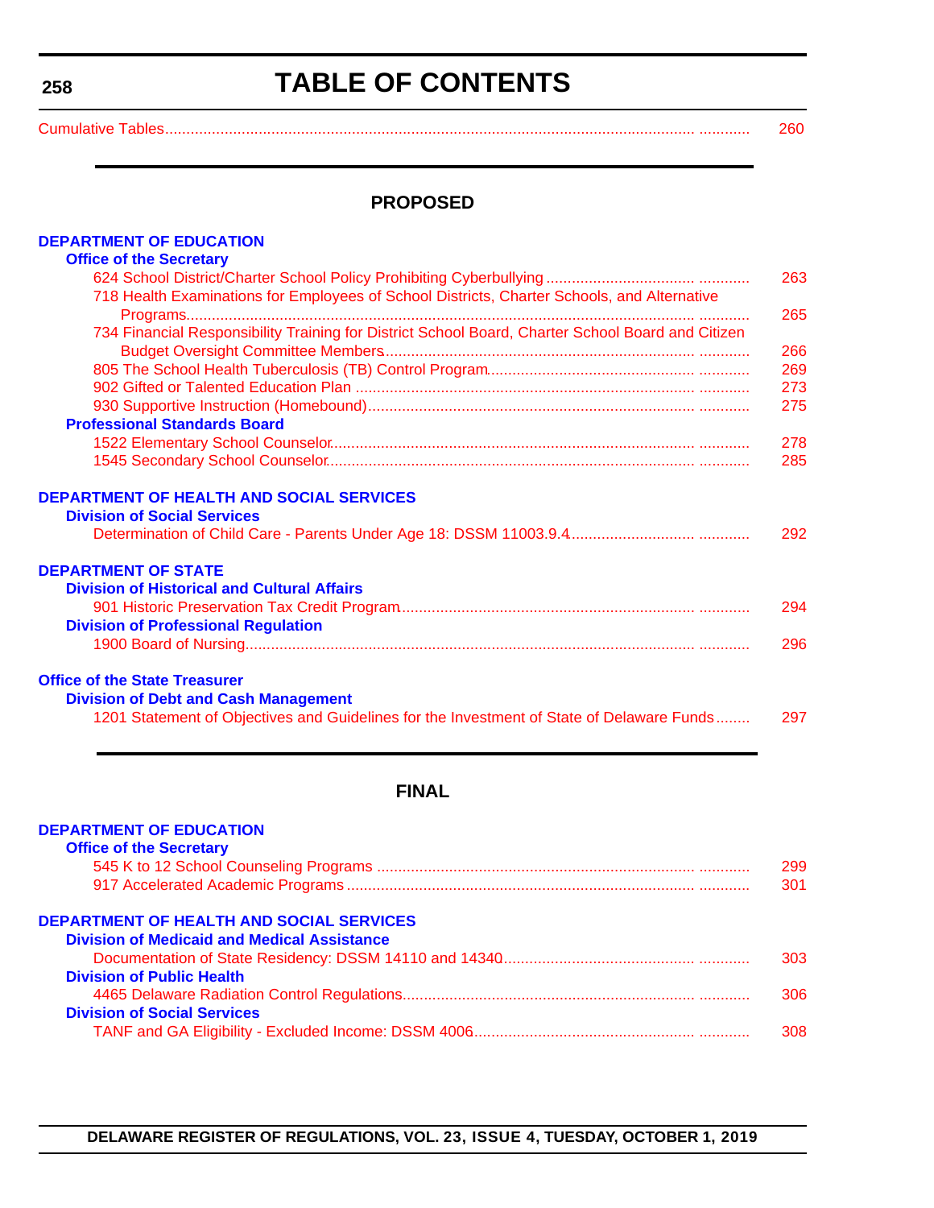# TABLE OF CONTENTS

Cumulative Tables ........................................................................ 260

## PROPOSED

**DEPARTMENT OF EDUCATION**

**Office of the Secretary**

- 624 School District/Charter School Policy Prohibiting Cyberbullying ........................ 263
- 718 Health Examinations for Employees of School Districts, Charter Schools, and Alternative Programs........................ 265
- 734 Financial Responsibility Training for District School Board, Charter School Board and Citizen Budget Oversight Committee Members........................ 266
- 805 The School Health Tuberculosis (TB) Control Program........................ 269
- 902 Gifted or Talented Education Plan ........................ 273
- 930 Supportive Instruction (Homebound)........................ 275

**Professional Standards Board**

- 1522 Elementary School Counselor........................ 278
- 1545 Secondary School Counselor........................ 285

**DEPARTMENT OF HEALTH AND SOCIAL SERVICES**

**Division of Social Services**

- Determination of Child Care - Parents Under Age 18: DSSM 11003.9.4........................ 292

**DEPARTMENT OF STATE**

**Division of Historical and Cultural Affairs**

- 901 Historic Preservation Tax Credit Program........................ 294

**Division of Professional Regulation**

- 1900 Board of Nursing........................ 296

**Office of the State Treasurer**

**Division of Debt and Cash Management**

- 1201 Statement of Objectives and Guidelines for the Investment of State of Delaware Funds........ 297

## FINAL

**DEPARTMENT OF EDUCATION**

**Office of the Secretary**

- 545 K to 12 School Counseling Programs ........................ 299
- 917 Accelerated Academic Programs ........................ 301

**DEPARTMENT OF HEALTH AND SOCIAL SERVICES**

**Division of Medicaid and Medical Assistance**

- Documentation of State Residency: DSSM 14110 and 14340........................ 303

**Division of Public Health**

- 4465 Delaware Radiation Control Regulations........................ 306

**Division of Social Services**

- TANF and GA Eligibility - Excluded Income: DSSM 4006........................ 308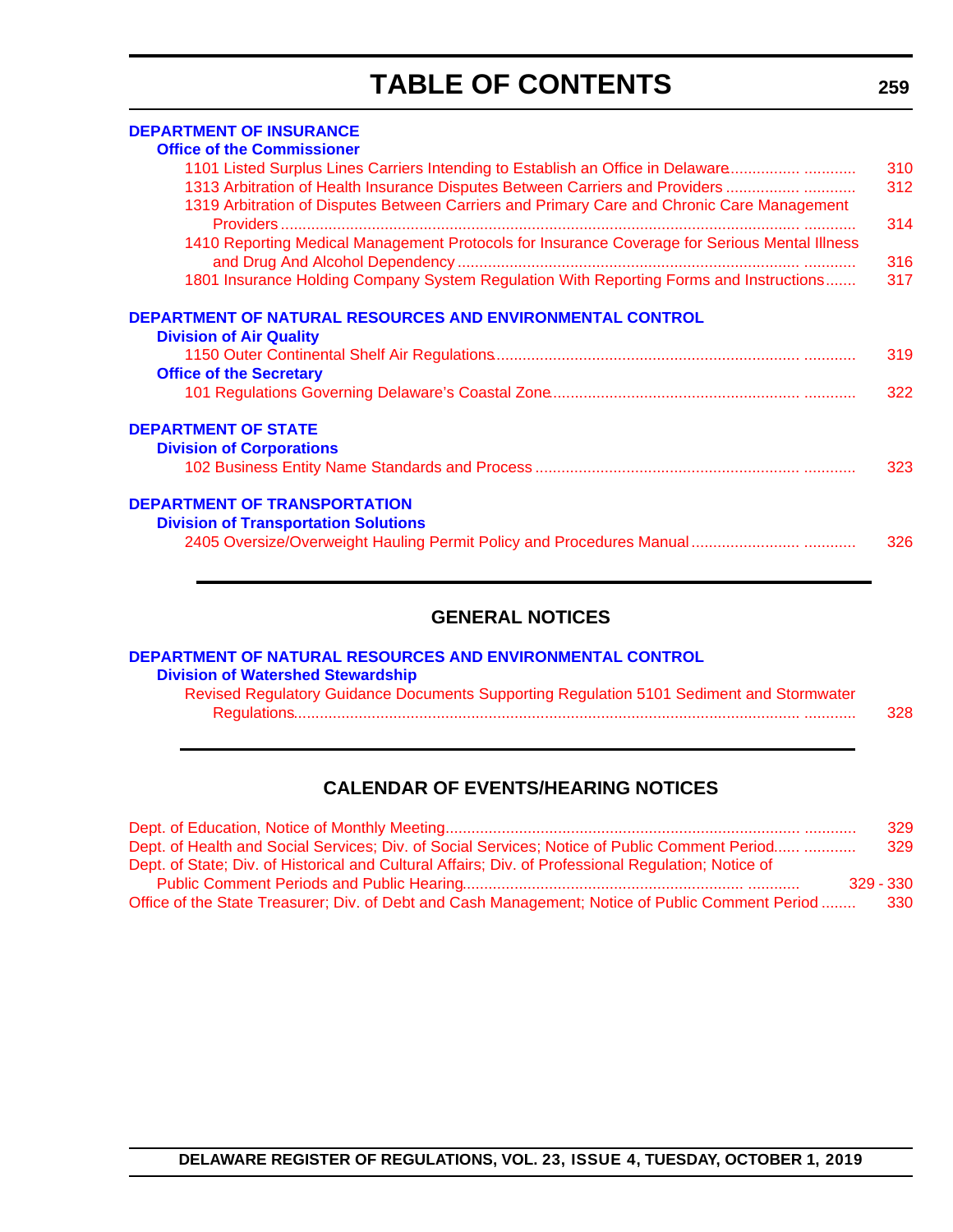# TABLE OF CONTENTS

**DEPARTMENT OF INSURANCE**

**Office of the Commissioner**

1101 Listed Surplus Lines Carriers Intending to Establish an Office in Delaware................ ............ 310

1313 Arbitration of Health Insurance Disputes Between Carriers and Providers ................ ............ 312

1319 Arbitration of Disputes Between Carriers and Primary Care and Chronic Care Management Providers ..................................................................................................................... ............ 314

1410 Reporting Medical Management Protocols for Insurance Coverage for Serious Mental Illness and Drug And Alcohol Dependency ............................................................................. ............ 316

1801 Insurance Holding Company System Regulation With Reporting Forms and Instructions....... 317

**DEPARTMENT OF NATURAL RESOURCES AND ENVIRONMENTAL CONTROL**

**Division of Air Quality**

1150 Outer Continental Shelf Air Regulations.................................................................... ............ 319

**Office of the Secretary**

101 Regulations Governing Delaware's Coastal Zone........................................................ ............ 322

**DEPARTMENT OF STATE**

**Division of Corporations**

102 Business Entity Name Standards and Process ............................................................ ............ 323

**DEPARTMENT OF TRANSPORTATION**

**Division of Transportation Solutions**

2405 Oversize/Overweight Hauling Permit Policy and Procedures Manual ........................ ............ 326

## GENERAL NOTICES

**DEPARTMENT OF NATURAL RESOURCES AND ENVIRONMENTAL CONTROL**

**Division of Watershed Stewardship**

Revised Regulatory Guidance Documents Supporting Regulation 5101 Sediment and Stormwater Regulations.................................................................................................................. ............ 328

## CALENDAR OF EVENTS/HEARING NOTICES

Dept. of Education, Notice of Monthly Meeting................................................................................ ............ 329

Dept. of Health and Social Services; Div. of Social Services; Notice of Public Comment Period...... ............ 329

Dept. of State; Div. of Historical and Cultural Affairs; Div. of Professional Regulation; Notice of Public Comment Periods and Public Hearing............................................................... ............ 329 - 330

Office of the State Treasurer; Div. of Debt and Cash Management; Notice of Public Comment Period ........ 330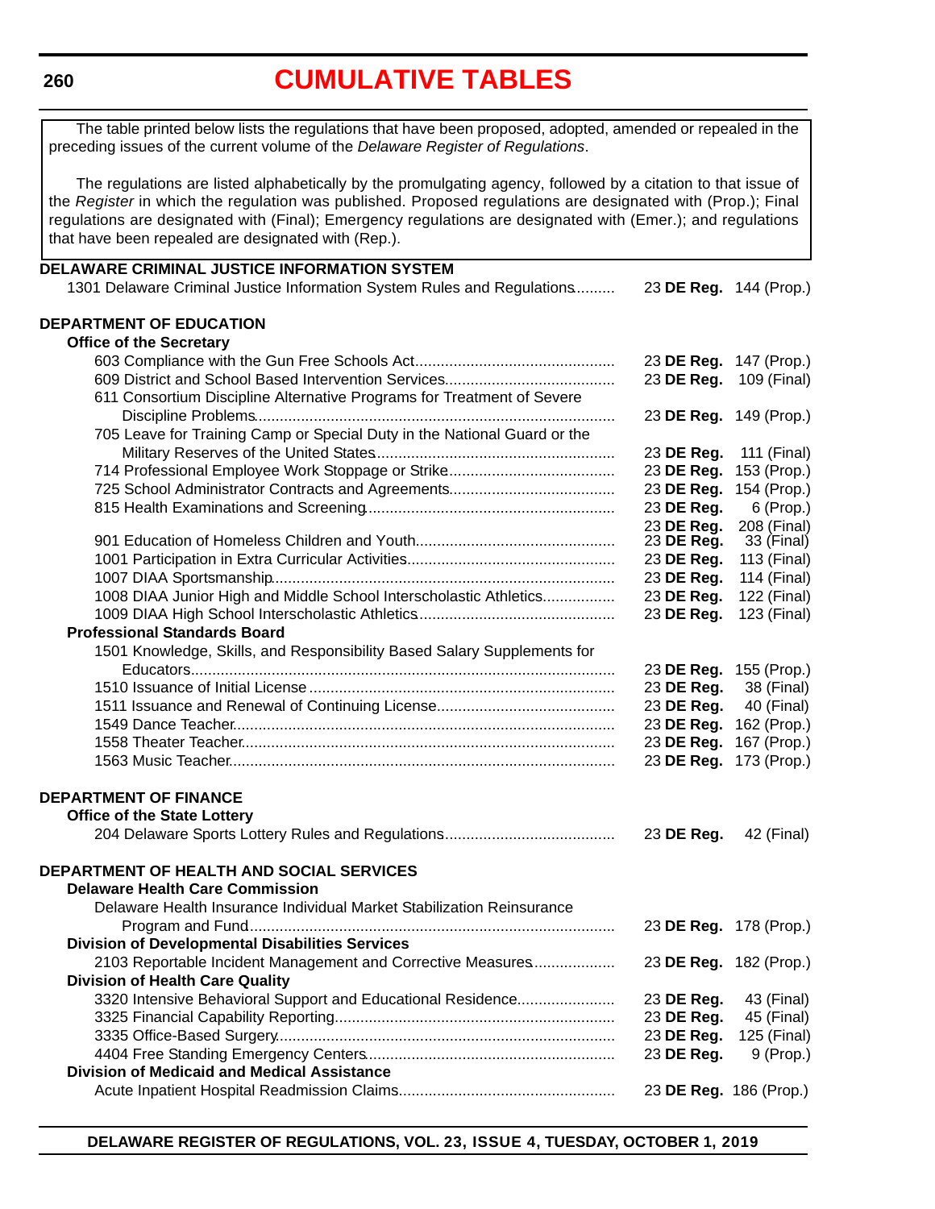# CUMULATIVE TABLES

The table printed below lists the regulations that have been proposed, adopted, amended or repealed in the preceding issues of the current volume of the *Delaware Register of Regulations*.

The regulations are listed alphabetically by the promulgating agency, followed by a citation to that issue of the *Register* in which the regulation was published. Proposed regulations are designated with (Prop.); Final regulations are designated with (Final); Emergency regulations are designated with (Emer.); and regulations that have been repealed are designated with (Rep.).

**DELAWARE CRIMINAL JUSTICE INFORMATION SYSTEM**

| Regulation | Citation |
|---|---|
| 1301 Delaware Criminal Justice Information System Rules and Regulations | 23 **DE Reg.** 144 (Prop.) |

**DEPARTMENT OF EDUCATION**

**Office of the Secretary**

| Regulation | Citation |
|---|---|
| 603 Compliance with the Gun Free Schools Act | 23 **DE Reg.** 147 (Prop.) |
| 609 District and School Based Intervention Services | 23 **DE Reg.** 109 (Final) |
| 611 Consortium Discipline Alternative Programs for Treatment of Severe Discipline Problems | 23 **DE Reg.** 149 (Prop.) |
| 705 Leave for Training Camp or Special Duty in the National Guard or the Military Reserves of the United States | 23 **DE Reg.** 111 (Final) |
| 714 Professional Employee Work Stoppage or Strike | 23 **DE Reg.** 153 (Prop.) |
| 725 School Administrator Contracts and Agreements | 23 **DE Reg.** 154 (Prop.) |
| 815 Health Examinations and Screening | 23 **DE Reg.** 6 (Prop.) |
| | 23 **DE Reg.** 208 (Final) |
| 901 Education of Homeless Children and Youth | 23 **DE Reg.** 33 (Final) |
| 1001 Participation in Extra Curricular Activities | 23 **DE Reg.** 113 (Final) |
| 1007 DIAA Sportsmanship | 23 **DE Reg.** 114 (Final) |
| 1008 DIAA Junior High and Middle School Interscholastic Athletics | 23 **DE Reg.** 122 (Final) |
| 1009 DIAA High School Interscholastic Athletics | 23 **DE Reg.** 123 (Final) |

**Professional Standards Board**

| Regulation | Citation |
|---|---|
| 1501 Knowledge, Skills, and Responsibility Based Salary Supplements for Educators | 23 **DE Reg.** 155 (Prop.) |
| 1510 Issuance of Initial License | 23 **DE Reg.** 38 (Final) |
| 1511 Issuance and Renewal of Continuing License | 23 **DE Reg.** 40 (Final) |
| 1549 Dance Teacher | 23 **DE Reg.** 162 (Prop.) |
| 1558 Theater Teacher | 23 **DE Reg.** 167 (Prop.) |
| 1563 Music Teacher | 23 **DE Reg.** 173 (Prop.) |

**DEPARTMENT OF FINANCE**

**Office of the State Lottery**

| Regulation | Citation |
|---|---|
| 204 Delaware Sports Lottery Rules and Regulations | 23 **DE Reg.** 42 (Final) |

**DEPARTMENT OF HEALTH AND SOCIAL SERVICES**

**Delaware Health Care Commission**

| Regulation | Citation |
|---|---|
| Delaware Health Insurance Individual Market Stabilization Reinsurance Program and Fund | 23 **DE Reg.** 178 (Prop.) |

**Division of Developmental Disabilities Services**

| Regulation | Citation |
|---|---|
| 2103 Reportable Incident Management and Corrective Measures | 23 **DE Reg.** 182 (Prop.) |

**Division of Health Care Quality**

| Regulation | Citation |
|---|---|
| 3320 Intensive Behavioral Support and Educational Residence | 23 **DE Reg.** 43 (Final) |
| 3325 Financial Capability Reporting | 23 **DE Reg.** 45 (Final) |
| 3335 Office-Based Surgery | 23 **DE Reg.** 125 (Final) |
| 4404 Free Standing Emergency Centers | 23 **DE Reg.** 9 (Prop.) |

**Division of Medicaid and Medical Assistance**

| Regulation | Citation |
|---|---|
| Acute Inpatient Hospital Readmission Claims | 23 **DE Reg.** 186 (Prop.) |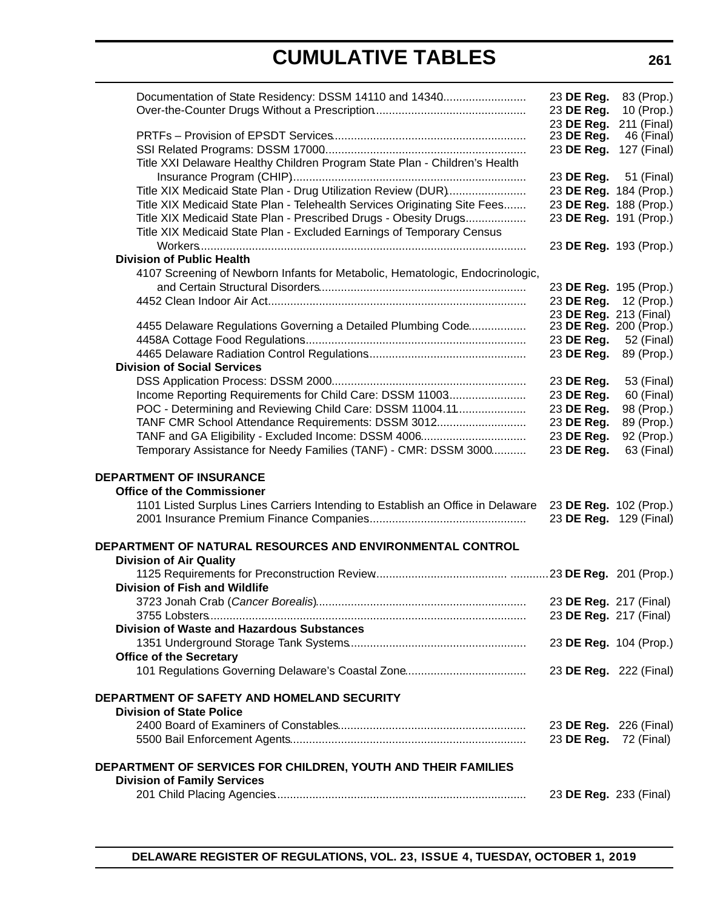# CUMULATIVE TABLES

Documentation of State Residency: DSSM 14110 and 14340 .......... 23 **DE Reg.** 83 (Prop.)
Over-the-Counter Drugs Without a Prescription .......... 23 **DE Reg.** 10 (Prop.)
23 **DE Reg.** 211 (Final)
PRTFs – Provision of EPSDT Services .......... 23 **DE Reg.** 46 (Final)
SSI Related Programs: DSSM 17000 .......... 23 **DE Reg.** 127 (Final)
Title XXI Delaware Healthy Children Program State Plan - Children's Health Insurance Program (CHIP) .......... 23 **DE Reg.** 51 (Final)
Title XIX Medicaid State Plan - Drug Utilization Review (DUR) .......... 23 **DE Reg.** 184 (Prop.)
Title XIX Medicaid State Plan - Telehealth Services Originating Site Fees .......... 23 **DE Reg.** 188 (Prop.)
Title XIX Medicaid State Plan - Prescribed Drugs - Obesity Drugs .......... 23 **DE Reg.** 191 (Prop.)
Title XIX Medicaid State Plan - Excluded Earnings of Temporary Census Workers .......... 23 **DE Reg.** 193 (Prop.)

**Division of Public Health**

4107 Screening of Newborn Infants for Metabolic, Hematologic, Endocrinologic, and Certain Structural Disorders .......... 23 **DE Reg.** 195 (Prop.)
4452 Clean Indoor Air Act .......... 23 **DE Reg.** 12 (Prop.)
23 **DE Reg.** 213 (Final)
4455 Delaware Regulations Governing a Detailed Plumbing Code .......... 23 **DE Reg.** 200 (Prop.)
4458A Cottage Food Regulations .......... 23 **DE Reg.** 52 (Final)
4465 Delaware Radiation Control Regulations .......... 23 **DE Reg.** 89 (Prop.)

**Division of Social Services**

DSS Application Process: DSSM 2000 .......... 23 **DE Reg.** 53 (Final)
Income Reporting Requirements for Child Care: DSSM 11003 .......... 23 **DE Reg.** 60 (Final)
POC - Determining and Reviewing Child Care: DSSM 11004.11 .......... 23 **DE Reg.** 98 (Prop.)
TANF CMR School Attendance Requirements: DSSM 3012 .......... 23 **DE Reg.** 89 (Prop.)
TANF and GA Eligibility - Excluded Income: DSSM 4006 .......... 23 **DE Reg.** 92 (Prop.)
Temporary Assistance for Needy Families (TANF) - CMR: DSSM 3000 .......... 23 **DE Reg.** 63 (Final)

**DEPARTMENT OF INSURANCE**

**Office of the Commissioner**

1101 Listed Surplus Lines Carriers Intending to Establish an Office in Delaware 23 **DE Reg.** 102 (Prop.)
2001 Insurance Premium Finance Companies .......... 23 **DE Reg.** 129 (Final)

**DEPARTMENT OF NATURAL RESOURCES AND ENVIRONMENTAL CONTROL**

**Division of Air Quality**

1125 Requirements for Preconstruction Review .......... 23 **DE Reg.** 201 (Prop.)

**Division of Fish and Wildlife**

3723 Jonah Crab (*Cancer Borealis*) .......... 23 **DE Reg.** 217 (Final)
3755 Lobsters .......... 23 **DE Reg.** 217 (Final)

**Division of Waste and Hazardous Substances**

1351 Underground Storage Tank Systems .......... 23 **DE Reg.** 104 (Prop.)

**Office of the Secretary**

101 Regulations Governing Delaware's Coastal Zone .......... 23 **DE Reg.** 222 (Final)

**DEPARTMENT OF SAFETY AND HOMELAND SECURITY**

**Division of State Police**

2400 Board of Examiners of Constables .......... 23 **DE Reg.** 226 (Final)
5500 Bail Enforcement Agents .......... 23 **DE Reg.** 72 (Final)

**DEPARTMENT OF SERVICES FOR CHILDREN, YOUTH AND THEIR FAMILIES**

**Division of Family Services**

201 Child Placing Agencies .......... 23 **DE Reg.** 233 (Final)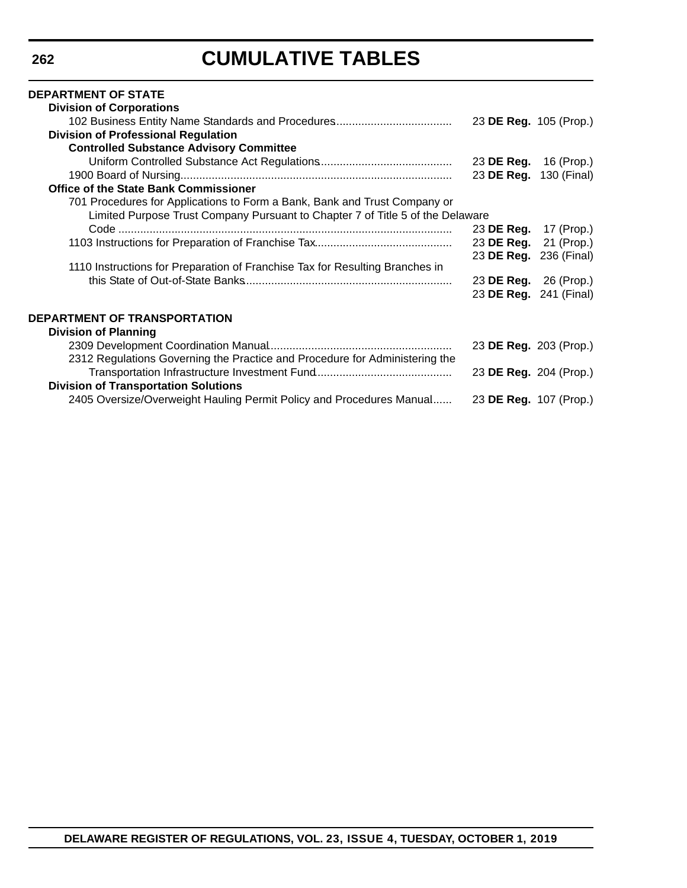# CUMULATIVE TABLES

**DEPARTMENT OF STATE**

**Division of Corporations**

102 Business Entity Name Standards and Procedures .................................... 23 **DE Reg.** 105 (Prop.)

**Division of Professional Regulation**

**Controlled Substance Advisory Committee**

Uniform Controlled Substance Act Regulations ......................................... 23 **DE Reg.** 16 (Prop.)

1900 Board of Nursing ..................................................................................... 23 **DE Reg.** 130 (Final)

**Office of the State Bank Commissioner**

701 Procedures for Applications to Form a Bank, Bank and Trust Company or Limited Purpose Trust Company Pursuant to Chapter 7 of Title 5 of the Delaware Code .......................................................................................................... 23 **DE Reg.** 17 (Prop.)

1103 Instructions for Preparation of Franchise Tax ........................................... 23 **DE Reg.** 21 (Prop.)
23 **DE Reg.** 236 (Final)

1110 Instructions for Preparation of Franchise Tax for Resulting Branches in this State of Out-of-State Banks ................................................................. 23 **DE Reg.** 26 (Prop.)
23 **DE Reg.** 241 (Final)

**DEPARTMENT OF TRANSPORTATION**

**Division of Planning**

2309 Development Coordination Manual .......................................................... 23 **DE Reg.** 203 (Prop.)

2312 Regulations Governing the Practice and Procedure for Administering the Transportation Infrastructure Investment Fund ........................................... 23 **DE Reg.** 204 (Prop.)

**Division of Transportation Solutions**

2405 Oversize/Overweight Hauling Permit Policy and Procedures Manual ...... 23 **DE Reg.** 107 (Prop.)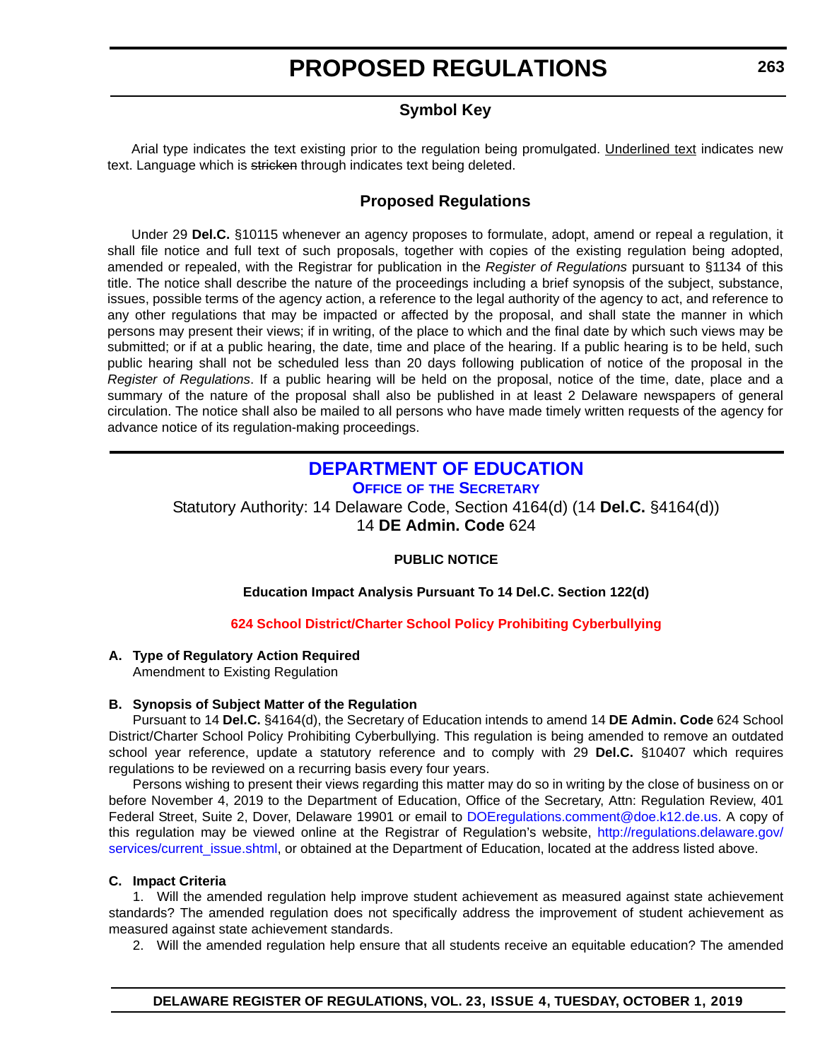# PROPOSED REGULATIONS

## Symbol Key

Arial type indicates the text existing prior to the regulation being promulgated. <u>Underlined text</u> indicates new text. Language which is ~~stricken~~ through indicates text being deleted.

## Proposed Regulations

Under 29 **Del.C.** §10115 whenever an agency proposes to formulate, adopt, amend or repeal a regulation, it shall file notice and full text of such proposals, together with copies of the existing regulation being adopted, amended or repealed, with the Registrar for publication in the *Register of Regulations* pursuant to §1134 of this title. The notice shall describe the nature of the proceedings including a brief synopsis of the subject, substance, issues, possible terms of the agency action, a reference to the legal authority of the agency to act, and reference to any other regulations that may be impacted or affected by the proposal, and shall state the manner in which persons may present their views; if in writing, of the place to which and the final date by which such views may be submitted; or if at a public hearing, the date, time and place of the hearing. If a public hearing is to be held, such public hearing shall not be scheduled less than 20 days following publication of notice of the proposal in the *Register of Regulations*. If a public hearing will be held on the proposal, notice of the time, date, place and a summary of the nature of the proposal shall also be published in at least 2 Delaware newspapers of general circulation. The notice shall also be mailed to all persons who have made timely written requests of the agency for advance notice of its regulation-making proceedings.

## DEPARTMENT OF EDUCATION

### OFFICE OF THE SECRETARY

Statutory Authority: 14 Delaware Code, Section 4164(d) (14 **Del.C.** §4164(d))
14 **DE Admin. Code** 624

**PUBLIC NOTICE**

**Education Impact Analysis Pursuant To 14 Del.C. Section 122(d)**

**624 School District/Charter School Policy Prohibiting Cyberbullying**

**A. Type of Regulatory Action Required**

Amendment to Existing Regulation

**B. Synopsis of Subject Matter of the Regulation**

Pursuant to 14 **Del.C.** §4164(d), the Secretary of Education intends to amend 14 **DE Admin. Code** 624 School District/Charter School Policy Prohibiting Cyberbullying. This regulation is being amended to remove an outdated school year reference, update a statutory reference and to comply with 29 **Del.C.** §10407 which requires regulations to be reviewed on a recurring basis every four years.

Persons wishing to present their views regarding this matter may do so in writing by the close of business on or before November 4, 2019 to the Department of Education, Office of the Secretary, Attn: Regulation Review, 401 Federal Street, Suite 2, Dover, Delaware 19901 or email to DOEregulations.comment@doe.k12.de.us. A copy of this regulation may be viewed online at the Registrar of Regulation's website, http://regulations.delaware.gov/services/current_issue.shtml, or obtained at the Department of Education, located at the address listed above.

**C. Impact Criteria**

1. Will the amended regulation help improve student achievement as measured against state achievement standards? The amended regulation does not specifically address the improvement of student achievement as measured against state achievement standards.

2. Will the amended regulation help ensure that all students receive an equitable education? The amended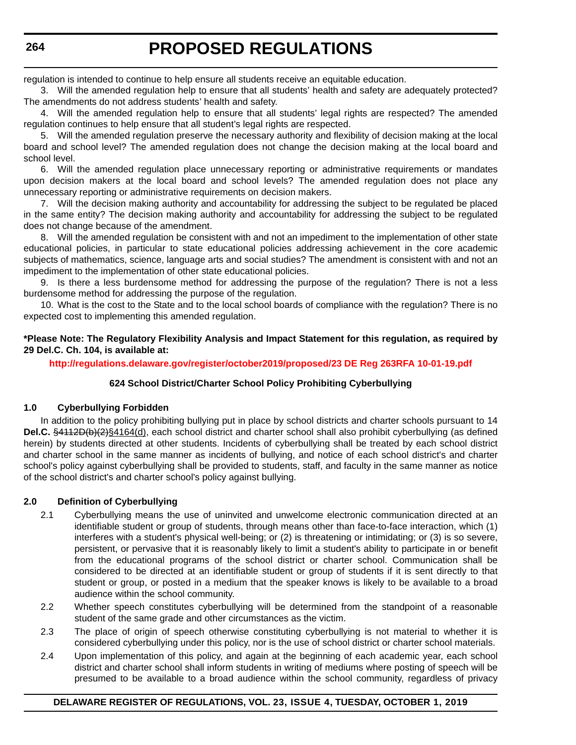regulation is intended to continue to help ensure all students receive an equitable education.

3. Will the amended regulation help to ensure that all students' health and safety are adequately protected? The amendments do not address students' health and safety.

4. Will the amended regulation help to ensure that all students' legal rights are respected? The amended regulation continues to help ensure that all student's legal rights are respected.

5. Will the amended regulation preserve the necessary authority and flexibility of decision making at the local board and school level? The amended regulation does not change the decision making at the local board and school level.

6. Will the amended regulation place unnecessary reporting or administrative requirements or mandates upon decision makers at the local board and school levels? The amended regulation does not place any unnecessary reporting or administrative requirements on decision makers.

7. Will the decision making authority and accountability for addressing the subject to be regulated be placed in the same entity? The decision making authority and accountability for addressing the subject to be regulated does not change because of the amendment.

8. Will the amended regulation be consistent with and not an impediment to the implementation of other state educational policies, in particular to state educational policies addressing achievement in the core academic subjects of mathematics, science, language arts and social studies? The amendment is consistent with and not an impediment to the implementation of other state educational policies.

9. Is there a less burdensome method for addressing the purpose of the regulation? There is not a less burdensome method for addressing the purpose of the regulation.

10. What is the cost to the State and to the local school boards of compliance with the regulation? There is no expected cost to implementing this amended regulation.

**\*Please Note: The Regulatory Flexibility Analysis and Impact Statement for this regulation, as required by 29 Del.C. Ch. 104, is available at:**

**http://regulations.delaware.gov/register/october2019/proposed/23 DE Reg 263RFA 10-01-19.pdf**

**624 School District/Charter School Policy Prohibiting Cyberbullying**

**1.0 Cyberbullying Forbidden**

In addition to the policy prohibiting bullying put in place by school districts and charter schools pursuant to 14 **Del.C.** ~~§4112D(b)(2)~~<u>§4164(d)</u>, each school district and charter school shall also prohibit cyberbullying (as defined herein) by students directed at other students. Incidents of cyberbullying shall be treated by each school district and charter school in the same manner as incidents of bullying, and notice of each school district's and charter school's policy against cyberbullying shall be provided to students, staff, and faculty in the same manner as notice of the school district's and charter school's policy against bullying.

**2.0 Definition of Cyberbullying**

2.1 Cyberbullying means the use of uninvited and unwelcome electronic communication directed at an identifiable student or group of students, through means other than face-to-face interaction, which (1) interferes with a student's physical well-being; or (2) is threatening or intimidating; or (3) is so severe, persistent, or pervasive that it is reasonably likely to limit a student's ability to participate in or benefit from the educational programs of the school district or charter school. Communication shall be considered to be directed at an identifiable student or group of students if it is sent directly to that student or group, or posted in a medium that the speaker knows is likely to be available to a broad audience within the school community.

2.2 Whether speech constitutes cyberbullying will be determined from the standpoint of a reasonable student of the same grade and other circumstances as the victim.

2.3 The place of origin of speech otherwise constituting cyberbullying is not material to whether it is considered cyberbullying under this policy, nor is the use of school district or charter school materials.

2.4 Upon implementation of this policy, and again at the beginning of each academic year, each school district and charter school shall inform students in writing of mediums where posting of speech will be presumed to be available to a broad audience within the school community, regardless of privacy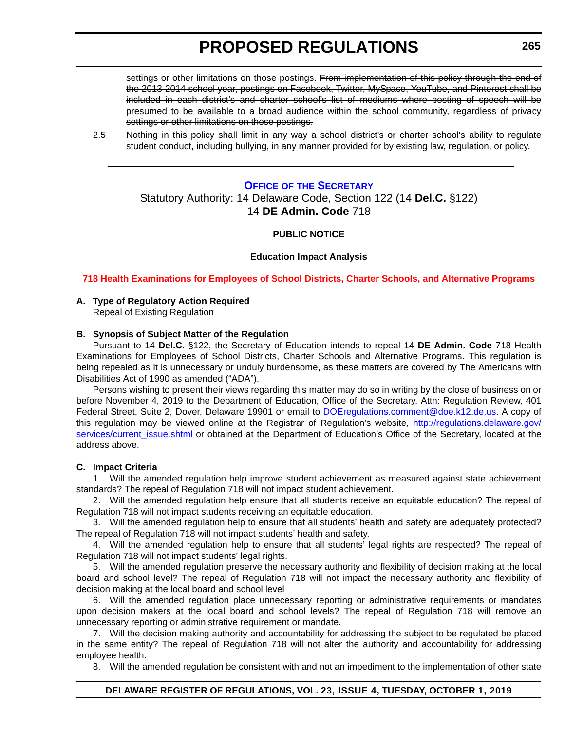settings or other limitations on those postings. ~~From implementation of this policy through the end of the 2013-2014 school year, postings on Facebook, Twitter, MySpace, YouTube, and Pinterest shall be included in each district's and charter school's list of mediums where posting of speech will be presumed to be available to a broad audience within the school community, regardless of privacy settings or other limitations on those postings.~~

2.5 Nothing in this policy shall limit in any way a school district's or charter school's ability to regulate student conduct, including bullying, in any manner provided for by existing law, regulation, or policy.

---

**OFFICE OF THE SECRETARY**

Statutory Authority: 14 Delaware Code, Section 122 (14 **Del.C.** §122)
14 **DE Admin. Code** 718

**PUBLIC NOTICE**

**Education Impact Analysis**

**718 Health Examinations for Employees of School Districts, Charter Schools, and Alternative Programs**

**A. Type of Regulatory Action Required**

Repeal of Existing Regulation

**B. Synopsis of Subject Matter of the Regulation**

Pursuant to 14 **Del.C.** §122, the Secretary of Education intends to repeal 14 **DE Admin. Code** 718 Health Examinations for Employees of School Districts, Charter Schools and Alternative Programs. This regulation is being repealed as it is unnecessary or unduly burdensome, as these matters are covered by The Americans with Disabilities Act of 1990 as amended ("ADA").

Persons wishing to present their views regarding this matter may do so in writing by the close of business on or before November 4, 2019 to the Department of Education, Office of the Secretary, Attn: Regulation Review, 401 Federal Street, Suite 2, Dover, Delaware 19901 or email to DOEregulations.comment@doe.k12.de.us. A copy of this regulation may be viewed online at the Registrar of Regulation's website, http://regulations.delaware.gov/services/current_issue.shtml or obtained at the Department of Education's Office of the Secretary, located at the address above.

**C. Impact Criteria**

1. Will the amended regulation help improve student achievement as measured against state achievement standards? The repeal of Regulation 718 will not impact student achievement.

2. Will the amended regulation help ensure that all students receive an equitable education? The repeal of Regulation 718 will not impact students receiving an equitable education.

3. Will the amended regulation help to ensure that all students' health and safety are adequately protected? The repeal of Regulation 718 will not impact students' health and safety.

4. Will the amended regulation help to ensure that all students' legal rights are respected? The repeal of Regulation 718 will not impact students' legal rights.

5. Will the amended regulation preserve the necessary authority and flexibility of decision making at the local board and school level? The repeal of Regulation 718 will not impact the necessary authority and flexibility of decision making at the local board and school level

6. Will the amended regulation place unnecessary reporting or administrative requirements or mandates upon decision makers at the local board and school levels? The repeal of Regulation 718 will remove an unnecessary reporting or administrative requirement or mandate.

7. Will the decision making authority and accountability for addressing the subject to be regulated be placed in the same entity? The repeal of Regulation 718 will not alter the authority and accountability for addressing employee health.

8. Will the amended regulation be consistent with and not an impediment to the implementation of other state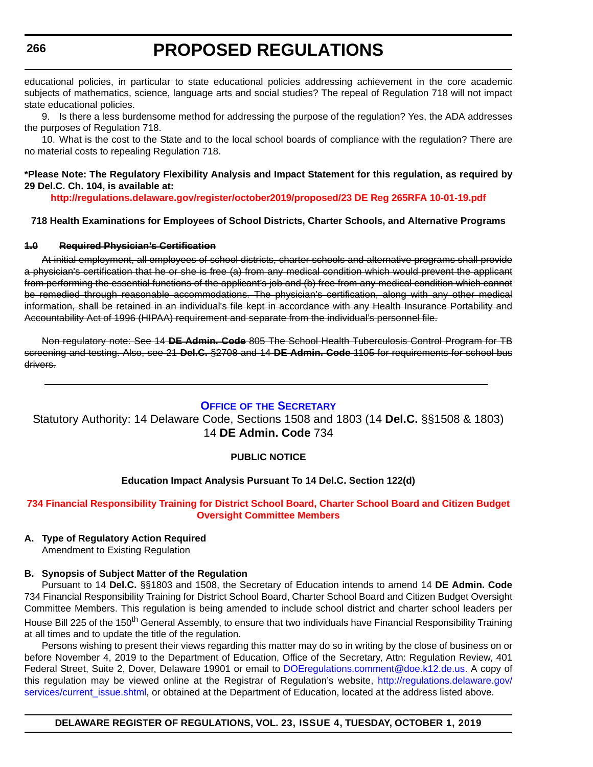educational policies, in particular to state educational policies addressing achievement in the core academic subjects of mathematics, science, language arts and social studies? The repeal of Regulation 718 will not impact state educational policies.

9. Is there a less burdensome method for addressing the purpose of the regulation? Yes, the ADA addresses the purposes of Regulation 718.

10. What is the cost to the State and to the local school boards of compliance with the regulation? There are no material costs to repealing Regulation 718.

**\*Please Note: The Regulatory Flexibility Analysis and Impact Statement for this regulation, as required by 29 Del.C. Ch. 104, is available at:**

**http://regulations.delaware.gov/register/october2019/proposed/23 DE Reg 265RFA 10-01-19.pdf**

**718 Health Examinations for Employees of School Districts, Charter Schools, and Alternative Programs**

~~**1.0 Required Physician's Certification**~~

~~At initial employment, all employees of school districts, charter schools and alternative programs shall provide a physician's certification that he or she is free (a) from any medical condition which would prevent the applicant from performing the essential functions of the applicant's job and (b) free from any medical condition which cannot be remedied through reasonable accommodations. The physician's certification, along with any other medical information, shall be retained in an individual's file kept in accordance with any Health Insurance Portability and Accountability Act of 1996 (HIPAA) requirement and separate from the individual's personnel file.~~

~~Non regulatory note: See 14 **DE Admin. Code** 805 The School Health Tuberculosis Control Program for TB screening and testing. Also, see 21 **Del.C.** §2708 and 14 **DE Admin. Code** 1105 for requirements for school bus drivers.~~

---

## Office of the Secretary

Statutory Authority: 14 Delaware Code, Sections 1508 and 1803 (14 **Del.C.** §§1508 & 1803)
14 **DE Admin. Code** 734

**PUBLIC NOTICE**

**Education Impact Analysis Pursuant To 14 Del.C. Section 122(d)**

**734 Financial Responsibility Training for District School Board, Charter School Board and Citizen Budget Oversight Committee Members**

**A. Type of Regulatory Action Required**

Amendment to Existing Regulation

**B. Synopsis of Subject Matter of the Regulation**

Pursuant to 14 **Del.C.** §§1803 and 1508, the Secretary of Education intends to amend 14 **DE Admin. Code** 734 Financial Responsibility Training for District School Board, Charter School Board and Citizen Budget Oversight Committee Members. This regulation is being amended to include school district and charter school leaders per House Bill 225 of the 150th General Assembly, to ensure that two individuals have Financial Responsibility Training at all times and to update the title of the regulation.

Persons wishing to present their views regarding this matter may do so in writing by the close of business on or before November 4, 2019 to the Department of Education, Office of the Secretary, Attn: Regulation Review, 401 Federal Street, Suite 2, Dover, Delaware 19901 or email to DOEregulations.comment@doe.k12.de.us. A copy of this regulation may be viewed online at the Registrar of Regulation's website, http://regulations.delaware.gov/services/current_issue.shtml, or obtained at the Department of Education, located at the address listed above.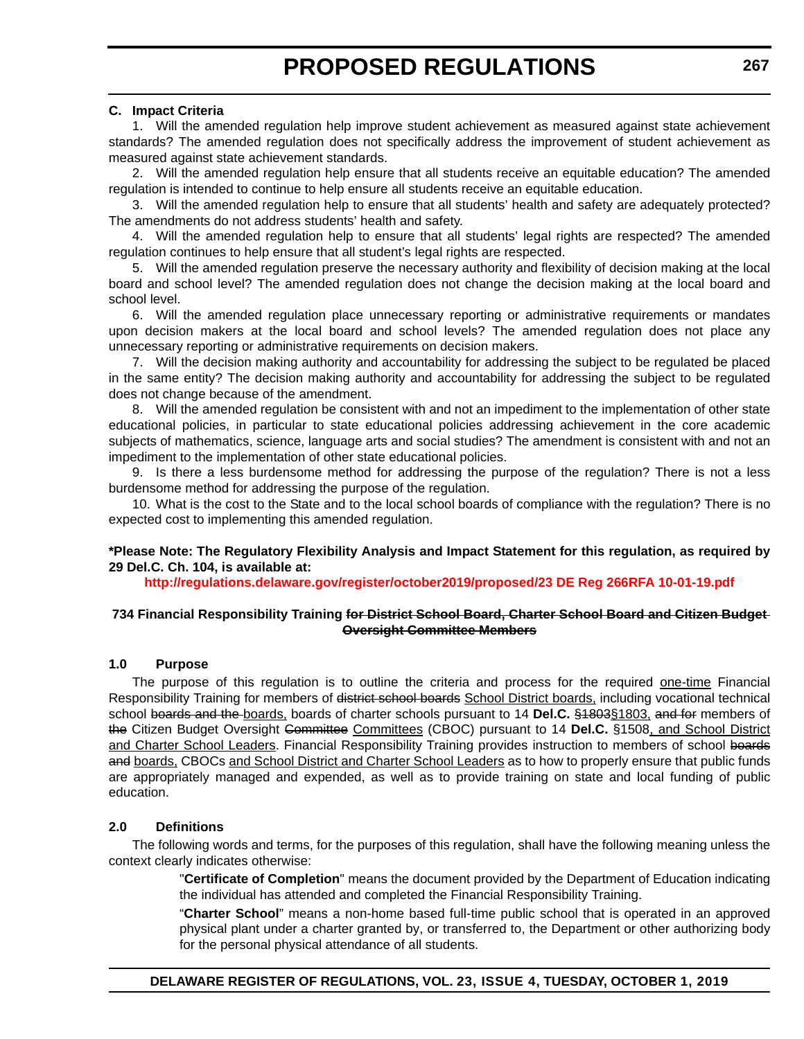**C. Impact Criteria**

1. Will the amended regulation help improve student achievement as measured against state achievement standards? The amended regulation does not specifically address the improvement of student achievement as measured against state achievement standards.

2. Will the amended regulation help ensure that all students receive an equitable education? The amended regulation is intended to continue to help ensure all students receive an equitable education.

3. Will the amended regulation help to ensure that all students' health and safety are adequately protected? The amendments do not address students' health and safety.

4. Will the amended regulation help to ensure that all students' legal rights are respected? The amended regulation continues to help ensure that all student's legal rights are respected.

5. Will the amended regulation preserve the necessary authority and flexibility of decision making at the local board and school level? The amended regulation does not change the decision making at the local board and school level.

6. Will the amended regulation place unnecessary reporting or administrative requirements or mandates upon decision makers at the local board and school levels? The amended regulation does not place any unnecessary reporting or administrative requirements on decision makers.

7. Will the decision making authority and accountability for addressing the subject to be regulated be placed in the same entity? The decision making authority and accountability for addressing the subject to be regulated does not change because of the amendment.

8. Will the amended regulation be consistent with and not an impediment to the implementation of other state educational policies, in particular to state educational policies addressing achievement in the core academic subjects of mathematics, science, language arts and social studies? The amendment is consistent with and not an impediment to the implementation of other state educational policies.

9. Is there a less burdensome method for addressing the purpose of the regulation? There is not a less burdensome method for addressing the purpose of the regulation.

10. What is the cost to the State and to the local school boards of compliance with the regulation? There is no expected cost to implementing this amended regulation.

**\*Please Note: The Regulatory Flexibility Analysis and Impact Statement for this regulation, as required by 29 Del.C. Ch. 104, is available at:**

**http://regulations.delaware.gov/register/october2019/proposed/23 DE Reg 266RFA 10-01-19.pdf**

**734 Financial Responsibility Training ~~for District School Board, Charter School Board and Citizen Budget Oversight Committee Members~~**

**1.0 Purpose**

The purpose of this regulation is to outline the criteria and process for the required <u>one-time</u> Financial Responsibility Training for members of ~~district school boards~~ <u>School District boards,</u> including vocational technical school ~~boards and the~~ <u>boards,</u> boards of charter schools pursuant to 14 **Del.C.** ~~§1803~~<u>§1803,</u> ~~and for~~ members of ~~the~~ Citizen Budget Oversight ~~Committee~~ <u>Committees</u> (CBOC) pursuant to 14 **Del.C.** §1508<u>, and School District and Charter School Leaders</u>. Financial Responsibility Training provides instruction to members of school ~~boards and~~ <u>boards,</u> CBOCs <u>and School District and Charter School Leaders</u> as to how to properly ensure that public funds are appropriately managed and expended, as well as to provide training on state and local funding of public education.

**2.0 Definitions**

The following words and terms, for the purposes of this regulation, shall have the following meaning unless the context clearly indicates otherwise:

"**Certificate of Completion**" means the document provided by the Department of Education indicating the individual has attended and completed the Financial Responsibility Training.

"**Charter School**" means a non-home based full-time public school that is operated in an approved physical plant under a charter granted by, or transferred to, the Department or other authorizing body for the personal physical attendance of all students.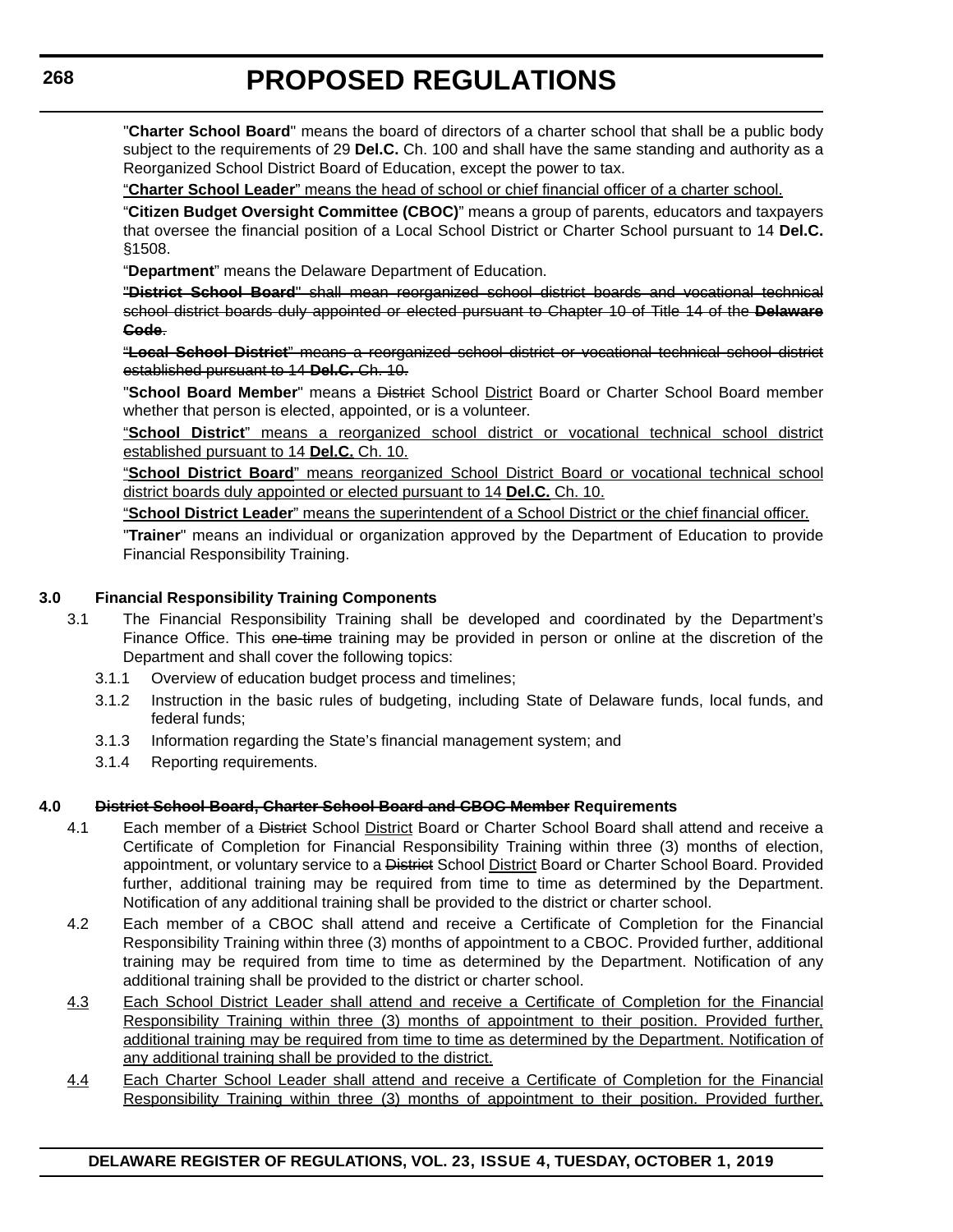"**Charter School Board**" means the board of directors of a charter school that shall be a public body subject to the requirements of 29 **Del.C.** Ch. 100 and shall have the same standing and authority as a Reorganized School District Board of Education, except the power to tax.

<u>“**Charter School Leader**” means the head of school or chief financial officer of a charter school.</u>

“**Citizen Budget Oversight Committee (CBOC)**” means a group of parents, educators and taxpayers that oversee the financial position of a Local School District or Charter School pursuant to 14 **Del.C.** §1508.

“**Department**” means the Delaware Department of Education.

~~"**District School Board**" shall mean reorganized school district boards and vocational technical school district boards duly appointed or elected pursuant to Chapter 10 of Title 14 of the **Delaware Code**.~~

~~“**Local School District**” means a reorganized school district or vocational technical school district established pursuant to 14 **Del.C.** Ch. 10.~~

"**School Board Member**" means a ~~District~~ School <u>District</u> Board or Charter School Board member whether that person is elected, appointed, or is a volunteer.

<u>“**School District**” means a reorganized school district or vocational technical school district established pursuant to 14 **Del.C.** Ch. 10.</u>

<u>“**School District Board**” means reorganized School District Board or vocational technical school district boards duly appointed or elected pursuant to 14 **Del.C.** Ch. 10.</u>

<u>“**School District Leader**” means the superintendent of a School District or the chief financial officer.</u>

"**Trainer**" means an individual or organization approved by the Department of Education to provide Financial Responsibility Training.

**3.0 Financial Responsibility Training Components**

3.1 The Financial Responsibility Training shall be developed and coordinated by the Department’s Finance Office. This ~~one-time~~ training may be provided in person or online at the discretion of the Department and shall cover the following topics:

3.1.1 Overview of education budget process and timelines;

3.1.2 Instruction in the basic rules of budgeting, including State of Delaware funds, local funds, and federal funds;

3.1.3 Information regarding the State’s financial management system; and

3.1.4 Reporting requirements.

**4.0 ~~District School Board, Charter School Board and CBOC Member~~ Requirements**

4.1 Each member of a ~~District~~ School <u>District</u> Board or Charter School Board shall attend and receive a Certificate of Completion for Financial Responsibility Training within three (3) months of election, appointment, or voluntary service to a ~~District~~ School <u>District</u> Board or Charter School Board. Provided further, additional training may be required from time to time as determined by the Department. Notification of any additional training shall be provided to the district or charter school.

4.2 Each member of a CBOC shall attend and receive a Certificate of Completion for the Financial Responsibility Training within three (3) months of appointment to a CBOC. Provided further, additional training may be required from time to time as determined by the Department. Notification of any additional training shall be provided to the district or charter school.

<u>4.3 Each School District Leader shall attend and receive a Certificate of Completion for the Financial Responsibility Training within three (3) months of appointment to their position. Provided further, additional training may be required from time to time as determined by the Department. Notification of any additional training shall be provided to the district.</u>

<u>4.4 Each Charter School Leader shall attend and receive a Certificate of Completion for the Financial Responsibility Training within three (3) months of appointment to their position. Provided further,</u>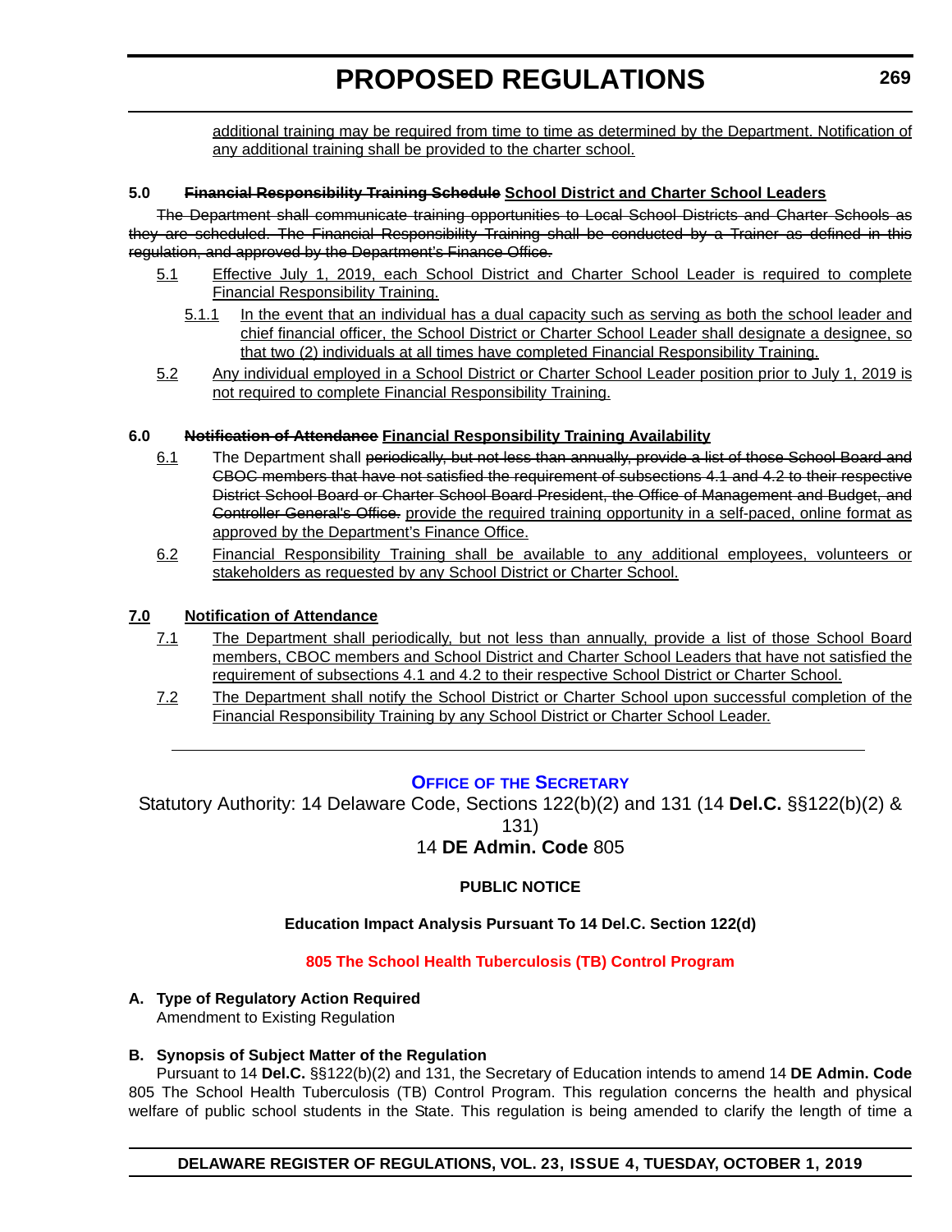<u>additional training may be required from time to time as determined by the Department. Notification of any additional training shall be provided to the charter school.</u>

**5.0 ~~Financial Responsibility Training Schedule~~ <u>School District and Charter School Leaders</u>**

~~The Department shall communicate training opportunities to Local School Districts and Charter Schools as they are scheduled. The Financial Responsibility Training shall be conducted by a Trainer as defined in this regulation, and approved by the Department's Finance Office.~~

<u>5.1</u> <u>Effective July 1, 2019, each School District and Charter School Leader is required to complete Financial Responsibility Training.</u>

<u>5.1.1</u> <u>In the event that an individual has a dual capacity such as serving as both the school leader and chief financial officer, the School District or Charter School Leader shall designate a designee, so that two (2) individuals at all times have completed Financial Responsibility Training.</u>

<u>5.2</u> <u>Any individual employed in a School District or Charter School Leader position prior to July 1, 2019 is not required to complete Financial Responsibility Training.</u>

**6.0 ~~Notification of Attendance~~ <u>Financial Responsibility Training Availability</u>**

<u>6.1</u> The Department shall ~~periodically, but not less than annually, provide a list of those School Board and CBOC members that have not satisfied the requirement of subsections 4.1 and 4.2 to their respective District School Board or Charter School Board President, the Office of Management and Budget, and Controller General's Office.~~ <u>provide the required training opportunity in a self-paced, online format as approved by the Department's Finance Office.</u>

<u>6.2</u> <u>Financial Responsibility Training shall be available to any additional employees, volunteers or stakeholders as requested by any School District or Charter School.</u>

**<u>7.0</u> <u>Notification of Attendance</u>**

<u>7.1</u> <u>The Department shall periodically, but not less than annually, provide a list of those School Board members, CBOC members and School District and Charter School Leaders that have not satisfied the requirement of subsections 4.1 and 4.2 to their respective School District or Charter School.</u>

<u>7.2</u> <u>The Department shall notify the School District or Charter School upon successful completion of the Financial Responsibility Training by any School District or Charter School Leader.</u>

---

## OFFICE OF THE SECRETARY

Statutory Authority: 14 Delaware Code, Sections 122(b)(2) and 131 (14 **Del.C.** §§122(b)(2) & 131)

14 **DE Admin. Code** 805

**PUBLIC NOTICE**

**Education Impact Analysis Pursuant To 14 Del.C. Section 122(d)**

**805 The School Health Tuberculosis (TB) Control Program**

**A. Type of Regulatory Action Required**

Amendment to Existing Regulation

**B. Synopsis of Subject Matter of the Regulation**

Pursuant to 14 **Del.C.** §§122(b)(2) and 131, the Secretary of Education intends to amend 14 **DE Admin. Code** 805 The School Health Tuberculosis (TB) Control Program. This regulation concerns the health and physical welfare of public school students in the State. This regulation is being amended to clarify the length of time a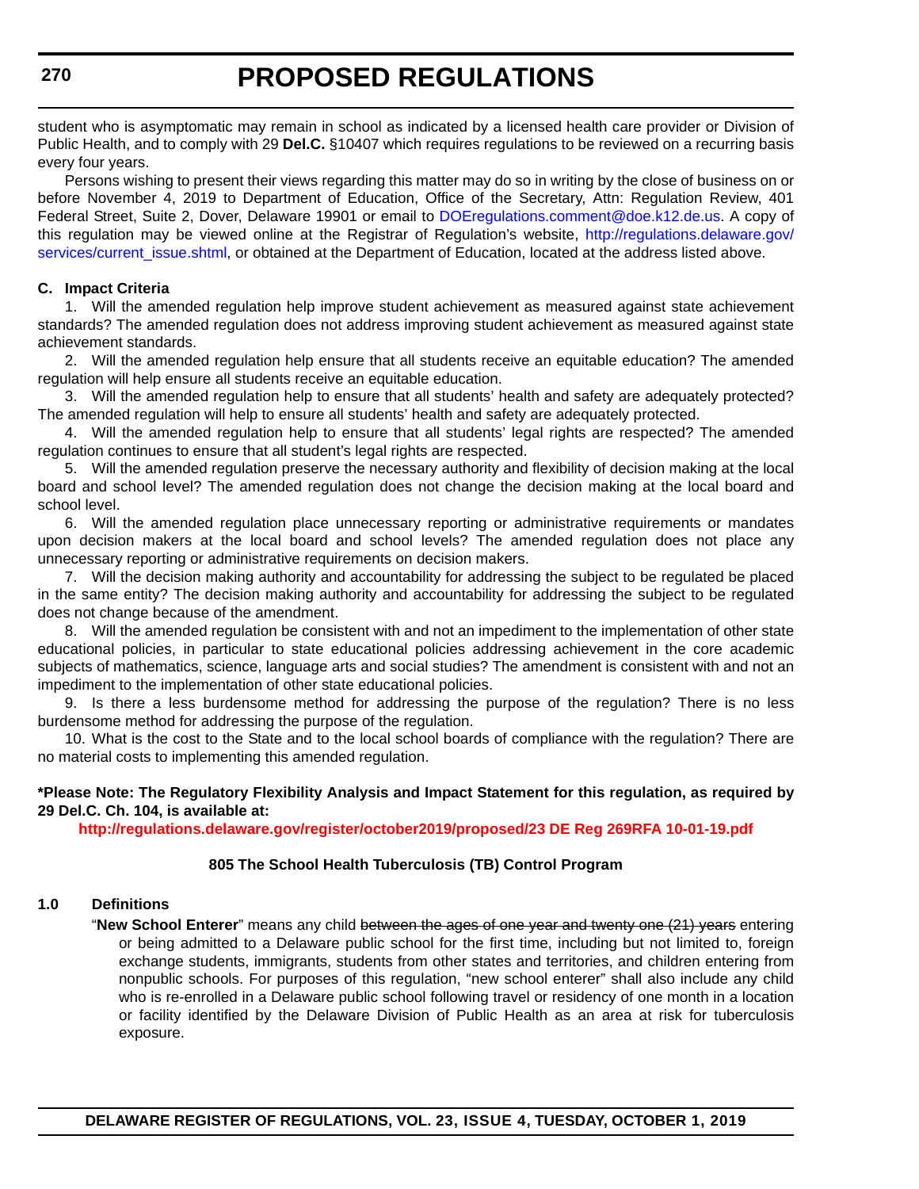student who is asymptomatic may remain in school as indicated by a licensed health care provider or Division of Public Health, and to comply with 29 **Del.C.** §10407 which requires regulations to be reviewed on a recurring basis every four years.

Persons wishing to present their views regarding this matter may do so in writing by the close of business on or before November 4, 2019 to Department of Education, Office of the Secretary, Attn: Regulation Review, 401 Federal Street, Suite 2, Dover, Delaware 19901 or email to DOEregulations.comment@doe.k12.de.us. A copy of this regulation may be viewed online at the Registrar of Regulation's website, http://regulations.delaware.gov/services/current_issue.shtml, or obtained at the Department of Education, located at the address listed above.

**C. Impact Criteria**

1. Will the amended regulation help improve student achievement as measured against state achievement standards? The amended regulation does not address improving student achievement as measured against state achievement standards.

2. Will the amended regulation help ensure that all students receive an equitable education? The amended regulation will help ensure all students receive an equitable education.

3. Will the amended regulation help to ensure that all students' health and safety are adequately protected? The amended regulation will help to ensure all students' health and safety are adequately protected.

4. Will the amended regulation help to ensure that all students' legal rights are respected? The amended regulation continues to ensure that all student's legal rights are respected.

5. Will the amended regulation preserve the necessary authority and flexibility of decision making at the local board and school level? The amended regulation does not change the decision making at the local board and school level.

6. Will the amended regulation place unnecessary reporting or administrative requirements or mandates upon decision makers at the local board and school levels? The amended regulation does not place any unnecessary reporting or administrative requirements on decision makers.

7. Will the decision making authority and accountability for addressing the subject to be regulated be placed in the same entity? The decision making authority and accountability for addressing the subject to be regulated does not change because of the amendment.

8. Will the amended regulation be consistent with and not an impediment to the implementation of other state educational policies, in particular to state educational policies addressing achievement in the core academic subjects of mathematics, science, language arts and social studies? The amendment is consistent with and not an impediment to the implementation of other state educational policies.

9. Is there a less burdensome method for addressing the purpose of the regulation? There is no less burdensome method for addressing the purpose of the regulation.

10. What is the cost to the State and to the local school boards of compliance with the regulation? There are no material costs to implementing this amended regulation.

**\*Please Note: The Regulatory Flexibility Analysis and Impact Statement for this regulation, as required by 29 Del.C. Ch. 104, is available at:**

**http://regulations.delaware.gov/register/october2019/proposed/23 DE Reg 269RFA 10-01-19.pdf**

**805 The School Health Tuberculosis (TB) Control Program**

**1.0 Definitions**

"**New School Enterer**" means any child ~~between the ages of one year and twenty one (21) years~~ entering or being admitted to a Delaware public school for the first time, including but not limited to, foreign exchange students, immigrants, students from other states and territories, and children entering from nonpublic schools. For purposes of this regulation, "new school enterer" shall also include any child who is re-enrolled in a Delaware public school following travel or residency of one month in a location or facility identified by the Delaware Division of Public Health as an area at risk for tuberculosis exposure.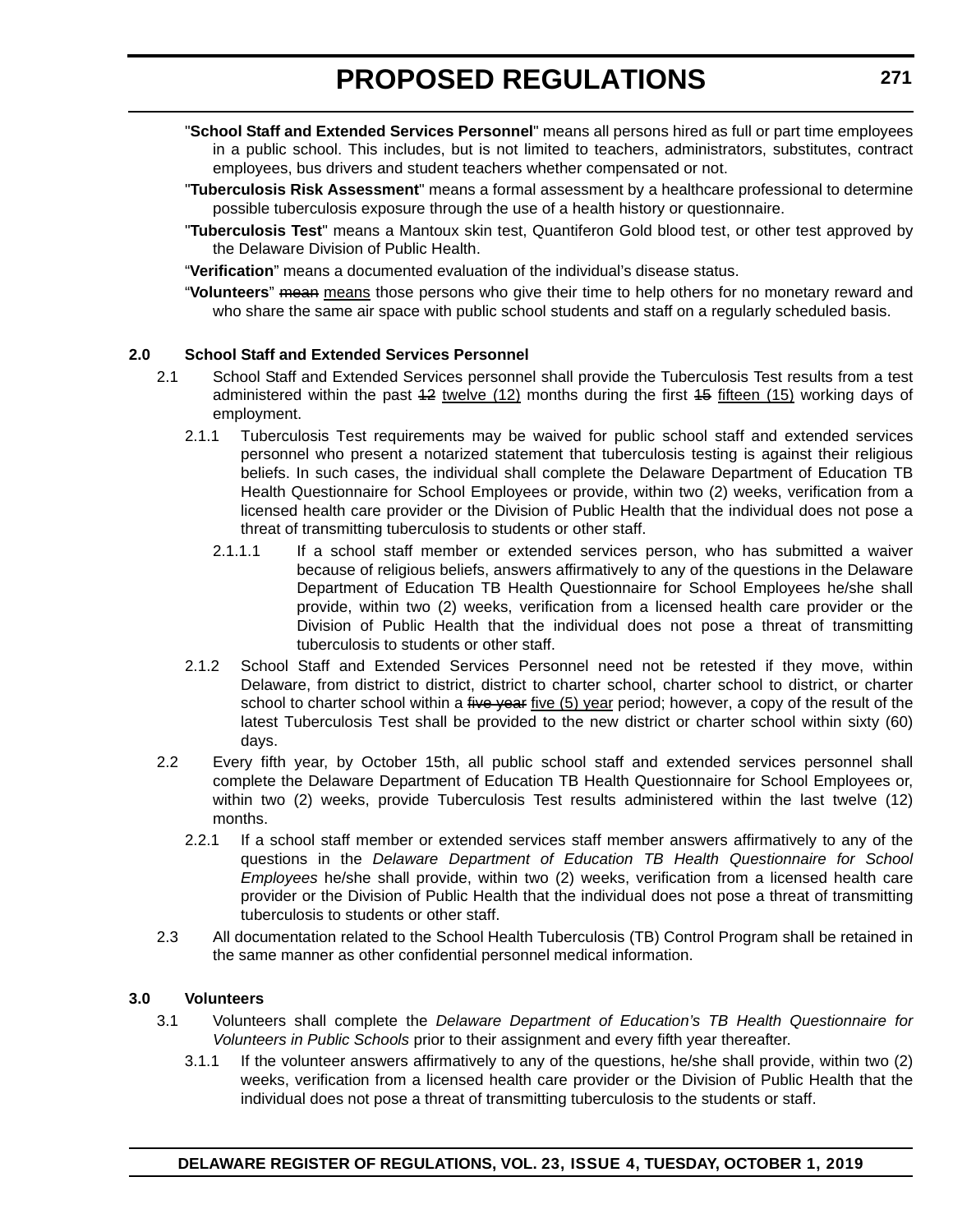"**School Staff and Extended Services Personnel**" means all persons hired as full or part time employees in a public school. This includes, but is not limited to teachers, administrators, substitutes, contract employees, bus drivers and student teachers whether compensated or not.

"**Tuberculosis Risk Assessment**" means a formal assessment by a healthcare professional to determine possible tuberculosis exposure through the use of a health history or questionnaire.

"**Tuberculosis Test**" means a Mantoux skin test, Quantiferon Gold blood test, or other test approved by the Delaware Division of Public Health.

"**Verification**" means a documented evaluation of the individual's disease status.

"**Volunteers**" ~~mean~~ <u>means</u> those persons who give their time to help others for no monetary reward and who share the same air space with public school students and staff on a regularly scheduled basis.

**2.0 School Staff and Extended Services Personnel**

2.1 School Staff and Extended Services personnel shall provide the Tuberculosis Test results from a test administered within the past ~~12~~ <u>twelve (12)</u> months during the first ~~15~~ <u>fifteen (15)</u> working days of employment.

2.1.1 Tuberculosis Test requirements may be waived for public school staff and extended services personnel who present a notarized statement that tuberculosis testing is against their religious beliefs. In such cases, the individual shall complete the Delaware Department of Education TB Health Questionnaire for School Employees or provide, within two (2) weeks, verification from a licensed health care provider or the Division of Public Health that the individual does not pose a threat of transmitting tuberculosis to students or other staff.

2.1.1.1 If a school staff member or extended services person, who has submitted a waiver because of religious beliefs, answers affirmatively to any of the questions in the Delaware Department of Education TB Health Questionnaire for School Employees he/she shall provide, within two (2) weeks, verification from a licensed health care provider or the Division of Public Health that the individual does not pose a threat of transmitting tuberculosis to students or other staff.

2.1.2 School Staff and Extended Services Personnel need not be retested if they move, within Delaware, from district to district, district to charter school, charter school to district, or charter school to charter school within a ~~five year~~ <u>five (5) year</u> period; however, a copy of the result of the latest Tuberculosis Test shall be provided to the new district or charter school within sixty (60) days.

2.2 Every fifth year, by October 15th, all public school staff and extended services personnel shall complete the Delaware Department of Education TB Health Questionnaire for School Employees or, within two (2) weeks, provide Tuberculosis Test results administered within the last twelve (12) months.

2.2.1 If a school staff member or extended services staff member answers affirmatively to any of the questions in the *Delaware Department of Education TB Health Questionnaire for School Employees* he/she shall provide, within two (2) weeks, verification from a licensed health care provider or the Division of Public Health that the individual does not pose a threat of transmitting tuberculosis to students or other staff.

2.3 All documentation related to the School Health Tuberculosis (TB) Control Program shall be retained in the same manner as other confidential personnel medical information.

**3.0 Volunteers**

3.1 Volunteers shall complete the *Delaware Department of Education's TB Health Questionnaire for Volunteers in Public Schools* prior to their assignment and every fifth year thereafter.

3.1.1 If the volunteer answers affirmatively to any of the questions, he/she shall provide, within two (2) weeks, verification from a licensed health care provider or the Division of Public Health that the individual does not pose a threat of transmitting tuberculosis to the students or staff.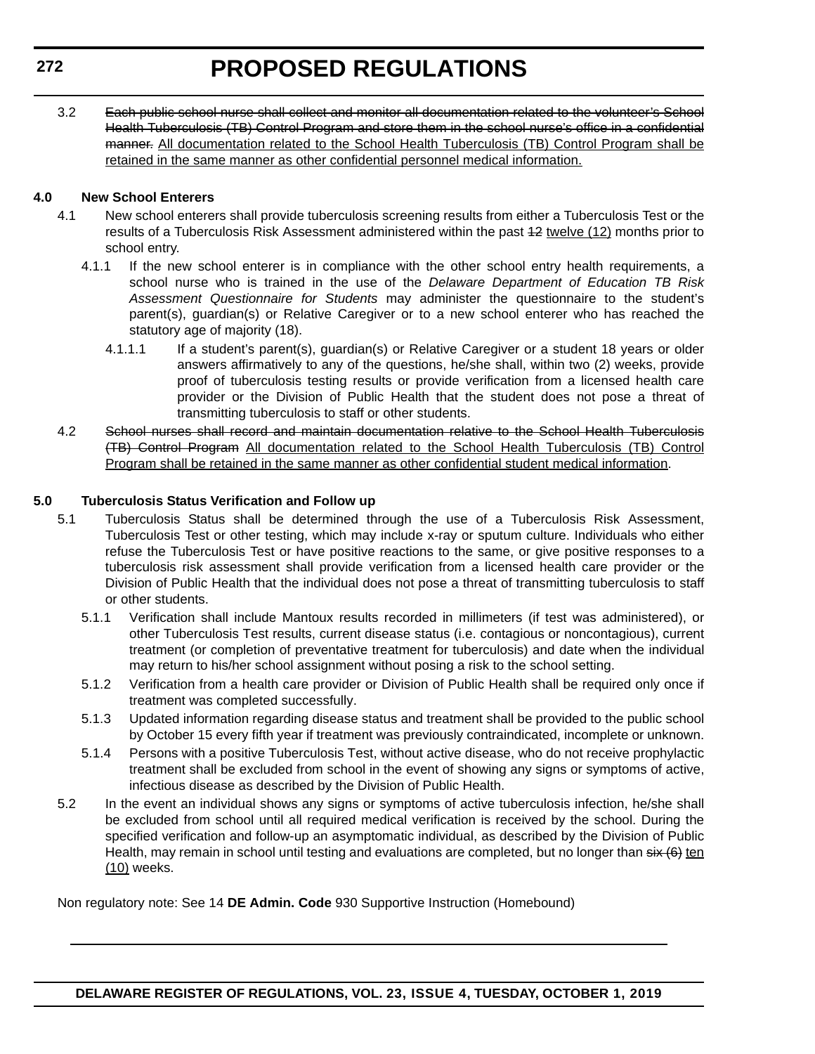3.2 ~~Each public school nurse shall collect and monitor all documentation related to the volunteer's School Health Tuberculosis (TB) Control Program and store them in the school nurse's office in a confidential manner.~~ <u>All documentation related to the School Health Tuberculosis (TB) Control Program shall be retained in the same manner as other confidential personnel medical information.</u>

**4.0 New School Enterers**

4.1 New school enterers shall provide tuberculosis screening results from either a Tuberculosis Test or the results of a Tuberculosis Risk Assessment administered within the past ~~12~~ <u>twelve (12)</u> months prior to school entry.

4.1.1 If the new school enterer is in compliance with the other school entry health requirements, a school nurse who is trained in the use of the *Delaware Department of Education TB Risk Assessment Questionnaire for Students* may administer the questionnaire to the student's parent(s), guardian(s) or Relative Caregiver or to a new school enterer who has reached the statutory age of majority (18).

4.1.1.1 If a student's parent(s), guardian(s) or Relative Caregiver or a student 18 years or older answers affirmatively to any of the questions, he/she shall, within two (2) weeks, provide proof of tuberculosis testing results or provide verification from a licensed health care provider or the Division of Public Health that the student does not pose a threat of transmitting tuberculosis to staff or other students.

4.2 ~~School nurses shall record and maintain documentation relative to the School Health Tuberculosis (TB) Control Program~~ <u>All documentation related to the School Health Tuberculosis (TB) Control Program shall be retained in the same manner as other confidential student medical information</u>.

**5.0 Tuberculosis Status Verification and Follow up**

5.1 Tuberculosis Status shall be determined through the use of a Tuberculosis Risk Assessment, Tuberculosis Test or other testing, which may include x-ray or sputum culture. Individuals who either refuse the Tuberculosis Test or have positive reactions to the same, or give positive responses to a tuberculosis risk assessment shall provide verification from a licensed health care provider or the Division of Public Health that the individual does not pose a threat of transmitting tuberculosis to staff or other students.

5.1.1 Verification shall include Mantoux results recorded in millimeters (if test was administered), or other Tuberculosis Test results, current disease status (i.e. contagious or noncontagious), current treatment (or completion of preventative treatment for tuberculosis) and date when the individual may return to his/her school assignment without posing a risk to the school setting.

5.1.2 Verification from a health care provider or Division of Public Health shall be required only once if treatment was completed successfully.

5.1.3 Updated information regarding disease status and treatment shall be provided to the public school by October 15 every fifth year if treatment was previously contraindicated, incomplete or unknown.

5.1.4 Persons with a positive Tuberculosis Test, without active disease, who do not receive prophylactic treatment shall be excluded from school in the event of showing any signs or symptoms of active, infectious disease as described by the Division of Public Health.

5.2 In the event an individual shows any signs or symptoms of active tuberculosis infection, he/she shall be excluded from school until all required medical verification is received by the school. During the specified verification and follow-up an asymptomatic individual, as described by the Division of Public Health, may remain in school until testing and evaluations are completed, but no longer than ~~six (6)~~ <u>ten (10)</u> weeks.

Non regulatory note: See 14 **DE Admin. Code** 930 Supportive Instruction (Homebound)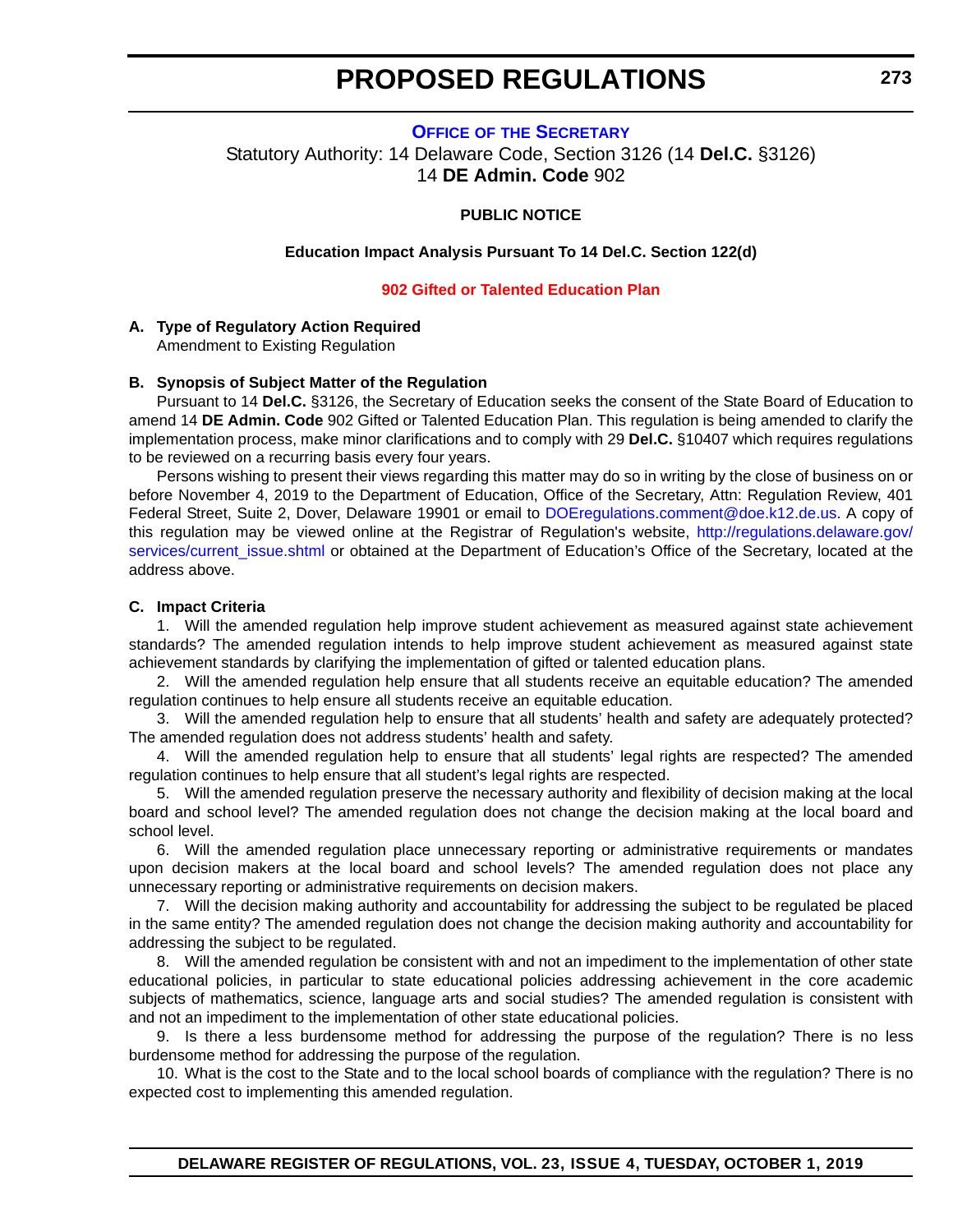# PROPOSED REGULATIONS

## OFFICE OF THE SECRETARY

Statutory Authority: 14 Delaware Code, Section 3126 (14 **Del.C.** §3126)
14 **DE Admin. Code** 902

**PUBLIC NOTICE**

**Education Impact Analysis Pursuant To 14 Del.C. Section 122(d)**

**902 Gifted or Talented Education Plan**

**A. Type of Regulatory Action Required**

Amendment to Existing Regulation

**B. Synopsis of Subject Matter of the Regulation**

Pursuant to 14 **Del.C.** §3126, the Secretary of Education seeks the consent of the State Board of Education to amend 14 **DE Admin. Code** 902 Gifted or Talented Education Plan. This regulation is being amended to clarify the implementation process, make minor clarifications and to comply with 29 **Del.C.** §10407 which requires regulations to be reviewed on a recurring basis every four years.

Persons wishing to present their views regarding this matter may do so in writing by the close of business on or before November 4, 2019 to the Department of Education, Office of the Secretary, Attn: Regulation Review, 401 Federal Street, Suite 2, Dover, Delaware 19901 or email to DOEregulations.comment@doe.k12.de.us. A copy of this regulation may be viewed online at the Registrar of Regulation's website, http://regulations.delaware.gov/services/current_issue.shtml or obtained at the Department of Education's Office of the Secretary, located at the address above.

**C. Impact Criteria**

1. Will the amended regulation help improve student achievement as measured against state achievement standards? The amended regulation intends to help improve student achievement as measured against state achievement standards by clarifying the implementation of gifted or talented education plans.

2. Will the amended regulation help ensure that all students receive an equitable education? The amended regulation continues to help ensure all students receive an equitable education.

3. Will the amended regulation help to ensure that all students' health and safety are adequately protected? The amended regulation does not address students' health and safety.

4. Will the amended regulation help to ensure that all students' legal rights are respected? The amended regulation continues to help ensure that all student's legal rights are respected.

5. Will the amended regulation preserve the necessary authority and flexibility of decision making at the local board and school level? The amended regulation does not change the decision making at the local board and school level.

6. Will the amended regulation place unnecessary reporting or administrative requirements or mandates upon decision makers at the local board and school levels? The amended regulation does not place any unnecessary reporting or administrative requirements on decision makers.

7. Will the decision making authority and accountability for addressing the subject to be regulated be placed in the same entity? The amended regulation does not change the decision making authority and accountability for addressing the subject to be regulated.

8. Will the amended regulation be consistent with and not an impediment to the implementation of other state educational policies, in particular to state educational policies addressing achievement in the core academic subjects of mathematics, science, language arts and social studies? The amended regulation is consistent with and not an impediment to the implementation of other state educational policies.

9. Is there a less burdensome method for addressing the purpose of the regulation? There is no less burdensome method for addressing the purpose of the regulation.

10. What is the cost to the State and to the local school boards of compliance with the regulation? There is no expected cost to implementing this amended regulation.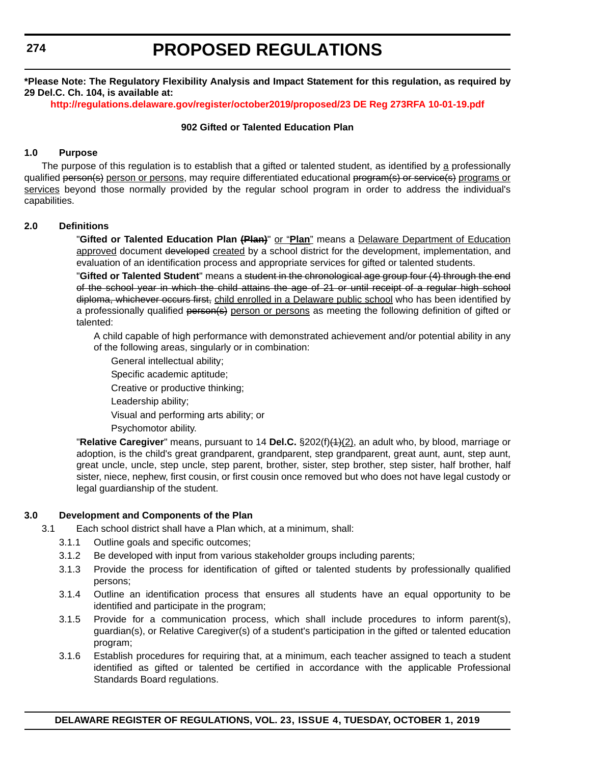**\*Please Note: The Regulatory Flexibility Analysis and Impact Statement for this regulation, as required by 29 Del.C. Ch. 104, is available at:**

**http://regulations.delaware.gov/register/october2019/proposed/23 DE Reg 273RFA 10-01-19.pdf**

**902 Gifted or Talented Education Plan**

**1.0 Purpose**

The purpose of this regulation is to establish that a gifted or talented student, as identified by <u>a</u> professionally qualified ~~person(s)~~ <u>person or persons</u>, may require differentiated educational ~~program(s) or service(s)~~ <u>programs or services</u> beyond those normally provided by the regular school program in order to address the individual's capabilities.

**2.0 Definitions**

"**Gifted or Talented Education Plan ~~(Plan)~~**" <u>or "**Plan**"</u> means a <u>Delaware Department of Education approved</u> document ~~developed~~ <u>created</u> by a school district for the development, implementation, and evaluation of an identification process and appropriate services for gifted or talented students.

"**Gifted or Talented Student**" means a ~~student in the chronological age group four (4) through the end of the school year in which the child attains the age of 21 or until receipt of a regular high school diploma, whichever occurs first,~~ <u>child enrolled in a Delaware public school</u> who has been identified by a professionally qualified ~~person(s)~~ <u>person or persons</u> as meeting the following definition of gifted or talented:

A child capable of high performance with demonstrated achievement and/or potential ability in any of the following areas, singularly or in combination:

General intellectual ability;

Specific academic aptitude;

Creative or productive thinking;

Leadership ability;

Visual and performing arts ability; or

Psychomotor ability.

"**Relative Caregiver**" means, pursuant to 14 **Del.C.** §202(f)~~(1)~~<u>(2)</u>, an adult who, by blood, marriage or adoption, is the child's great grandparent, grandparent, step grandparent, great aunt, aunt, step aunt, great uncle, uncle, step uncle, step parent, brother, sister, step brother, step sister, half brother, half sister, niece, nephew, first cousin, or first cousin once removed but who does not have legal custody or legal guardianship of the student.

**3.0 Development and Components of the Plan**

3.1 Each school district shall have a Plan which, at a minimum, shall:

3.1.1 Outline goals and specific outcomes;

3.1.2 Be developed with input from various stakeholder groups including parents;

3.1.3 Provide the process for identification of gifted or talented students by professionally qualified persons;

3.1.4 Outline an identification process that ensures all students have an equal opportunity to be identified and participate in the program;

3.1.5 Provide for a communication process, which shall include procedures to inform parent(s), guardian(s), or Relative Caregiver(s) of a student's participation in the gifted or talented education program;

3.1.6 Establish procedures for requiring that, at a minimum, each teacher assigned to teach a student identified as gifted or talented be certified in accordance with the applicable Professional Standards Board regulations.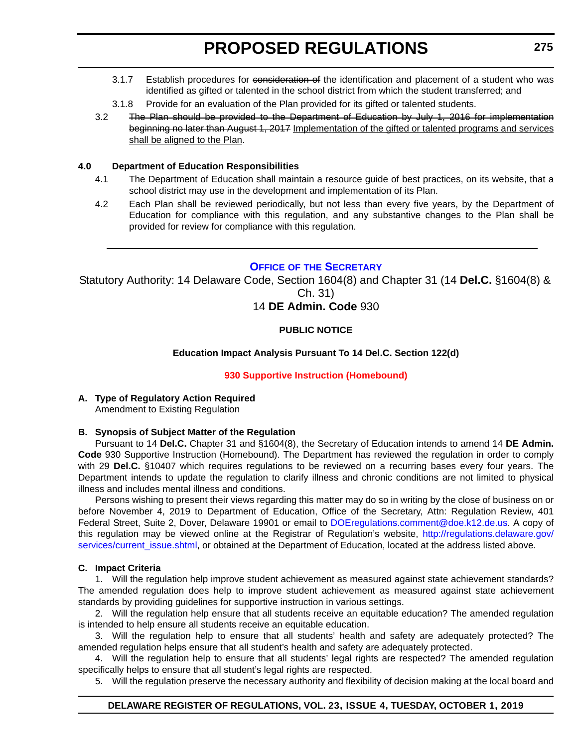3.1.7 Establish procedures for ~~consideration of~~ the identification and placement of a student who was identified as gifted or talented in the school district from which the student transferred; and

3.1.8 Provide for an evaluation of the Plan provided for its gifted or talented students.

3.2 ~~The Plan should be provided to the Department of Education by July 1, 2016 for implementation beginning no later than August 1, 2017~~ <u>Implementation of the gifted or talented programs and services shall be aligned to the Plan</u>.

**4.0 Department of Education Responsibilities**

4.1 The Department of Education shall maintain a resource guide of best practices, on its website, that a school district may use in the development and implementation of its Plan.

4.2 Each Plan shall be reviewed periodically, but not less than every five years, by the Department of Education for compliance with this regulation, and any substantive changes to the Plan shall be provided for review for compliance with this regulation.

---

## Office of the Secretary

Statutory Authority: 14 Delaware Code, Section 1604(8) and Chapter 31 (14 **Del.C.** §1604(8) & Ch. 31)

14 **DE Admin. Code** 930

**PUBLIC NOTICE**

**Education Impact Analysis Pursuant To 14 Del.C. Section 122(d)**

**930 Supportive Instruction (Homebound)**

**A. Type of Regulatory Action Required**

Amendment to Existing Regulation

**B. Synopsis of Subject Matter of the Regulation**

Pursuant to 14 **Del.C.** Chapter 31 and §1604(8), the Secretary of Education intends to amend 14 **DE Admin. Code** 930 Supportive Instruction (Homebound). The Department has reviewed the regulation in order to comply with 29 **Del.C.** §10407 which requires regulations to be reviewed on a recurring bases every four years. The Department intends to update the regulation to clarify illness and chronic conditions are not limited to physical illness and includes mental illness and conditions.

Persons wishing to present their views regarding this matter may do so in writing by the close of business on or before November 4, 2019 to Department of Education, Office of the Secretary, Attn: Regulation Review, 401 Federal Street, Suite 2, Dover, Delaware 19901 or email to DOEregulations.comment@doe.k12.de.us. A copy of this regulation may be viewed online at the Registrar of Regulation's website, http://regulations.delaware.gov/services/current_issue.shtml, or obtained at the Department of Education, located at the address listed above.

**C. Impact Criteria**

1. Will the regulation help improve student achievement as measured against state achievement standards? The amended regulation does help to improve student achievement as measured against state achievement standards by providing guidelines for supportive instruction in various settings.

2. Will the regulation help ensure that all students receive an equitable education? The amended regulation is intended to help ensure all students receive an equitable education.

3. Will the regulation help to ensure that all students' health and safety are adequately protected? The amended regulation helps ensure that all student's health and safety are adequately protected.

4. Will the regulation help to ensure that all students' legal rights are respected? The amended regulation specifically helps to ensure that all student's legal rights are respected.

5. Will the regulation preserve the necessary authority and flexibility of decision making at the local board and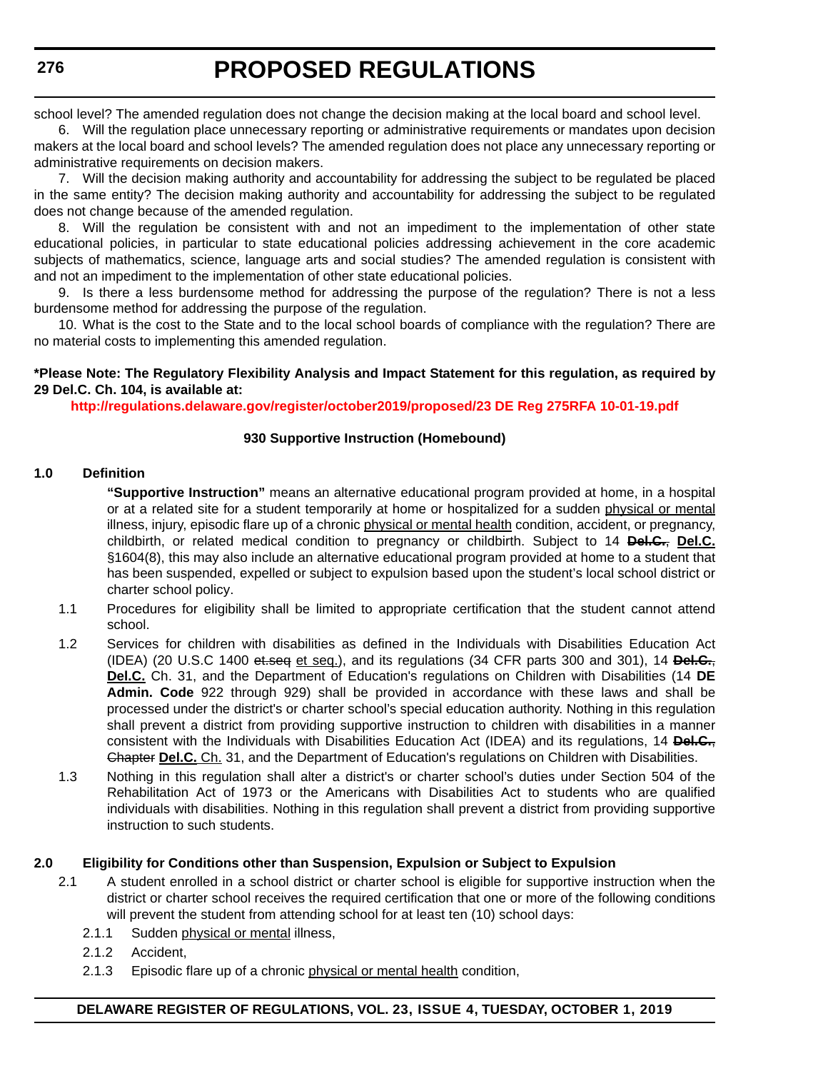school level? The amended regulation does not change the decision making at the local board and school level.

6. Will the regulation place unnecessary reporting or administrative requirements or mandates upon decision makers at the local board and school levels? The amended regulation does not place any unnecessary reporting or administrative requirements on decision makers.

7. Will the decision making authority and accountability for addressing the subject to be regulated be placed in the same entity? The decision making authority and accountability for addressing the subject to be regulated does not change because of the amended regulation.

8. Will the regulation be consistent with and not an impediment to the implementation of other state educational policies, in particular to state educational policies addressing achievement in the core academic subjects of mathematics, science, language arts and social studies? The amended regulation is consistent with and not an impediment to the implementation of other state educational policies.

9. Is there a less burdensome method for addressing the purpose of the regulation? There is not a less burdensome method for addressing the purpose of the regulation.

10. What is the cost to the State and to the local school boards of compliance with the regulation? There are no material costs to implementing this amended regulation.

**\*Please Note: The Regulatory Flexibility Analysis and Impact Statement for this regulation, as required by 29 Del.C. Ch. 104, is available at:**

**http://regulations.delaware.gov/register/october2019/proposed/23 DE Reg 275RFA 10-01-19.pdf**

**930 Supportive Instruction (Homebound)**

**1.0 Definition**

**"Supportive Instruction"** means an alternative educational program provided at home, in a hospital or at a related site for a student temporarily at home or hospitalized for a sudden physical or mental illness, injury, episodic flare up of a chronic physical or mental health condition, accident, or pregnancy, childbirth, or related medical condition to pregnancy or childbirth. Subject to 14 ~~**Del.C.**~~, **Del.C.** §1604(8), this may also include an alternative educational program provided at home to a student that has been suspended, expelled or subject to expulsion based upon the student's local school district or charter school policy.

1.1 Procedures for eligibility shall be limited to appropriate certification that the student cannot attend school.

1.2 Services for children with disabilities as defined in the Individuals with Disabilities Education Act (IDEA) (20 U.S.C 1400 ~~et.seq~~ et seq.), and its regulations (34 CFR parts 300 and 301), 14 ~~**Del.C.**~~, **Del.C.** Ch. 31, and the Department of Education's regulations on Children with Disabilities (14 **DE Admin. Code** 922 through 929) shall be provided in accordance with these laws and shall be processed under the district's or charter school's special education authority. Nothing in this regulation shall prevent a district from providing supportive instruction to children with disabilities in a manner consistent with the Individuals with Disabilities Education Act (IDEA) and its regulations, 14 ~~**Del.C.**, Chapter~~ **Del.C.** Ch. 31, and the Department of Education's regulations on Children with Disabilities.

1.3 Nothing in this regulation shall alter a district's or charter school's duties under Section 504 of the Rehabilitation Act of 1973 or the Americans with Disabilities Act to students who are qualified individuals with disabilities. Nothing in this regulation shall prevent a district from providing supportive instruction to such students.

**2.0 Eligibility for Conditions other than Suspension, Expulsion or Subject to Expulsion**

2.1 A student enrolled in a school district or charter school is eligible for supportive instruction when the district or charter school receives the required certification that one or more of the following conditions will prevent the student from attending school for at least ten (10) school days:

2.1.1 Sudden physical or mental illness,

2.1.2 Accident,

2.1.3 Episodic flare up of a chronic physical or mental health condition,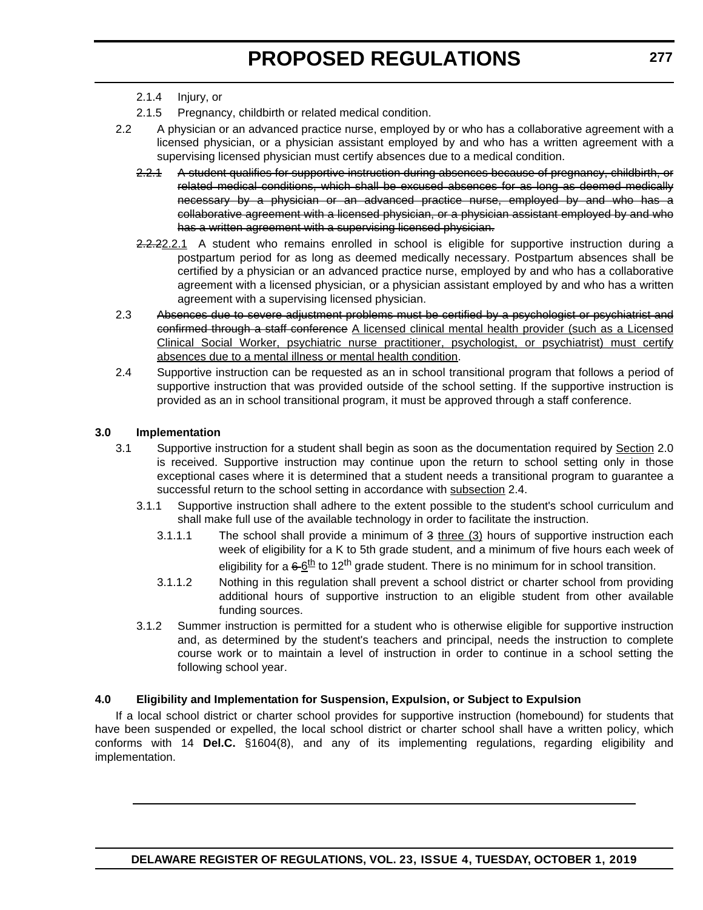2.1.4 Injury, or

2.1.5 Pregnancy, childbirth or related medical condition.

2.2 A physician or an advanced practice nurse, employed by or who has a collaborative agreement with a licensed physician, or a physician assistant employed by and who has a written agreement with a supervising licensed physician must certify absences due to a medical condition.

~~2.2.1 A student qualifies for supportive instruction during absences because of pregnancy, childbirth, or related medical conditions, which shall be excused absences for as long as deemed medically necessary by a physician or an advanced practice nurse, employed by and who has a collaborative agreement with a licensed physician, or a physician assistant employed by and who has a written agreement with a supervising licensed physician.~~

~~2.2.2~~2.2.1 A student who remains enrolled in school is eligible for supportive instruction during a postpartum period for as long as deemed medically necessary. Postpartum absences shall be certified by a physician or an advanced practice nurse, employed by and who has a collaborative agreement with a licensed physician, or a physician assistant employed by and who has a written agreement with a supervising licensed physician.

2.3 ~~Absences due to severe adjustment problems must be certified by a psychologist or psychiatrist and confirmed through a staff conference~~ A licensed clinical mental health provider (such as a Licensed Clinical Social Worker, psychiatric nurse practitioner, psychologist, or psychiatrist) must certify absences due to a mental illness or mental health condition.

2.4 Supportive instruction can be requested as an in school transitional program that follows a period of supportive instruction that was provided outside of the school setting. If the supportive instruction is provided as an in school transitional program, it must be approved through a staff conference.

**3.0 Implementation**

3.1 Supportive instruction for a student shall begin as soon as the documentation required by Section 2.0 is received. Supportive instruction may continue upon the return to school setting only in those exceptional cases where it is determined that a student needs a transitional program to guarantee a successful return to the school setting in accordance with subsection 2.4.

3.1.1 Supportive instruction shall adhere to the extent possible to the student's school curriculum and shall make full use of the available technology in order to facilitate the instruction.

3.1.1.1 The school shall provide a minimum of ~~3~~ three (3) hours of supportive instruction each week of eligibility for a K to 5th grade student, and a minimum of five hours each week of eligibility for a ~~6~~ 6th to 12th grade student. There is no minimum for in school transition.

3.1.1.2 Nothing in this regulation shall prevent a school district or charter school from providing additional hours of supportive instruction to an eligible student from other available funding sources.

3.1.2 Summer instruction is permitted for a student who is otherwise eligible for supportive instruction and, as determined by the student's teachers and principal, needs the instruction to complete course work or to maintain a level of instruction in order to continue in a school setting the following school year.

**4.0 Eligibility and Implementation for Suspension, Expulsion, or Subject to Expulsion**

If a local school district or charter school provides for supportive instruction (homebound) for students that have been suspended or expelled, the local school district or charter school shall have a written policy, which conforms with 14 **Del.C.** §1604(8), and any of its implementing regulations, regarding eligibility and implementation.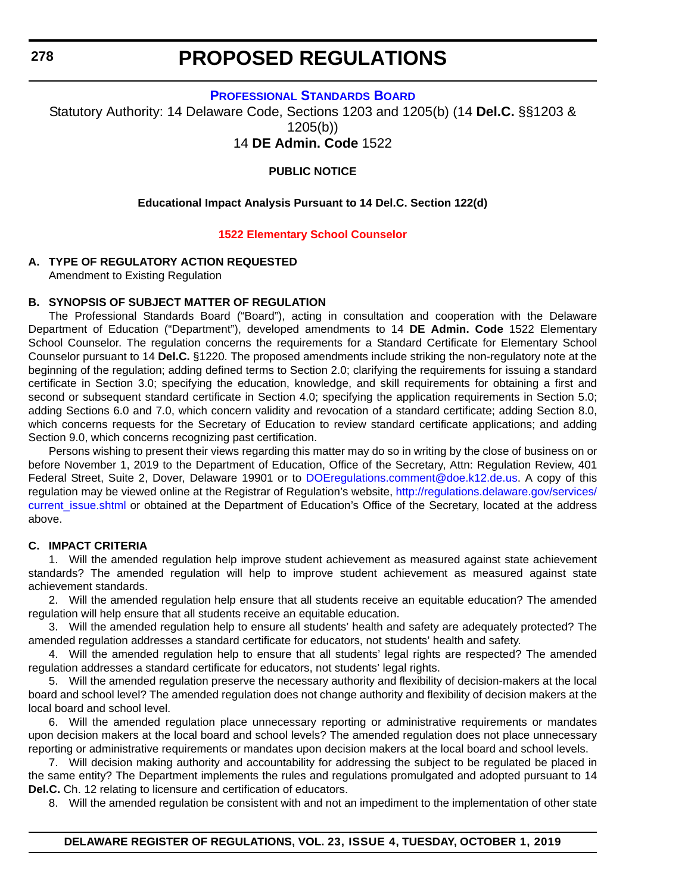# PROPOSED REGULATIONS

## PROFESSIONAL STANDARDS BOARD

Statutory Authority: 14 Delaware Code, Sections 1203 and 1205(b) (14 **Del.C.** §§1203 & 1205(b))

14 **DE Admin. Code** 1522

**PUBLIC NOTICE**

**Educational Impact Analysis Pursuant to 14 Del.C. Section 122(d)**

**1522 Elementary School Counselor**

**A. TYPE OF REGULATORY ACTION REQUESTED**

Amendment to Existing Regulation

**B. SYNOPSIS OF SUBJECT MATTER OF REGULATION**

The Professional Standards Board ("Board"), acting in consultation and cooperation with the Delaware Department of Education ("Department"), developed amendments to 14 **DE Admin. Code** 1522 Elementary School Counselor. The regulation concerns the requirements for a Standard Certificate for Elementary School Counselor pursuant to 14 **Del.C.** §1220. The proposed amendments include striking the non-regulatory note at the beginning of the regulation; adding defined terms to Section 2.0; clarifying the requirements for issuing a standard certificate in Section 3.0; specifying the education, knowledge, and skill requirements for obtaining a first and second or subsequent standard certificate in Section 4.0; specifying the application requirements in Section 5.0; adding Sections 6.0 and 7.0, which concern validity and revocation of a standard certificate; adding Section 8.0, which concerns requests for the Secretary of Education to review standard certificate applications; and adding Section 9.0, which concerns recognizing past certification.

Persons wishing to present their views regarding this matter may do so in writing by the close of business on or before November 1, 2019 to the Department of Education, Office of the Secretary, Attn: Regulation Review, 401 Federal Street, Suite 2, Dover, Delaware 19901 or to DOEregulations.comment@doe.k12.de.us. A copy of this regulation may be viewed online at the Registrar of Regulation's website, http://regulations.delaware.gov/services/current_issue.shtml or obtained at the Department of Education's Office of the Secretary, located at the address above.

**C. IMPACT CRITERIA**

1. Will the amended regulation help improve student achievement as measured against state achievement standards? The amended regulation will help to improve student achievement as measured against state achievement standards.

2. Will the amended regulation help ensure that all students receive an equitable education? The amended regulation will help ensure that all students receive an equitable education.

3. Will the amended regulation help to ensure all students' health and safety are adequately protected? The amended regulation addresses a standard certificate for educators, not students' health and safety.

4. Will the amended regulation help to ensure that all students' legal rights are respected? The amended regulation addresses a standard certificate for educators, not students' legal rights.

5. Will the amended regulation preserve the necessary authority and flexibility of decision-makers at the local board and school level? The amended regulation does not change authority and flexibility of decision makers at the local board and school level.

6. Will the amended regulation place unnecessary reporting or administrative requirements or mandates upon decision makers at the local board and school levels? The amended regulation does not place unnecessary reporting or administrative requirements or mandates upon decision makers at the local board and school levels.

7. Will decision making authority and accountability for addressing the subject to be regulated be placed in the same entity? The Department implements the rules and regulations promulgated and adopted pursuant to 14 **Del.C.** Ch. 12 relating to licensure and certification of educators.

8. Will the amended regulation be consistent with and not an impediment to the implementation of other state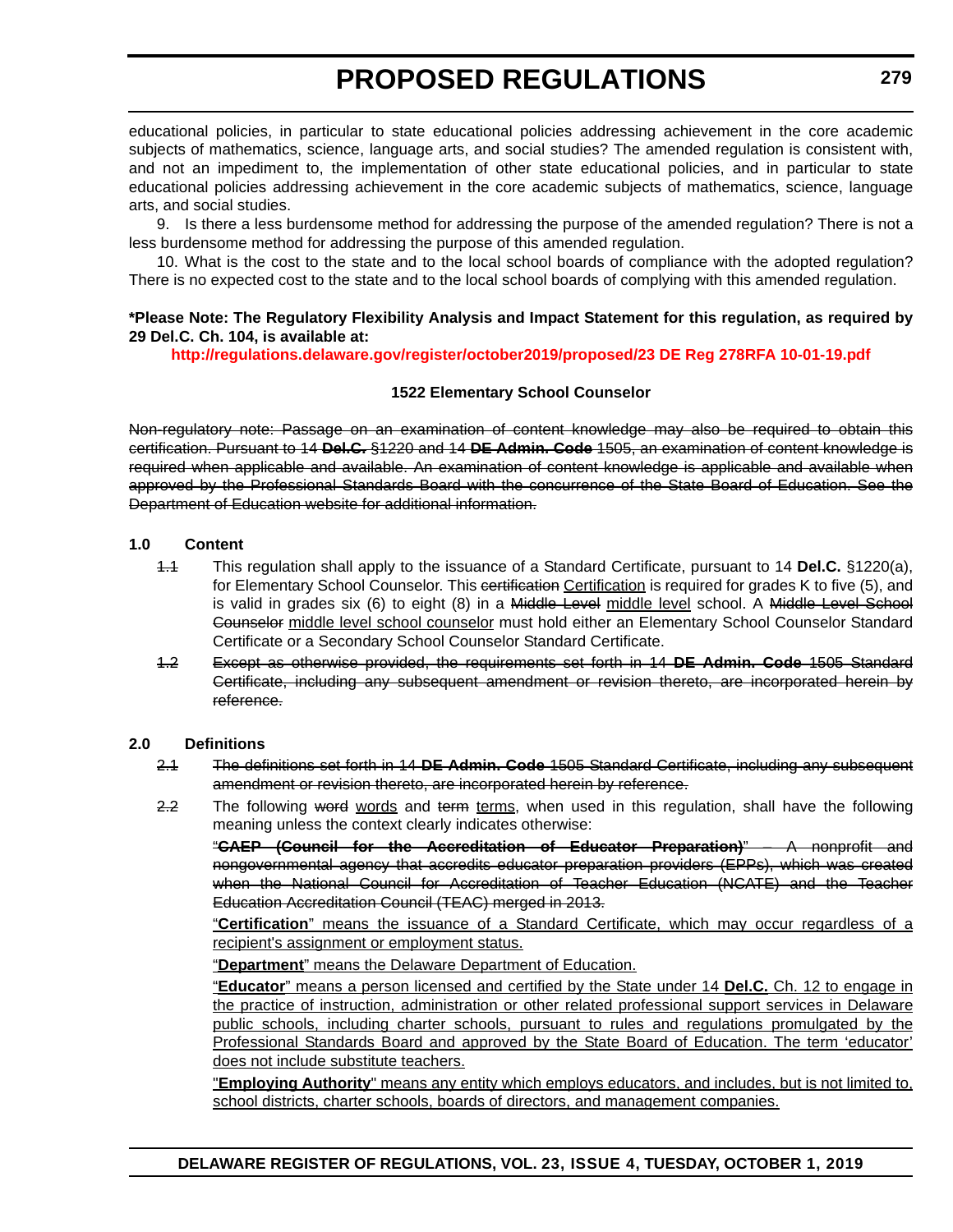educational policies, in particular to state educational policies addressing achievement in the core academic subjects of mathematics, science, language arts, and social studies? The amended regulation is consistent with, and not an impediment to, the implementation of other state educational policies, and in particular to state educational policies addressing achievement in the core academic subjects of mathematics, science, language arts, and social studies.

9. Is there a less burdensome method for addressing the purpose of the amended regulation? There is not a less burdensome method for addressing the purpose of this amended regulation.

10. What is the cost to the state and to the local school boards of compliance with the adopted regulation? There is no expected cost to the state and to the local school boards of complying with this amended regulation.

**\*Please Note: The Regulatory Flexibility Analysis and Impact Statement for this regulation, as required by 29 Del.C. Ch. 104, is available at:**

**http://regulations.delaware.gov/register/october2019/proposed/23 DE Reg 278RFA 10-01-19.pdf**

**1522 Elementary School Counselor**

~~Non-regulatory note: Passage on an examination of content knowledge may also be required to obtain this certification. Pursuant to 14 **Del.C.** §1220 and 14 **DE Admin. Code** 1505, an examination of content knowledge is required when applicable and available. An examination of content knowledge is applicable and available when approved by the Professional Standards Board with the concurrence of the State Board of Education. See the Department of Education website for additional information.~~

**1.0 Content**

~~1.1~~ This regulation shall apply to the issuance of a Standard Certificate, pursuant to 14 **Del.C.** §1220(a), for Elementary School Counselor. This ~~certification~~ <u>Certification</u> is required for grades K to five (5), and is valid in grades six (6) to eight (8) in a ~~Middle Level~~ <u>middle level</u> school. A ~~Middle Level School Counselor~~ <u>middle level school counselor</u> must hold either an Elementary School Counselor Standard Certificate or a Secondary School Counselor Standard Certificate.

~~1.2 Except as otherwise provided, the requirements set forth in 14 **DE Admin. Code** 1505 Standard Certificate, including any subsequent amendment or revision thereto, are incorporated herein by reference.~~

**2.0 Definitions**

~~2.1 The definitions set forth in 14 **DE Admin. Code** 1505 Standard Certificate, including any subsequent amendment or revision thereto, are incorporated herein by reference.~~

~~2.2~~ The following ~~word~~ <u>words</u> and ~~term~~ <u>terms</u>, when used in this regulation, shall have the following meaning unless the context clearly indicates otherwise:

~~"**CAEP (Council for the Accreditation of Educator Preparation)**" – A nonprofit and nongovernmental agency that accredits educator preparation providers (EPPs), which was created when the National Council for Accreditation of Teacher Education (NCATE) and the Teacher Education Accreditation Council (TEAC) merged in 2013.~~

<u>"**Certification**" means the issuance of a Standard Certificate, which may occur regardless of a recipient's assignment or employment status.</u>

<u>"**Department**" means the Delaware Department of Education.</u>

<u>"**Educator**" means a person licensed and certified by the State under 14 **Del.C.** Ch. 12 to engage in the practice of instruction, administration or other related professional support services in Delaware public schools, including charter schools, pursuant to rules and regulations promulgated by the Professional Standards Board and approved by the State Board of Education. The term 'educator' does not include substitute teachers.</u>

<u>"**Employing Authority**" means any entity which employs educators, and includes, but is not limited to, school districts, charter schools, boards of directors, and management companies.</u>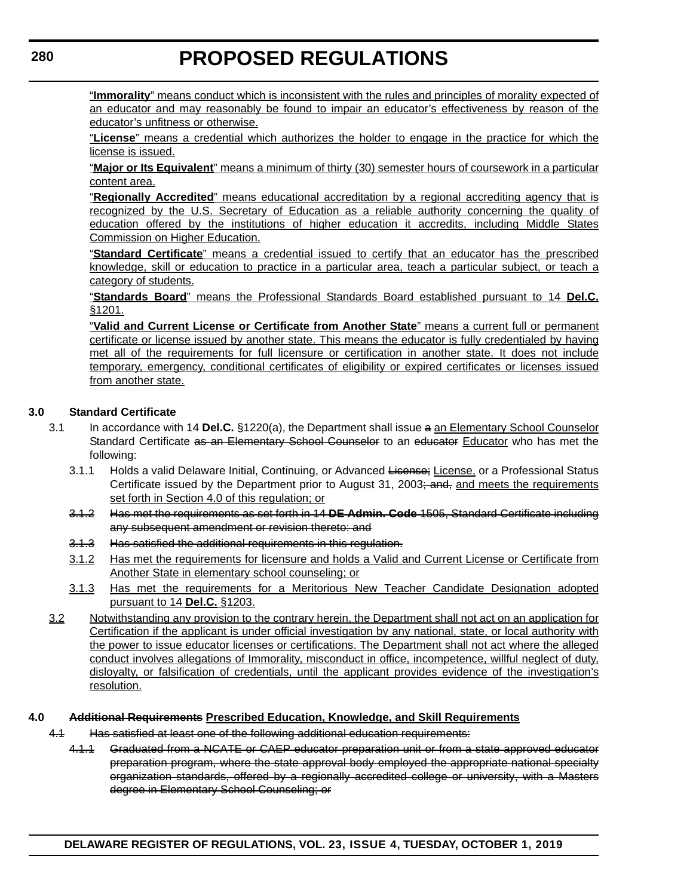"**Immorality**" means conduct which is inconsistent with the rules and principles of morality expected of an educator and may reasonably be found to impair an educator's effectiveness by reason of the educator's unfitness or otherwise.

"**License**" means a credential which authorizes the holder to engage in the practice for which the license is issued.

"**Major or Its Equivalent**" means a minimum of thirty (30) semester hours of coursework in a particular content area.

"**Regionally Accredited**" means educational accreditation by a regional accrediting agency that is recognized by the U.S. Secretary of Education as a reliable authority concerning the quality of education offered by the institutions of higher education it accredits, including Middle States Commission on Higher Education.

"**Standard Certificate**" means a credential issued to certify that an educator has the prescribed knowledge, skill or education to practice in a particular area, teach a particular subject, or teach a category of students.

"**Standards Board**" means the Professional Standards Board established pursuant to 14 **Del.C.** §1201.

"**Valid and Current License or Certificate from Another State**" means a current full or permanent certificate or license issued by another state. This means the educator is fully credentialed by having met all of the requirements for full licensure or certification in another state. It does not include temporary, emergency, conditional certificates of eligibility or expired certificates or licenses issued from another state.

**3.0 Standard Certificate**

3.1 In accordance with 14 **Del.C.** §1220(a), the Department shall issue ~~a~~ an Elementary School Counselor Standard Certificate ~~as an Elementary School Counselor~~ to an ~~educator~~ Educator who has met the following:

3.1.1 Holds a valid Delaware Initial, Continuing, or Advanced ~~License;~~ License, or a Professional Status Certificate issued by the Department prior to August 31, 2003~~; and,~~ and meets the requirements set forth in Section 4.0 of this regulation; or

~~3.1.2 Has met the requirements as set forth in 14 **DE Admin. Code** 1505, Standard Certificate including any subsequent amendment or revision thereto: and~~

~~3.1.3 Has satisfied the additional requirements in this regulation.~~

3.1.2 Has met the requirements for licensure and holds a Valid and Current License or Certificate from Another State in elementary school counseling; or

3.1.3 Has met the requirements for a Meritorious New Teacher Candidate Designation adopted pursuant to 14 **Del.C.** §1203.

3.2 Notwithstanding any provision to the contrary herein, the Department shall not act on an application for Certification if the applicant is under official investigation by any national, state, or local authority with the power to issue educator licenses or certifications. The Department shall not act where the alleged conduct involves allegations of Immorality, misconduct in office, incompetence, willful neglect of duty, disloyalty, or falsification of credentials, until the applicant provides evidence of the investigation's resolution.

**4.0 ~~Additional Requirements~~ Prescribed Education, Knowledge, and Skill Requirements**

~~4.1 Has satisfied at least one of the following additional education requirements:~~

~~4.1.1 Graduated from a NCATE or CAEP educator preparation unit or from a state approved educator preparation program, where the state approval body employed the appropriate national specialty organization standards, offered by a regionally accredited college or university, with a Masters degree in Elementary School Counseling; or~~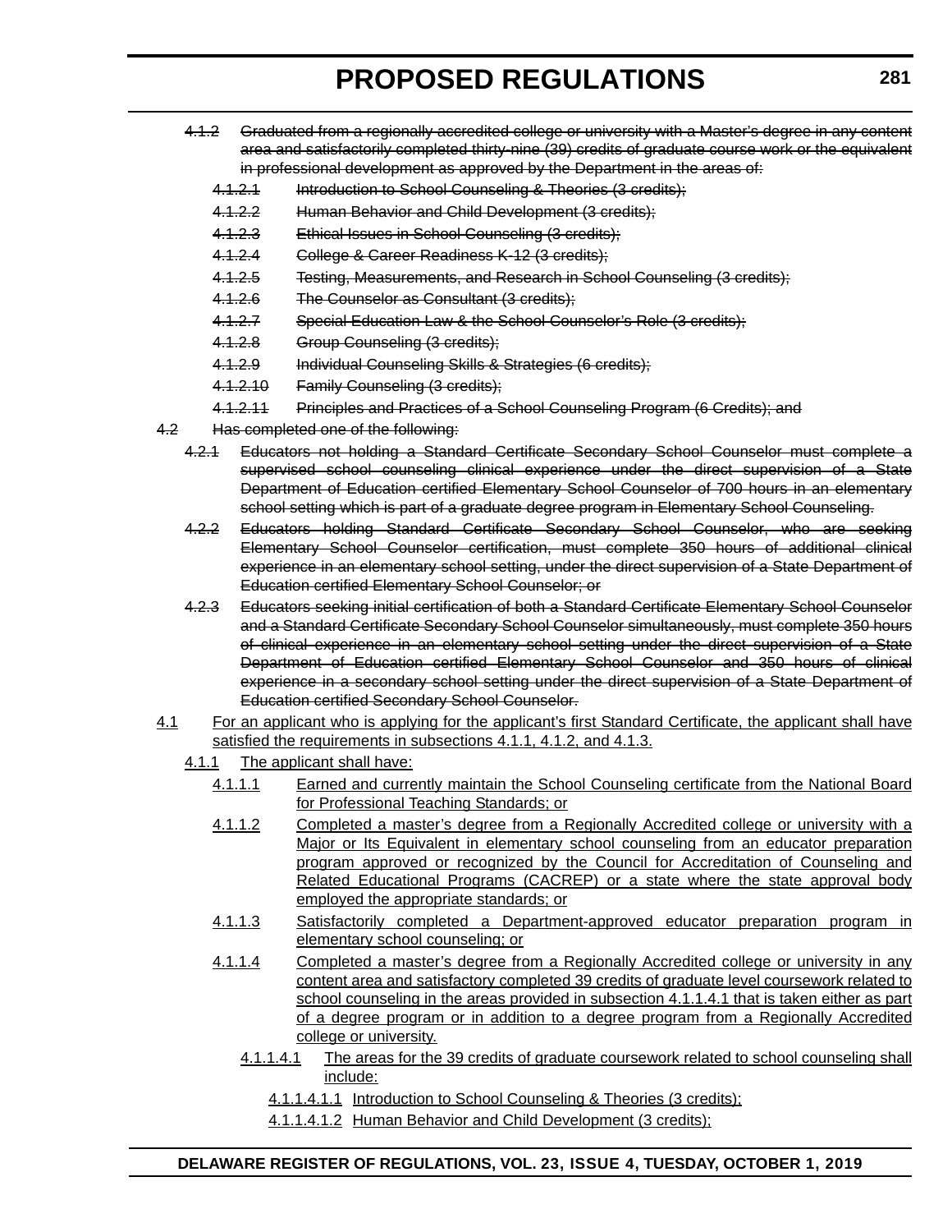~~4.1.2 Graduated from a regionally accredited college or university with a Master's degree in any content area and satisfactorily completed thirty-nine (39) credits of graduate course work or the equivalent in professional development as approved by the Department in the areas of:~~

~~4.1.2.1 Introduction to School Counseling & Theories (3 credits);~~

~~4.1.2.2 Human Behavior and Child Development (3 credits);~~

~~4.1.2.3 Ethical Issues in School Counseling (3 credits);~~

~~4.1.2.4 College & Career Readiness K-12 (3 credits);~~

~~4.1.2.5 Testing, Measurements, and Research in School Counseling (3 credits);~~

~~4.1.2.6 The Counselor as Consultant (3 credits);~~

~~4.1.2.7 Special Education Law & the School Counselor's Role (3 credits);~~

~~4.1.2.8 Group Counseling (3 credits);~~

~~4.1.2.9 Individual Counseling Skills & Strategies (6 credits);~~

~~4.1.2.10 Family Counseling (3 credits);~~

~~4.1.2.11 Principles and Practices of a School Counseling Program (6 Credits); and~~

~~4.2 Has completed one of the following:~~

~~4.2.1 Educators not holding a Standard Certificate Secondary School Counselor must complete a supervised school counseling clinical experience under the direct supervision of a State Department of Education certified Elementary School Counselor of 700 hours in an elementary school setting which is part of a graduate degree program in Elementary School Counseling.~~

~~4.2.2 Educators holding Standard Certificate Secondary School Counselor, who are seeking Elementary School Counselor certification, must complete 350 hours of additional clinical experience in an elementary school setting, under the direct supervision of a State Department of Education certified Elementary School Counselor; or~~

~~4.2.3 Educators seeking initial certification of both a Standard Certificate Elementary School Counselor and a Standard Certificate Secondary School Counselor simultaneously, must complete 350 hours of clinical experience in an elementary school setting under the direct supervision of a State Department of Education certified Elementary School Counselor and 350 hours of clinical experience in a secondary school setting under the direct supervision of a State Department of Education certified Secondary School Counselor.~~

<u>4.1 For an applicant who is applying for the applicant's first Standard Certificate, the applicant shall have satisfied the requirements in subsections 4.1.1, 4.1.2, and 4.1.3.</u>

<u>4.1.1 The applicant shall have:</u>

<u>4.1.1.1 Earned and currently maintain the School Counseling certificate from the National Board for Professional Teaching Standards; or</u>

<u>4.1.1.2 Completed a master's degree from a Regionally Accredited college or university with a Major or Its Equivalent in elementary school counseling from an educator preparation program approved or recognized by the Council for Accreditation of Counseling and Related Educational Programs (CACREP) or a state where the state approval body employed the appropriate standards; or</u>

<u>4.1.1.3 Satisfactorily completed a Department-approved educator preparation program in elementary school counseling; or</u>

<u>4.1.1.4 Completed a master's degree from a Regionally Accredited college or university in any content area and satisfactory completed 39 credits of graduate level coursework related to school counseling in the areas provided in subsection 4.1.1.4.1 that is taken either as part of a degree program or in addition to a degree program from a Regionally Accredited college or university.</u>

<u>4.1.1.4.1 The areas for the 39 credits of graduate coursework related to school counseling shall include:</u>

<u>4.1.1.4.1.1 Introduction to School Counseling & Theories (3 credits);</u>

<u>4.1.1.4.1.2 Human Behavior and Child Development (3 credits);</u>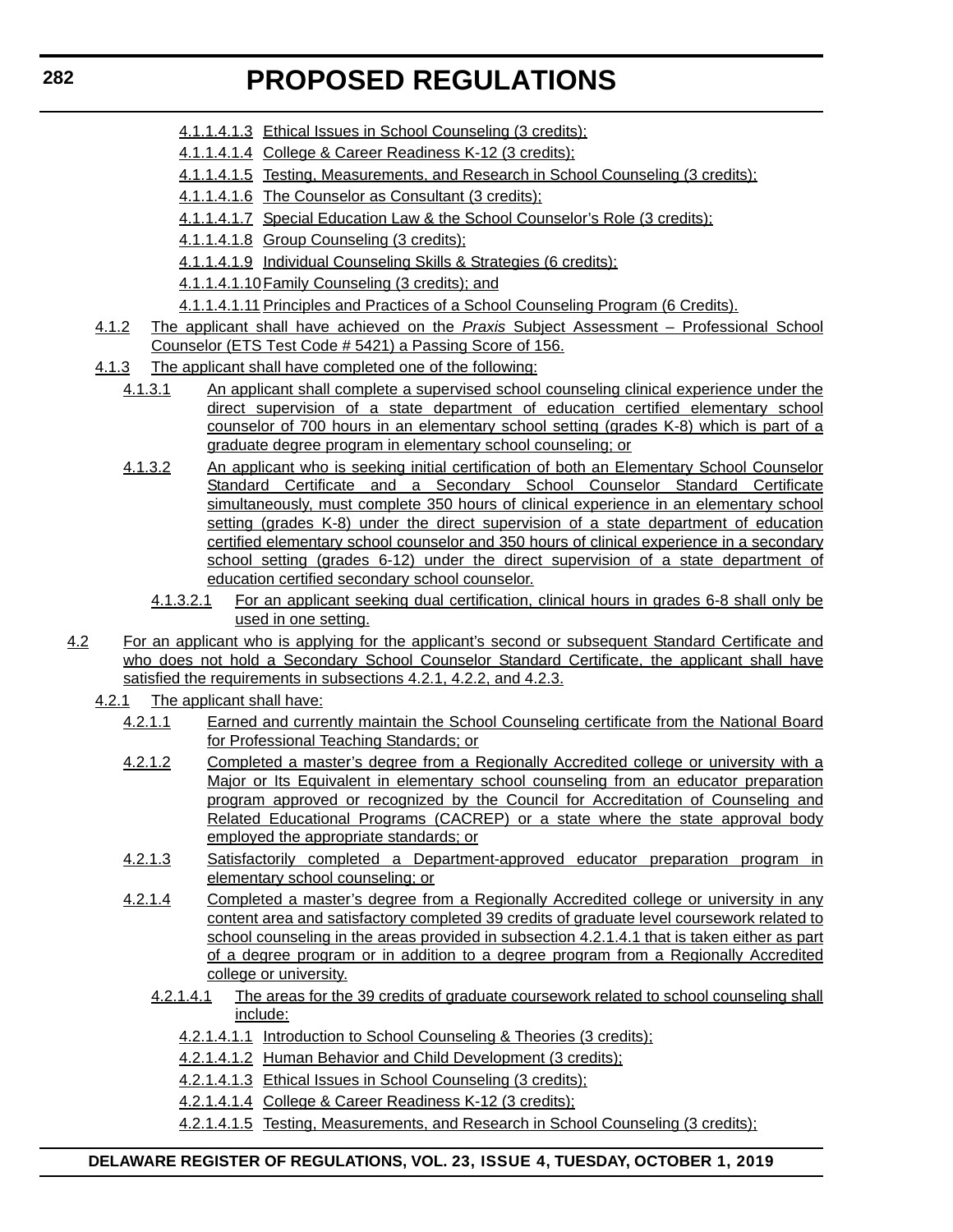4.1.1.4.1.3 Ethical Issues in School Counseling (3 credits);

4.1.1.4.1.4 College & Career Readiness K-12 (3 credits);

4.1.1.4.1.5 Testing, Measurements, and Research in School Counseling (3 credits);

4.1.1.4.1.6 The Counselor as Consultant (3 credits);

4.1.1.4.1.7 Special Education Law & the School Counselor's Role (3 credits);

4.1.1.4.1.8 Group Counseling (3 credits);

4.1.1.4.1.9 Individual Counseling Skills & Strategies (6 credits);

4.1.1.4.1.10 Family Counseling (3 credits); and

4.1.1.4.1.11 Principles and Practices of a School Counseling Program (6 Credits).

4.1.2 The applicant shall have achieved on the *Praxis* Subject Assessment – Professional School Counselor (ETS Test Code # 5421) a Passing Score of 156.

4.1.3 The applicant shall have completed one of the following:

4.1.3.1 An applicant shall complete a supervised school counseling clinical experience under the direct supervision of a state department of education certified elementary school counselor of 700 hours in an elementary school setting (grades K-8) which is part of a graduate degree program in elementary school counseling; or

4.1.3.2 An applicant who is seeking initial certification of both an Elementary School Counselor Standard Certificate and a Secondary School Counselor Standard Certificate simultaneously, must complete 350 hours of clinical experience in an elementary school setting (grades K-8) under the direct supervision of a state department of education certified elementary school counselor and 350 hours of clinical experience in a secondary school setting (grades 6-12) under the direct supervision of a state department of education certified secondary school counselor.

4.1.3.2.1 For an applicant seeking dual certification, clinical hours in grades 6-8 shall only be used in one setting.

4.2 For an applicant who is applying for the applicant's second or subsequent Standard Certificate and who does not hold a Secondary School Counselor Standard Certificate, the applicant shall have satisfied the requirements in subsections 4.2.1, 4.2.2, and 4.2.3.

4.2.1 The applicant shall have:

4.2.1.1 Earned and currently maintain the School Counseling certificate from the National Board for Professional Teaching Standards; or

4.2.1.2 Completed a master's degree from a Regionally Accredited college or university with a Major or Its Equivalent in elementary school counseling from an educator preparation program approved or recognized by the Council for Accreditation of Counseling and Related Educational Programs (CACREP) or a state where the state approval body employed the appropriate standards; or

4.2.1.3 Satisfactorily completed a Department-approved educator preparation program in elementary school counseling; or

4.2.1.4 Completed a master's degree from a Regionally Accredited college or university in any content area and satisfactory completed 39 credits of graduate level coursework related to school counseling in the areas provided in subsection 4.2.1.4.1 that is taken either as part of a degree program or in addition to a degree program from a Regionally Accredited college or university.

4.2.1.4.1 The areas for the 39 credits of graduate coursework related to school counseling shall include:

4.2.1.4.1.1 Introduction to School Counseling & Theories (3 credits);

4.2.1.4.1.2 Human Behavior and Child Development (3 credits);

4.2.1.4.1.3 Ethical Issues in School Counseling (3 credits);

4.2.1.4.1.4 College & Career Readiness K-12 (3 credits);

4.2.1.4.1.5 Testing, Measurements, and Research in School Counseling (3 credits);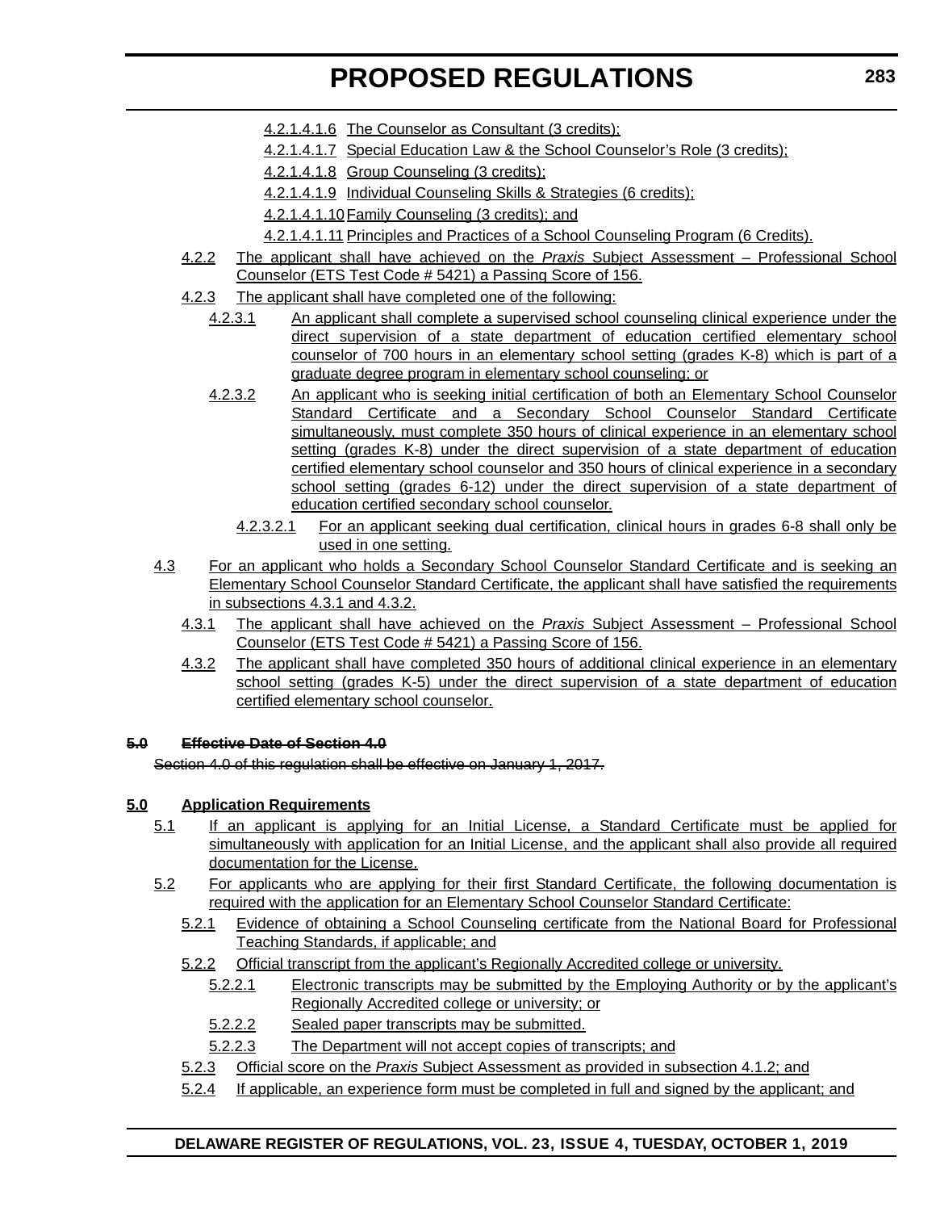4.2.1.4.1.6 The Counselor as Consultant (3 credits);

4.2.1.4.1.7 Special Education Law & the School Counselor's Role (3 credits);

4.2.1.4.1.8 Group Counseling (3 credits);

4.2.1.4.1.9 Individual Counseling Skills & Strategies (6 credits);

4.2.1.4.1.10 Family Counseling (3 credits); and

4.2.1.4.1.11 Principles and Practices of a School Counseling Program (6 Credits).

4.2.2 The applicant shall have achieved on the *Praxis* Subject Assessment – Professional School Counselor (ETS Test Code # 5421) a Passing Score of 156.

4.2.3 The applicant shall have completed one of the following:

4.2.3.1 An applicant shall complete a supervised school counseling clinical experience under the direct supervision of a state department of education certified elementary school counselor of 700 hours in an elementary school setting (grades K-8) which is part of a graduate degree program in elementary school counseling; or

4.2.3.2 An applicant who is seeking initial certification of both an Elementary School Counselor Standard Certificate and a Secondary School Counselor Standard Certificate simultaneously, must complete 350 hours of clinical experience in an elementary school setting (grades K-8) under the direct supervision of a state department of education certified elementary school counselor and 350 hours of clinical experience in a secondary school setting (grades 6-12) under the direct supervision of a state department of education certified secondary school counselor.

4.2.3.2.1 For an applicant seeking dual certification, clinical hours in grades 6-8 shall only be used in one setting.

4.3 For an applicant who holds a Secondary School Counselor Standard Certificate and is seeking an Elementary School Counselor Standard Certificate, the applicant shall have satisfied the requirements in subsections 4.3.1 and 4.3.2.

4.3.1 The applicant shall have achieved on the *Praxis* Subject Assessment – Professional School Counselor (ETS Test Code # 5421) a Passing Score of 156.

4.3.2 The applicant shall have completed 350 hours of additional clinical experience in an elementary school setting (grades K-5) under the direct supervision of a state department of education certified elementary school counselor.

~~**5.0 Effective Date of Section 4.0**~~

~~Section 4.0 of this regulation shall be effective on January 1, 2017.~~

**5.0 Application Requirements**

5.1 If an applicant is applying for an Initial License, a Standard Certificate must be applied for simultaneously with application for an Initial License, and the applicant shall also provide all required documentation for the License.

5.2 For applicants who are applying for their first Standard Certificate, the following documentation is required with the application for an Elementary School Counselor Standard Certificate:

5.2.1 Evidence of obtaining a School Counseling certificate from the National Board for Professional Teaching Standards, if applicable; and

5.2.2 Official transcript from the applicant's Regionally Accredited college or university.

5.2.2.1 Electronic transcripts may be submitted by the Employing Authority or by the applicant's Regionally Accredited college or university; or

5.2.2.2 Sealed paper transcripts may be submitted.

5.2.2.3 The Department will not accept copies of transcripts; and

5.2.3 Official score on the *Praxis* Subject Assessment as provided in subsection 4.1.2; and

5.2.4 If applicable, an experience form must be completed in full and signed by the applicant; and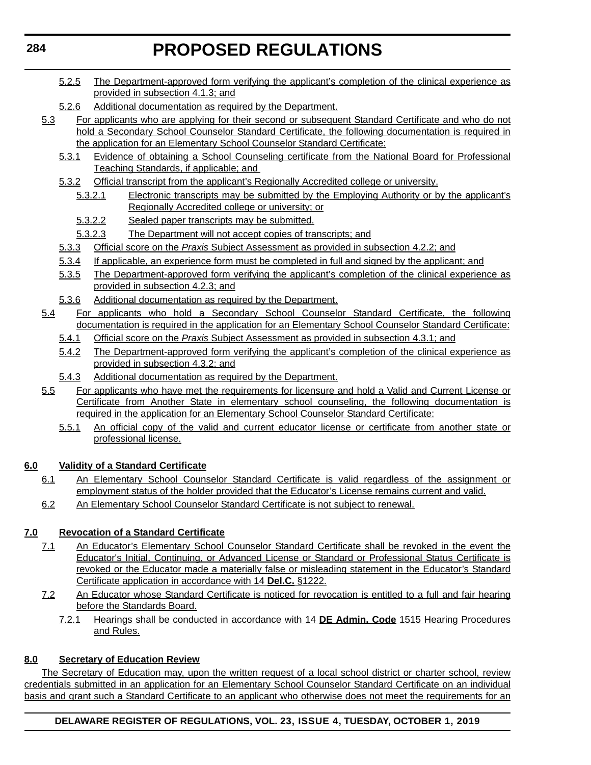5.2.5 The Department-approved form verifying the applicant's completion of the clinical experience as provided in subsection 4.1.3; and

5.2.6 Additional documentation as required by the Department.

5.3 For applicants who are applying for their second or subsequent Standard Certificate and who do not hold a Secondary School Counselor Standard Certificate, the following documentation is required in the application for an Elementary School Counselor Standard Certificate:

5.3.1 Evidence of obtaining a School Counseling certificate from the National Board for Professional Teaching Standards, if applicable; and

5.3.2 Official transcript from the applicant's Regionally Accredited college or university.

5.3.2.1 Electronic transcripts may be submitted by the Employing Authority or by the applicant's Regionally Accredited college or university; or

5.3.2.2 Sealed paper transcripts may be submitted.

5.3.2.3 The Department will not accept copies of transcripts; and

5.3.3 Official score on the *Praxis* Subject Assessment as provided in subsection 4.2.2; and

5.3.4 If applicable, an experience form must be completed in full and signed by the applicant; and

5.3.5 The Department-approved form verifying the applicant's completion of the clinical experience as provided in subsection 4.2.3; and

5.3.6 Additional documentation as required by the Department.

5.4 For applicants who hold a Secondary School Counselor Standard Certificate, the following documentation is required in the application for an Elementary School Counselor Standard Certificate:

5.4.1 Official score on the *Praxis* Subject Assessment as provided in subsection 4.3.1; and

5.4.2 The Department-approved form verifying the applicant's completion of the clinical experience as provided in subsection 4.3.2; and

5.4.3 Additional documentation as required by the Department.

5.5 For applicants who have met the requirements for licensure and hold a Valid and Current License or Certificate from Another State in elementary school counseling, the following documentation is required in the application for an Elementary School Counselor Standard Certificate:

5.5.1 An official copy of the valid and current educator license or certificate from another state or professional license.

**6.0 Validity of a Standard Certificate**

6.1 An Elementary School Counselor Standard Certificate is valid regardless of the assignment or employment status of the holder provided that the Educator's License remains current and valid.

6.2 An Elementary School Counselor Standard Certificate is not subject to renewal.

**7.0 Revocation of a Standard Certificate**

7.1 An Educator's Elementary School Counselor Standard Certificate shall be revoked in the event the Educator's Initial, Continuing, or Advanced License or Standard or Professional Status Certificate is revoked or the Educator made a materially false or misleading statement in the Educator's Standard Certificate application in accordance with 14 **Del.C.** §1222.

7.2 An Educator whose Standard Certificate is noticed for revocation is entitled to a full and fair hearing before the Standards Board.

7.2.1 Hearings shall be conducted in accordance with 14 **DE Admin. Code** 1515 Hearing Procedures and Rules.

**8.0 Secretary of Education Review**

The Secretary of Education may, upon the written request of a local school district or charter school, review credentials submitted in an application for an Elementary School Counselor Standard Certificate on an individual basis and grant such a Standard Certificate to an applicant who otherwise does not meet the requirements for an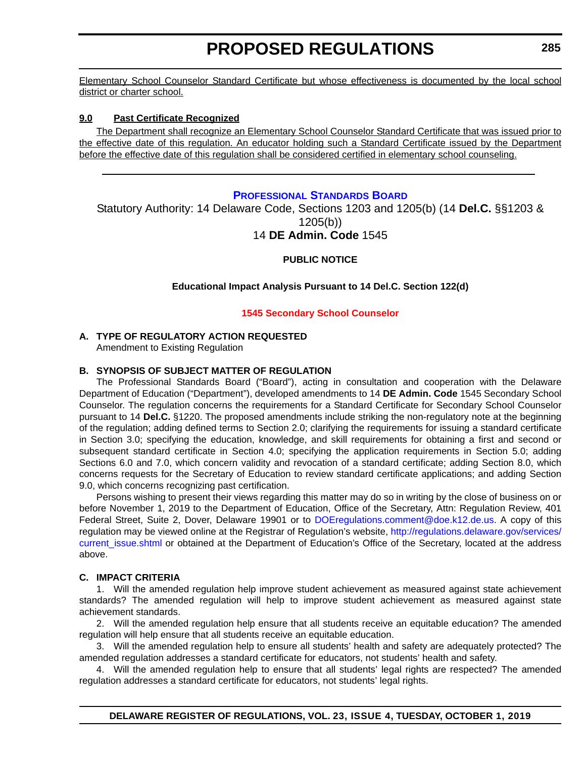Elementary School Counselor Standard Certificate but whose effectiveness is documented by the local school district or charter school.

**9.0 Past Certificate Recognized**

The Department shall recognize an Elementary School Counselor Standard Certificate that was issued prior to the effective date of this regulation. An educator holding such a Standard Certificate issued by the Department before the effective date of this regulation shall be considered certified in elementary school counseling.

---

## PROFESSIONAL STANDARDS BOARD

Statutory Authority: 14 Delaware Code, Sections 1203 and 1205(b) (14 **Del.C.** §§1203 & 1205(b))
14 **DE Admin. Code** 1545

**PUBLIC NOTICE**

**Educational Impact Analysis Pursuant to 14 Del.C. Section 122(d)**

**1545 Secondary School Counselor**

**A. TYPE OF REGULATORY ACTION REQUESTED**

Amendment to Existing Regulation

**B. SYNOPSIS OF SUBJECT MATTER OF REGULATION**

The Professional Standards Board ("Board"), acting in consultation and cooperation with the Delaware Department of Education ("Department"), developed amendments to 14 **DE Admin. Code** 1545 Secondary School Counselor. The regulation concerns the requirements for a Standard Certificate for Secondary School Counselor pursuant to 14 **Del.C.** §1220. The proposed amendments include striking the non-regulatory note at the beginning of the regulation; adding defined terms to Section 2.0; clarifying the requirements for issuing a standard certificate in Section 3.0; specifying the education, knowledge, and skill requirements for obtaining a first and second or subsequent standard certificate in Section 4.0; specifying the application requirements in Section 5.0; adding Sections 6.0 and 7.0, which concern validity and revocation of a standard certificate; adding Section 8.0, which concerns requests for the Secretary of Education to review standard certificate applications; and adding Section 9.0, which concerns recognizing past certification.

Persons wishing to present their views regarding this matter may do so in writing by the close of business on or before November 1, 2019 to the Department of Education, Office of the Secretary, Attn: Regulation Review, 401 Federal Street, Suite 2, Dover, Delaware 19901 or to DOEregulations.comment@doe.k12.de.us. A copy of this regulation may be viewed online at the Registrar of Regulation's website, http://regulations.delaware.gov/services/current_issue.shtml or obtained at the Department of Education's Office of the Secretary, located at the address above.

**C. IMPACT CRITERIA**

1. Will the amended regulation help improve student achievement as measured against state achievement standards? The amended regulation will help to improve student achievement as measured against state achievement standards.

2. Will the amended regulation help ensure that all students receive an equitable education? The amended regulation will help ensure that all students receive an equitable education.

3. Will the amended regulation help to ensure all students' health and safety are adequately protected? The amended regulation addresses a standard certificate for educators, not students' health and safety.

4. Will the amended regulation help to ensure that all students' legal rights are respected? The amended regulation addresses a standard certificate for educators, not students' legal rights.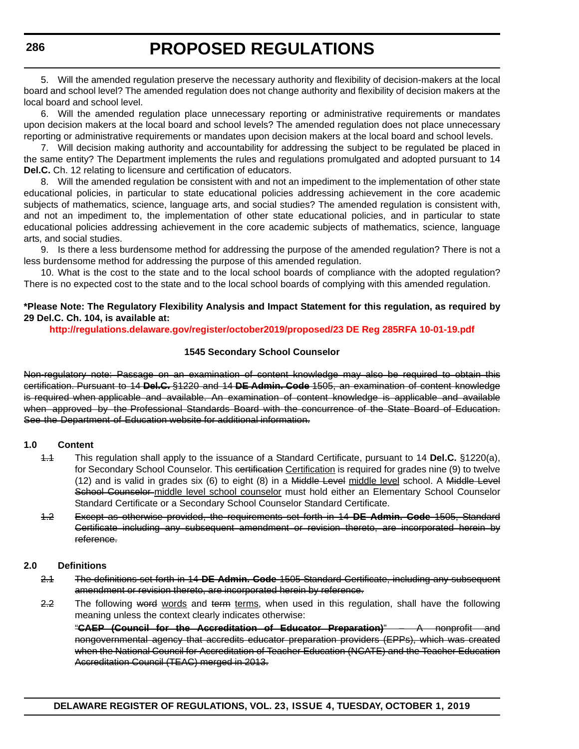5. Will the amended regulation preserve the necessary authority and flexibility of decision-makers at the local board and school level? The amended regulation does not change authority and flexibility of decision makers at the local board and school level.

6. Will the amended regulation place unnecessary reporting or administrative requirements or mandates upon decision makers at the local board and school levels? The amended regulation does not place unnecessary reporting or administrative requirements or mandates upon decision makers at the local board and school levels.

7. Will decision making authority and accountability for addressing the subject to be regulated be placed in the same entity? The Department implements the rules and regulations promulgated and adopted pursuant to 14 **Del.C.** Ch. 12 relating to licensure and certification of educators.

8. Will the amended regulation be consistent with and not an impediment to the implementation of other state educational policies, in particular to state educational policies addressing achievement in the core academic subjects of mathematics, science, language arts, and social studies? The amended regulation is consistent with, and not an impediment to, the implementation of other state educational policies, and in particular to state educational policies addressing achievement in the core academic subjects of mathematics, science, language arts, and social studies.

9. Is there a less burdensome method for addressing the purpose of the amended regulation? There is not a less burdensome method for addressing the purpose of this amended regulation.

10. What is the cost to the state and to the local school boards of compliance with the adopted regulation? There is no expected cost to the state and to the local school boards of complying with this amended regulation.

**\*Please Note: The Regulatory Flexibility Analysis and Impact Statement for this regulation, as required by 29 Del.C. Ch. 104, is available at:**

**http://regulations.delaware.gov/register/october2019/proposed/23 DE Reg 285RFA 10-01-19.pdf**

**1545 Secondary School Counselor**

~~Non-regulatory note: Passage on an examination of content knowledge may also be required to obtain this certification. Pursuant to 14 **Del.C.** §1220 and 14 **DE Admin. Code** 1505, an examination of content knowledge is required when applicable and available. An examination of content knowledge is applicable and available when approved by the Professional Standards Board with the concurrence of the State Board of Education. See the Department of Education website for additional information.~~

**1.0 Content**

~~1.1~~ This regulation shall apply to the issuance of a Standard Certificate, pursuant to 14 **Del.C.** §1220(a), for Secondary School Counselor. This ~~certification~~ Certification is required for grades nine (9) to twelve (12) and is valid in grades six (6) to eight (8) in a ~~Middle Level~~ middle level school. A ~~Middle Level School Counselor~~ middle level school counselor must hold either an Elementary School Counselor Standard Certificate or a Secondary School Counselor Standard Certificate.

~~1.2 Except as otherwise provided, the requirements set forth in 14 **DE Admin. Code** 1505, Standard Certificate including any subsequent amendment or revision thereto, are incorporated herein by reference.~~

**2.0 Definitions**

~~2.1 The definitions set forth in 14 **DE Admin. Code** 1505 Standard Certificate, including any subsequent amendment or revision thereto, are incorporated herein by reference.~~

~~2.2~~ The following ~~word~~ words and ~~term~~ terms, when used in this regulation, shall have the following meaning unless the context clearly indicates otherwise:

~~"**CAEP (Council for the Accreditation of Educator Preparation)**" – A nonprofit and nongovernmental agency that accredits educator preparation providers (EPPs), which was created when the National Council for Accreditation of Teacher Education (NCATE) and the Teacher Education Accreditation Council (TEAC) merged in 2013.~~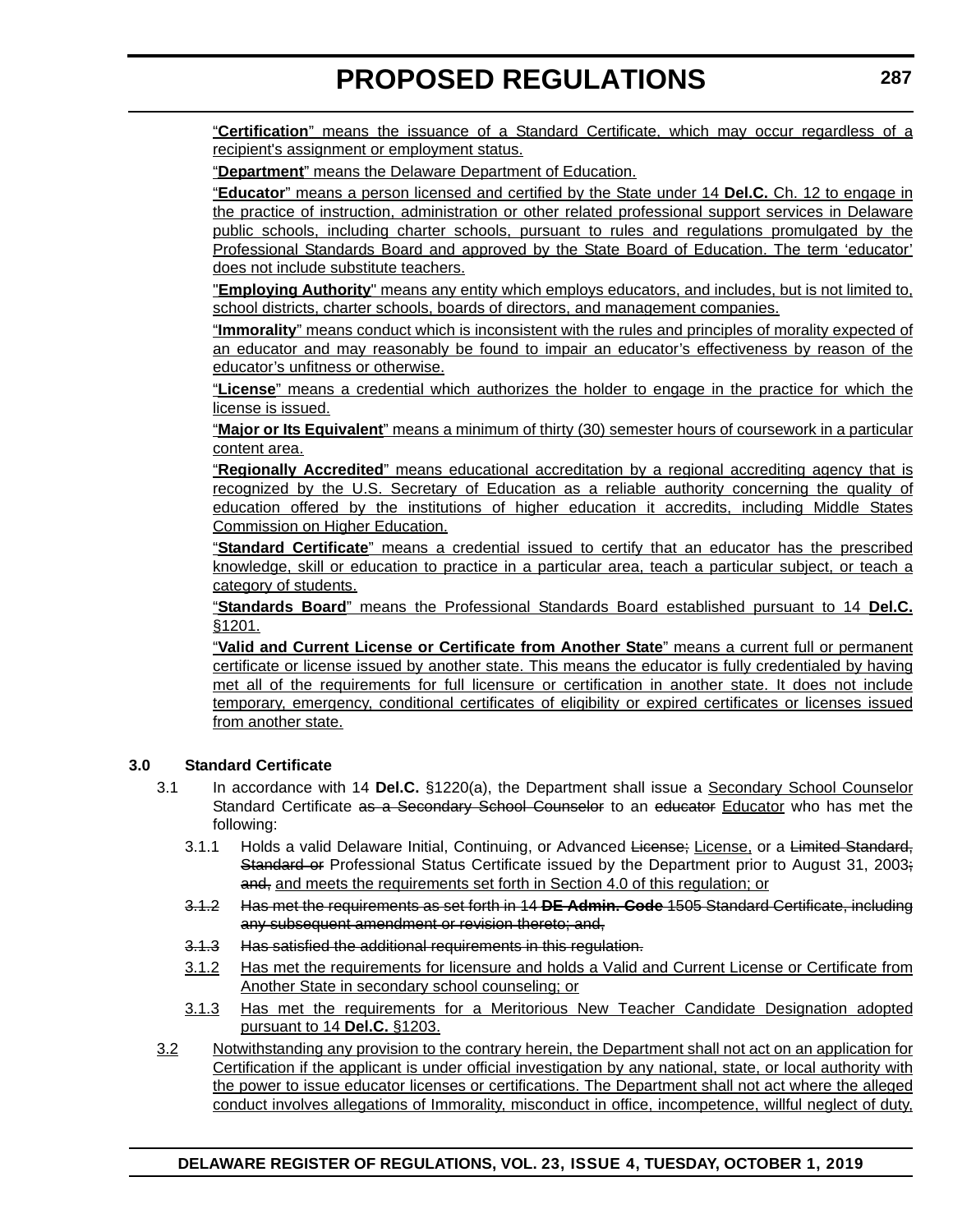"**Certification**" means the issuance of a Standard Certificate, which may occur regardless of a recipient's assignment or employment status.

"**Department**" means the Delaware Department of Education.

"**Educator**" means a person licensed and certified by the State under 14 **Del.C.** Ch. 12 to engage in the practice of instruction, administration or other related professional support services in Delaware public schools, including charter schools, pursuant to rules and regulations promulgated by the Professional Standards Board and approved by the State Board of Education. The term 'educator' does not include substitute teachers.

"**Employing Authority**" means any entity which employs educators, and includes, but is not limited to, school districts, charter schools, boards of directors, and management companies.

"**Immorality**" means conduct which is inconsistent with the rules and principles of morality expected of an educator and may reasonably be found to impair an educator's effectiveness by reason of the educator's unfitness or otherwise.

"**License**" means a credential which authorizes the holder to engage in the practice for which the license is issued.

"**Major or Its Equivalent**" means a minimum of thirty (30) semester hours of coursework in a particular content area.

"**Regionally Accredited**" means educational accreditation by a regional accrediting agency that is recognized by the U.S. Secretary of Education as a reliable authority concerning the quality of education offered by the institutions of higher education it accredits, including Middle States Commission on Higher Education.

"**Standard Certificate**" means a credential issued to certify that an educator has the prescribed knowledge, skill or education to practice in a particular area, teach a particular subject, or teach a category of students.

"**Standards Board**" means the Professional Standards Board established pursuant to 14 **Del.C.** §1201.

"**Valid and Current License or Certificate from Another State**" means a current full or permanent certificate or license issued by another state. This means the educator is fully credentialed by having met all of the requirements for full licensure or certification in another state. It does not include temporary, emergency, conditional certificates of eligibility or expired certificates or licenses issued from another state.

**3.0 Standard Certificate**

3.1 In accordance with 14 **Del.C.** §1220(a), the Department shall issue a Secondary School Counselor Standard Certificate ~~as a Secondary School Counselor~~ to an ~~educator~~ Educator who has met the following:

3.1.1 Holds a valid Delaware Initial, Continuing, or Advanced ~~License;~~ License, or a ~~Limited Standard, Standard or~~ Professional Status Certificate issued by the Department prior to August 31, 2003~~; and,~~ and meets the requirements set forth in Section 4.0 of this regulation; or

~~3.1.2 Has met the requirements as set forth in 14 **DE Admin. Code** 1505 Standard Certificate, including any subsequent amendment or revision thereto; and,~~

~~3.1.3 Has satisfied the additional requirements in this regulation.~~

3.1.2 Has met the requirements for licensure and holds a Valid and Current License or Certificate from Another State in secondary school counseling; or

3.1.3 Has met the requirements for a Meritorious New Teacher Candidate Designation adopted pursuant to 14 **Del.C.** §1203.

3.2 Notwithstanding any provision to the contrary herein, the Department shall not act on an application for Certification if the applicant is under official investigation by any national, state, or local authority with the power to issue educator licenses or certifications. The Department shall not act where the alleged conduct involves allegations of Immorality, misconduct in office, incompetence, willful neglect of duty,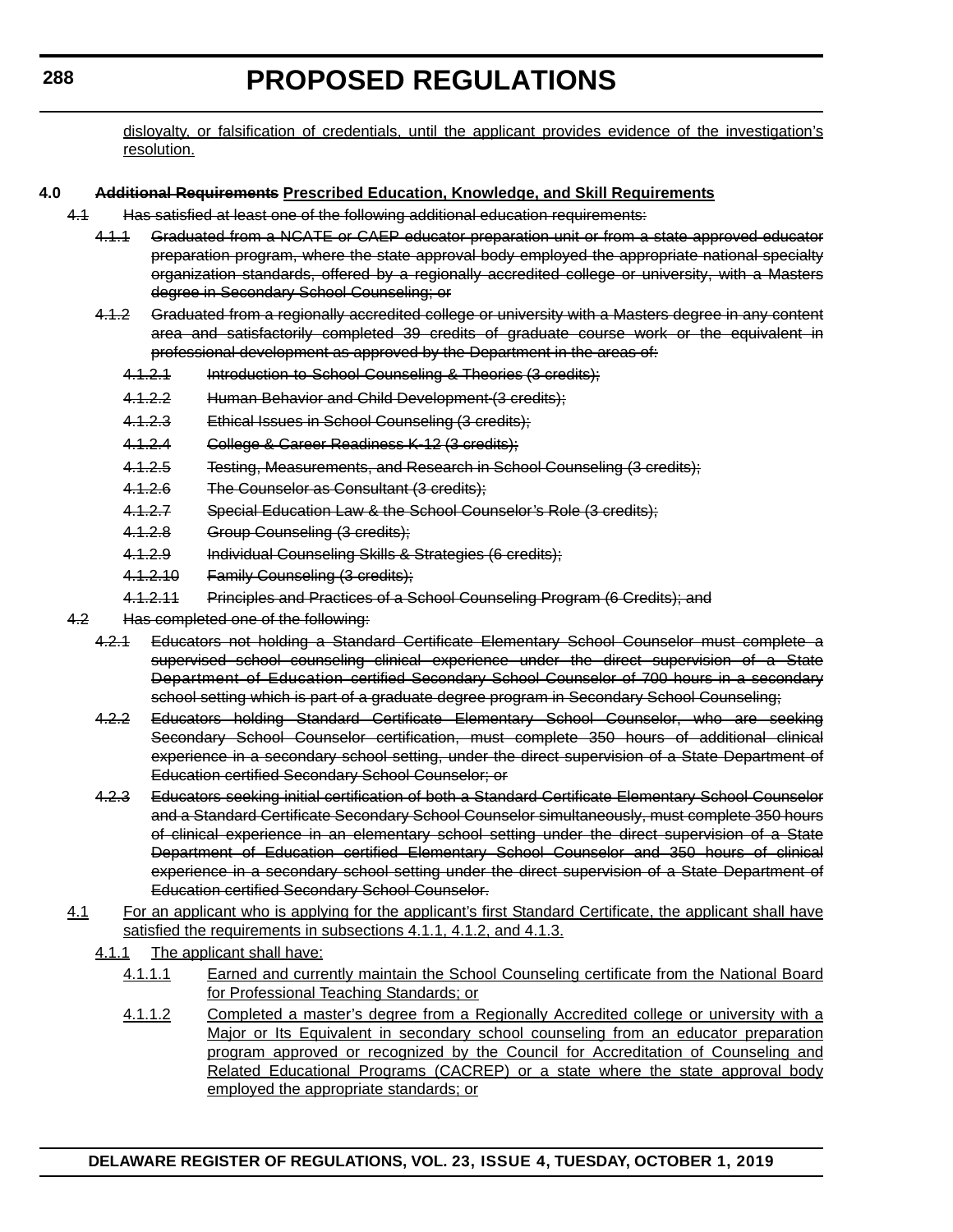disloyalty, or falsification of credentials, until the applicant provides evidence of the investigation's resolution.

**4.0 ~~Additional Requirements~~ Prescribed Education, Knowledge, and Skill Requirements**

~~4.1 Has satisfied at least one of the following additional education requirements:~~

~~4.1.1 Graduated from a NCATE or CAEP educator preparation unit or from a state approved educator preparation program, where the state approval body employed the appropriate national specialty organization standards, offered by a regionally accredited college or university, with a Masters degree in Secondary School Counseling; or~~

~~4.1.2 Graduated from a regionally accredited college or university with a Masters degree in any content area and satisfactorily completed 39 credits of graduate course work or the equivalent in professional development as approved by the Department in the areas of:~~

~~4.1.2.1 Introduction to School Counseling & Theories (3 credits);~~

~~4.1.2.2 Human Behavior and Child Development (3 credits);~~

~~4.1.2.3 Ethical Issues in School Counseling (3 credits);~~

~~4.1.2.4 College & Career Readiness K-12 (3 credits);~~

~~4.1.2.5 Testing, Measurements, and Research in School Counseling (3 credits);~~

~~4.1.2.6 The Counselor as Consultant (3 credits);~~

~~4.1.2.7 Special Education Law & the School Counselor's Role (3 credits);~~

~~4.1.2.8 Group Counseling (3 credits);~~

~~4.1.2.9 Individual Counseling Skills & Strategies (6 credits);~~

~~4.1.2.10 Family Counseling (3 credits);~~

~~4.1.2.11 Principles and Practices of a School Counseling Program (6 Credits); and~~

~~4.2 Has completed one of the following:~~

~~4.2.1 Educators not holding a Standard Certificate Elementary School Counselor must complete a supervised school counseling clinical experience under the direct supervision of a State Department of Education certified Secondary School Counselor of 700 hours in a secondary school setting which is part of a graduate degree program in Secondary School Counseling;~~

~~4.2.2 Educators holding Standard Certificate Elementary School Counselor, who are seeking Secondary School Counselor certification, must complete 350 hours of additional clinical experience in a secondary school setting, under the direct supervision of a State Department of Education certified Secondary School Counselor; or~~

~~4.2.3 Educators seeking initial certification of both a Standard Certificate Elementary School Counselor and a Standard Certificate Secondary School Counselor simultaneously, must complete 350 hours of clinical experience in an elementary school setting under the direct supervision of a State Department of Education certified Elementary School Counselor and 350 hours of clinical experience in a secondary school setting under the direct supervision of a State Department of Education certified Secondary School Counselor.~~

<u>4.1 For an applicant who is applying for the applicant's first Standard Certificate, the applicant shall have satisfied the requirements in subsections 4.1.1, 4.1.2, and 4.1.3.</u>

<u>4.1.1 The applicant shall have:</u>

<u>4.1.1.1 Earned and currently maintain the School Counseling certificate from the National Board for Professional Teaching Standards; or</u>

<u>4.1.1.2 Completed a master's degree from a Regionally Accredited college or university with a Major or Its Equivalent in secondary school counseling from an educator preparation program approved or recognized by the Council for Accreditation of Counseling and Related Educational Programs (CACREP) or a state where the state approval body employed the appropriate standards; or</u>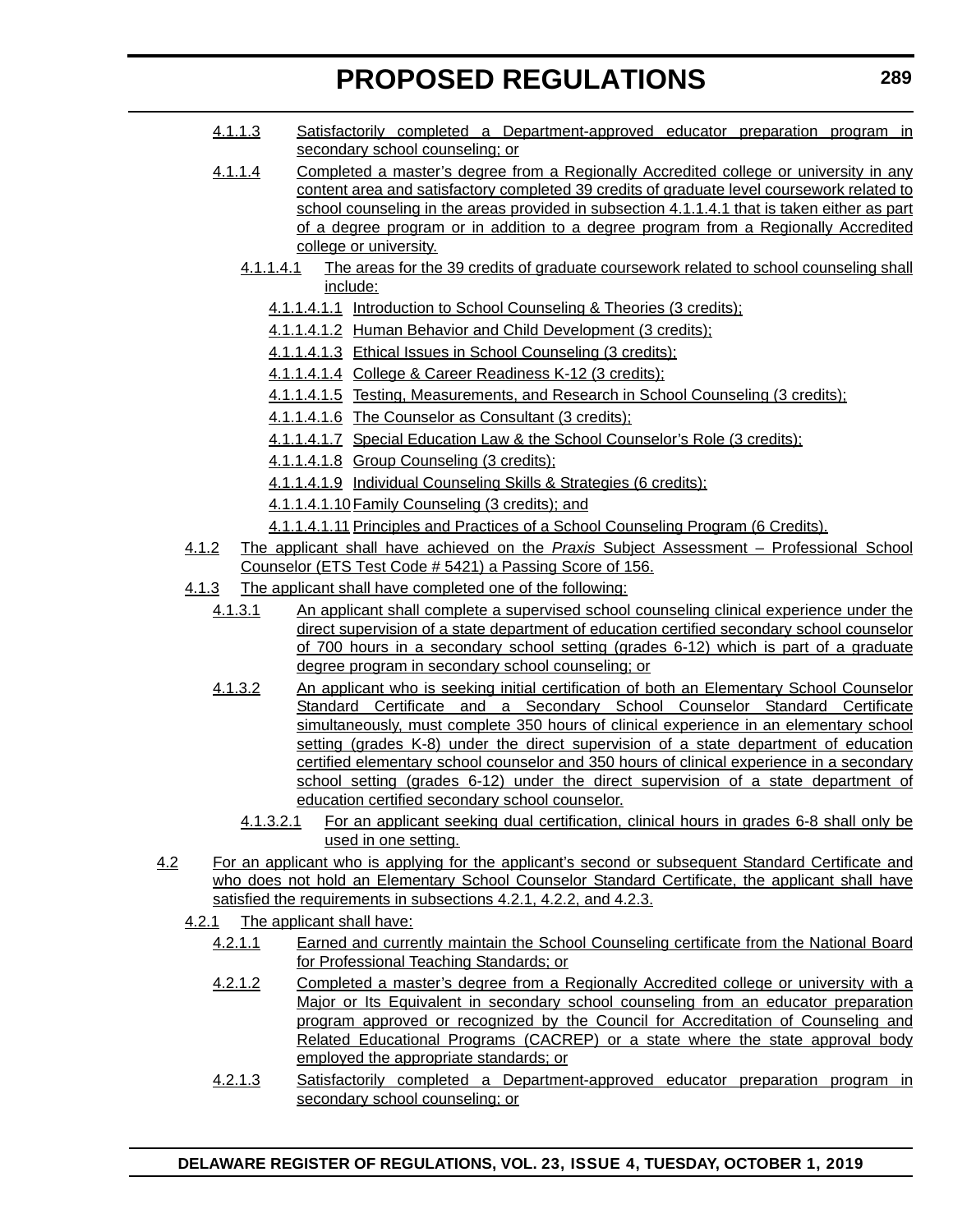4.1.1.3 Satisfactorily completed a Department-approved educator preparation program in secondary school counseling; or

4.1.1.4 Completed a master's degree from a Regionally Accredited college or university in any content area and satisfactory completed 39 credits of graduate level coursework related to school counseling in the areas provided in subsection 4.1.1.4.1 that is taken either as part of a degree program or in addition to a degree program from a Regionally Accredited college or university.

4.1.1.4.1 The areas for the 39 credits of graduate coursework related to school counseling shall include:

4.1.1.4.1.1 Introduction to School Counseling & Theories (3 credits);

4.1.1.4.1.2 Human Behavior and Child Development (3 credits);

4.1.1.4.1.3 Ethical Issues in School Counseling (3 credits);

4.1.1.4.1.4 College & Career Readiness K-12 (3 credits);

4.1.1.4.1.5 Testing, Measurements, and Research in School Counseling (3 credits);

4.1.1.4.1.6 The Counselor as Consultant (3 credits);

4.1.1.4.1.7 Special Education Law & the School Counselor's Role (3 credits);

4.1.1.4.1.8 Group Counseling (3 credits);

4.1.1.4.1.9 Individual Counseling Skills & Strategies (6 credits);

4.1.1.4.1.10 Family Counseling (3 credits); and

4.1.1.4.1.11 Principles and Practices of a School Counseling Program (6 Credits).

4.1.2 The applicant shall have achieved on the *Praxis* Subject Assessment – Professional School Counselor (ETS Test Code # 5421) a Passing Score of 156.

4.1.3 The applicant shall have completed one of the following:

4.1.3.1 An applicant shall complete a supervised school counseling clinical experience under the direct supervision of a state department of education certified secondary school counselor of 700 hours in a secondary school setting (grades 6-12) which is part of a graduate degree program in secondary school counseling; or

4.1.3.2 An applicant who is seeking initial certification of both an Elementary School Counselor Standard Certificate and a Secondary School Counselor Standard Certificate simultaneously, must complete 350 hours of clinical experience in an elementary school setting (grades K-8) under the direct supervision of a state department of education certified elementary school counselor and 350 hours of clinical experience in a secondary school setting (grades 6-12) under the direct supervision of a state department of education certified secondary school counselor.

4.1.3.2.1 For an applicant seeking dual certification, clinical hours in grades 6-8 shall only be used in one setting.

4.2 For an applicant who is applying for the applicant's second or subsequent Standard Certificate and who does not hold an Elementary School Counselor Standard Certificate, the applicant shall have satisfied the requirements in subsections 4.2.1, 4.2.2, and 4.2.3.

4.2.1 The applicant shall have:

4.2.1.1 Earned and currently maintain the School Counseling certificate from the National Board for Professional Teaching Standards; or

4.2.1.2 Completed a master's degree from a Regionally Accredited college or university with a Major or Its Equivalent in secondary school counseling from an educator preparation program approved or recognized by the Council for Accreditation of Counseling and Related Educational Programs (CACREP) or a state where the state approval body employed the appropriate standards; or

4.2.1.3 Satisfactorily completed a Department-approved educator preparation program in secondary school counseling; or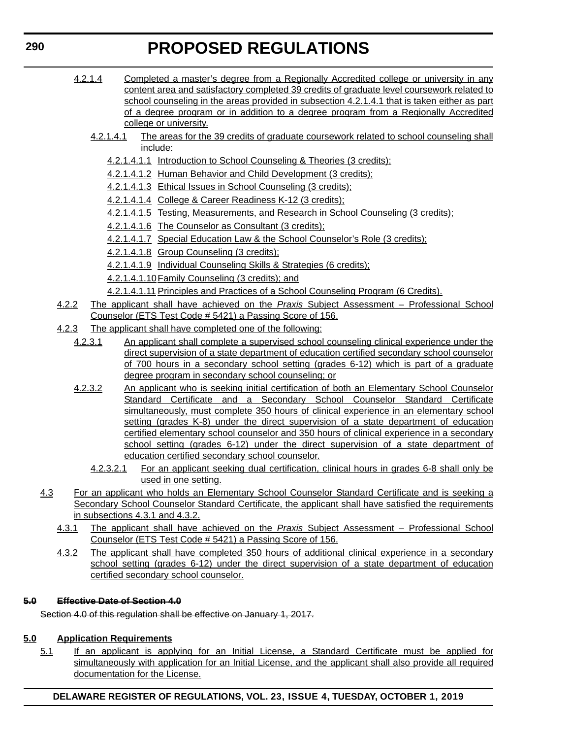4.2.1.4 Completed a master's degree from a Regionally Accredited college or university in any content area and satisfactory completed 39 credits of graduate level coursework related to school counseling in the areas provided in subsection 4.2.1.4.1 that is taken either as part of a degree program or in addition to a degree program from a Regionally Accredited college or university.

4.2.1.4.1 The areas for the 39 credits of graduate coursework related to school counseling shall include:

4.2.1.4.1.1 Introduction to School Counseling & Theories (3 credits);

4.2.1.4.1.2 Human Behavior and Child Development (3 credits);

4.2.1.4.1.3 Ethical Issues in School Counseling (3 credits);

4.2.1.4.1.4 College & Career Readiness K-12 (3 credits);

4.2.1.4.1.5 Testing, Measurements, and Research in School Counseling (3 credits);

4.2.1.4.1.6 The Counselor as Consultant (3 credits);

4.2.1.4.1.7 Special Education Law & the School Counselor's Role (3 credits);

4.2.1.4.1.8 Group Counseling (3 credits);

4.2.1.4.1.9 Individual Counseling Skills & Strategies (6 credits);

4.2.1.4.1.10 Family Counseling (3 credits); and

4.2.1.4.1.11 Principles and Practices of a School Counseling Program (6 Credits).

4.2.2 The applicant shall have achieved on the *Praxis* Subject Assessment – Professional School Counselor (ETS Test Code # 5421) a Passing Score of 156.

4.2.3 The applicant shall have completed one of the following:

4.2.3.1 An applicant shall complete a supervised school counseling clinical experience under the direct supervision of a state department of education certified secondary school counselor of 700 hours in a secondary school setting (grades 6-12) which is part of a graduate degree program in secondary school counseling; or

4.2.3.2 An applicant who is seeking initial certification of both an Elementary School Counselor Standard Certificate and a Secondary School Counselor Standard Certificate simultaneously, must complete 350 hours of clinical experience in an elementary school setting (grades K-8) under the direct supervision of a state department of education certified elementary school counselor and 350 hours of clinical experience in a secondary school setting (grades 6-12) under the direct supervision of a state department of education certified secondary school counselor.

4.2.3.2.1 For an applicant seeking dual certification, clinical hours in grades 6-8 shall only be used in one setting.

4.3 For an applicant who holds an Elementary School Counselor Standard Certificate and is seeking a Secondary School Counselor Standard Certificate, the applicant shall have satisfied the requirements in subsections 4.3.1 and 4.3.2.

4.3.1 The applicant shall have achieved on the *Praxis* Subject Assessment – Professional School Counselor (ETS Test Code # 5421) a Passing Score of 156.

4.3.2 The applicant shall have completed 350 hours of additional clinical experience in a secondary school setting (grades 6-12) under the direct supervision of a state department of education certified secondary school counselor.

**~~5.0 Effective Date of Section 4.0~~**

~~Section 4.0 of this regulation shall be effective on January 1, 2017.~~

**5.0 Application Requirements**

5.1 If an applicant is applying for an Initial License, a Standard Certificate must be applied for simultaneously with application for an Initial License, and the applicant shall also provide all required documentation for the License.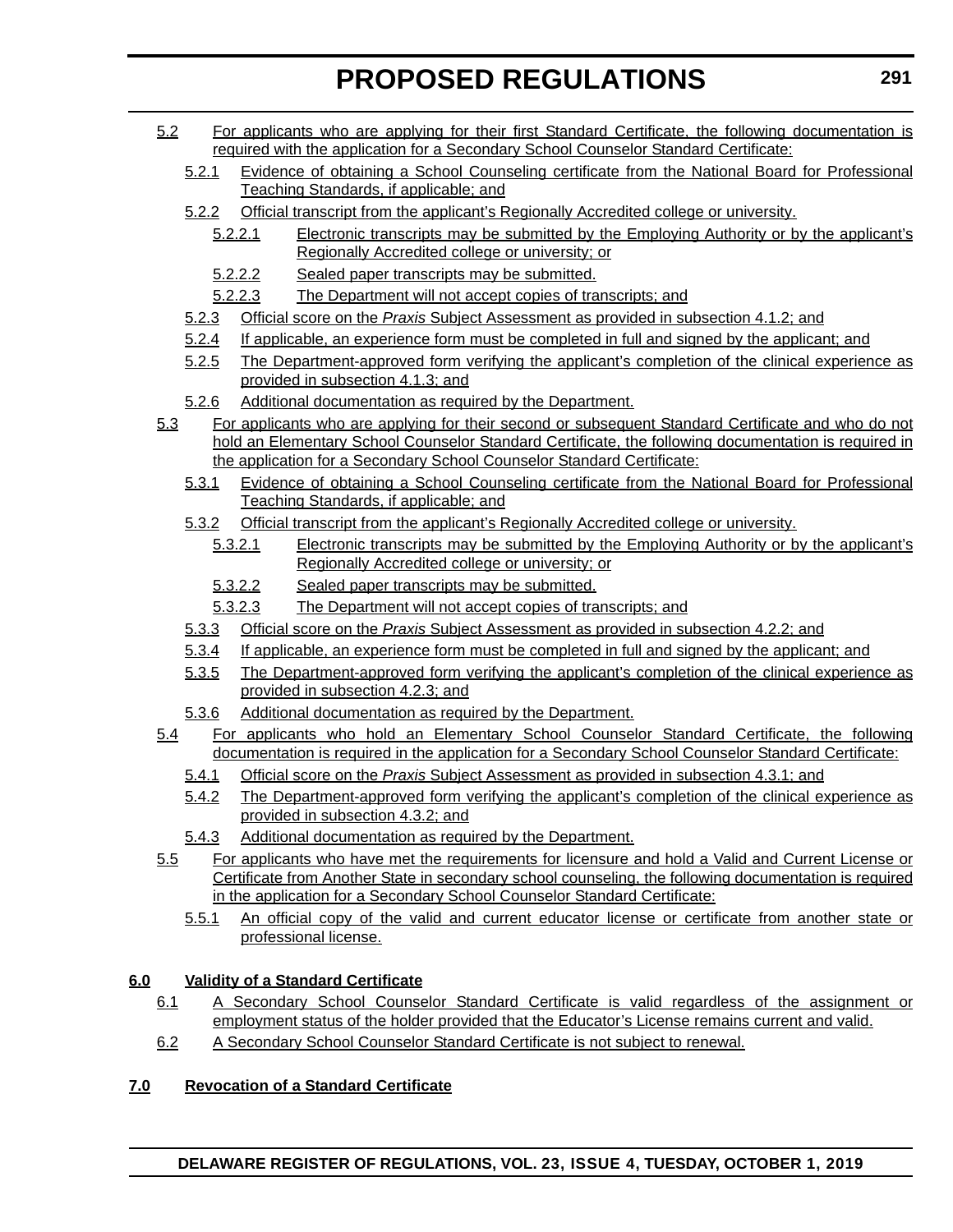5.2 For applicants who are applying for their first Standard Certificate, the following documentation is required with the application for a Secondary School Counselor Standard Certificate:

- 5.2.1 Evidence of obtaining a School Counseling certificate from the National Board for Professional Teaching Standards, if applicable; and
- 5.2.2 Official transcript from the applicant's Regionally Accredited college or university.
  - 5.2.2.1 Electronic transcripts may be submitted by the Employing Authority or by the applicant's Regionally Accredited college or university; or
  - 5.2.2.2 Sealed paper transcripts may be submitted.
  - 5.2.2.3 The Department will not accept copies of transcripts; and
- 5.2.3 Official score on the *Praxis* Subject Assessment as provided in subsection 4.1.2; and
- 5.2.4 If applicable, an experience form must be completed in full and signed by the applicant; and
- 5.2.5 The Department-approved form verifying the applicant's completion of the clinical experience as provided in subsection 4.1.3; and
- 5.2.6 Additional documentation as required by the Department.

5.3 For applicants who are applying for their second or subsequent Standard Certificate and who do not hold an Elementary School Counselor Standard Certificate, the following documentation is required in the application for a Secondary School Counselor Standard Certificate:

- 5.3.1 Evidence of obtaining a School Counseling certificate from the National Board for Professional Teaching Standards, if applicable; and
- 5.3.2 Official transcript from the applicant's Regionally Accredited college or university.
  - 5.3.2.1 Electronic transcripts may be submitted by the Employing Authority or by the applicant's Regionally Accredited college or university; or
  - 5.3.2.2 Sealed paper transcripts may be submitted.
  - 5.3.2.3 The Department will not accept copies of transcripts; and
- 5.3.3 Official score on the *Praxis* Subject Assessment as provided in subsection 4.2.2; and
- 5.3.4 If applicable, an experience form must be completed in full and signed by the applicant; and
- 5.3.5 The Department-approved form verifying the applicant's completion of the clinical experience as provided in subsection 4.2.3; and
- 5.3.6 Additional documentation as required by the Department.

5.4 For applicants who hold an Elementary School Counselor Standard Certificate, the following documentation is required in the application for a Secondary School Counselor Standard Certificate:

- 5.4.1 Official score on the *Praxis* Subject Assessment as provided in subsection 4.3.1; and
- 5.4.2 The Department-approved form verifying the applicant's completion of the clinical experience as provided in subsection 4.3.2; and
- 5.4.3 Additional documentation as required by the Department.

5.5 For applicants who have met the requirements for licensure and hold a Valid and Current License or Certificate from Another State in secondary school counseling, the following documentation is required in the application for a Secondary School Counselor Standard Certificate:

- 5.5.1 An official copy of the valid and current educator license or certificate from another state or professional license.

**6.0 Validity of a Standard Certificate**

6.1 A Secondary School Counselor Standard Certificate is valid regardless of the assignment or employment status of the holder provided that the Educator's License remains current and valid.

6.2 A Secondary School Counselor Standard Certificate is not subject to renewal.

**7.0 Revocation of a Standard Certificate**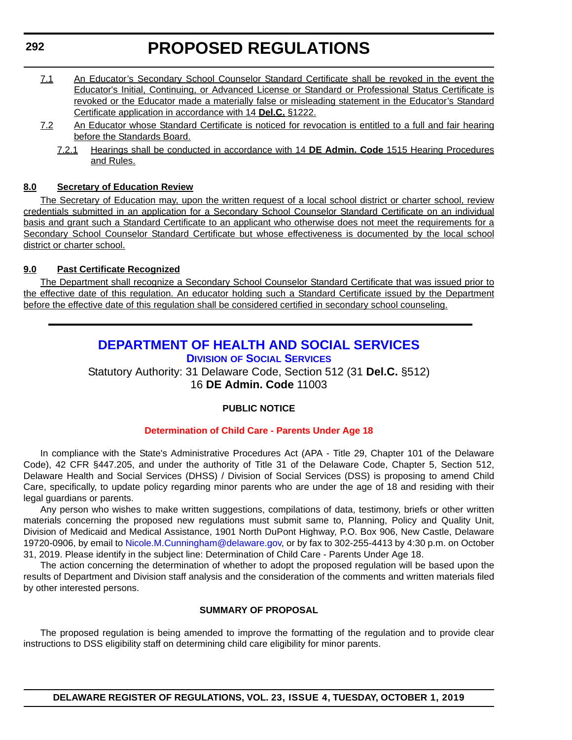7.1 An Educator's Secondary School Counselor Standard Certificate shall be revoked in the event the Educator's Initial, Continuing, or Advanced License or Standard or Professional Status Certificate is revoked or the Educator made a materially false or misleading statement in the Educator's Standard Certificate application in accordance with 14 **Del.C.** §1222.

7.2 An Educator whose Standard Certificate is noticed for revocation is entitled to a full and fair hearing before the Standards Board.

7.2.1 Hearings shall be conducted in accordance with 14 **DE Admin. Code** 1515 Hearing Procedures and Rules.

**8.0 Secretary of Education Review**

The Secretary of Education may, upon the written request of a local school district or charter school, review credentials submitted in an application for a Secondary School Counselor Standard Certificate on an individual basis and grant such a Standard Certificate to an applicant who otherwise does not meet the requirements for a Secondary School Counselor Standard Certificate but whose effectiveness is documented by the local school district or charter school.

**9.0 Past Certificate Recognized**

The Department shall recognize a Secondary School Counselor Standard Certificate that was issued prior to the effective date of this regulation. An educator holding such a Standard Certificate issued by the Department before the effective date of this regulation shall be considered certified in secondary school counseling.

---

# DEPARTMENT OF HEALTH AND SOCIAL SERVICES

## Division of Social Services

Statutory Authority: 31 Delaware Code, Section 512 (31 **Del.C.** §512)
16 **DE Admin. Code** 11003

**PUBLIC NOTICE**

**Determination of Child Care - Parents Under Age 18**

In compliance with the State's Administrative Procedures Act (APA - Title 29, Chapter 101 of the Delaware Code), 42 CFR §447.205, and under the authority of Title 31 of the Delaware Code, Chapter 5, Section 512, Delaware Health and Social Services (DHSS) / Division of Social Services (DSS) is proposing to amend Child Care, specifically, to update policy regarding minor parents who are under the age of 18 and residing with their legal guardians or parents.

Any person who wishes to make written suggestions, compilations of data, testimony, briefs or other written materials concerning the proposed new regulations must submit same to, Planning, Policy and Quality Unit, Division of Medicaid and Medical Assistance, 1901 North DuPont Highway, P.O. Box 906, New Castle, Delaware 19720-0906, by email to Nicole.M.Cunningham@delaware.gov, or by fax to 302-255-4413 by 4:30 p.m. on October 31, 2019. Please identify in the subject line: Determination of Child Care - Parents Under Age 18.

The action concerning the determination of whether to adopt the proposed regulation will be based upon the results of Department and Division staff analysis and the consideration of the comments and written materials filed by other interested persons.

**SUMMARY OF PROPOSAL**

The proposed regulation is being amended to improve the formatting of the regulation and to provide clear instructions to DSS eligibility staff on determining child care eligibility for minor parents.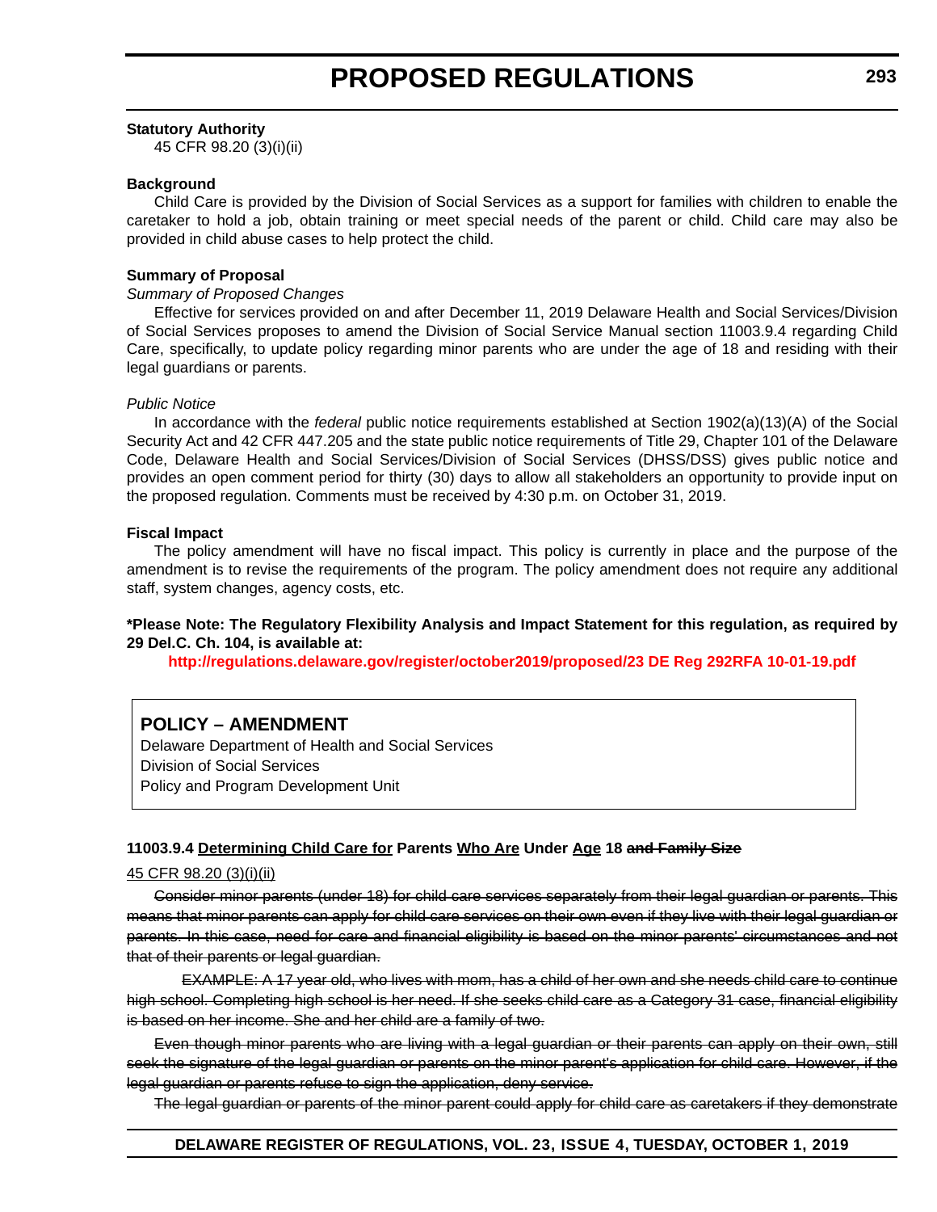**Statutory Authority**

45 CFR 98.20 (3)(i)(ii)

**Background**

Child Care is provided by the Division of Social Services as a support for families with children to enable the caretaker to hold a job, obtain training or meet special needs of the parent or child. Child care may also be provided in child abuse cases to help protect the child.

**Summary of Proposal**

*Summary of Proposed Changes*

Effective for services provided on and after December 11, 2019 Delaware Health and Social Services/Division of Social Services proposes to amend the Division of Social Service Manual section 11003.9.4 regarding Child Care, specifically, to update policy regarding minor parents who are under the age of 18 and residing with their legal guardians or parents.

*Public Notice*

In accordance with the *federal* public notice requirements established at Section 1902(a)(13)(A) of the Social Security Act and 42 CFR 447.205 and the state public notice requirements of Title 29, Chapter 101 of the Delaware Code, Delaware Health and Social Services/Division of Social Services (DHSS/DSS) gives public notice and provides an open comment period for thirty (30) days to allow all stakeholders an opportunity to provide input on the proposed regulation. Comments must be received by 4:30 p.m. on October 31, 2019.

**Fiscal Impact**

The policy amendment will have no fiscal impact. This policy is currently in place and the purpose of the amendment is to revise the requirements of the program. The policy amendment does not require any additional staff, system changes, agency costs, etc.

**\*Please Note: The Regulatory Flexibility Analysis and Impact Statement for this regulation, as required by 29 Del.C. Ch. 104, is available at:**

**http://regulations.delaware.gov/register/october2019/proposed/23 DE Reg 292RFA 10-01-19.pdf**

## POLICY – AMENDMENT

Delaware Department of Health and Social Services
Division of Social Services
Policy and Program Development Unit

**11003.9.4 <u>Determining Child Care for</u> Parents <u>Who Are</u> Under <u>Age</u> 18 ~~and Family Size~~**

<u>45 CFR 98.20 (3)(i)(ii)</u>

~~Consider minor parents (under 18) for child care services separately from their legal guardian or parents. This means that minor parents can apply for child care services on their own even if they live with their legal guardian or parents. In this case, need for care and financial eligibility is based on the minor parents' circumstances and not that of their parents or legal guardian.~~

~~EXAMPLE: A 17 year old, who lives with mom, has a child of her own and she needs child care to continue high school. Completing high school is her need. If she seeks child care as a Category 31 case, financial eligibility is based on her income. She and her child are a family of two.~~

~~Even though minor parents who are living with a legal guardian or their parents can apply on their own, still seek the signature of the legal guardian or parents on the minor parent's application for child care. However, if the legal guardian or parents refuse to sign the application, deny service.~~

~~The legal guardian or parents of the minor parent could apply for child care as caretakers if they demonstrate~~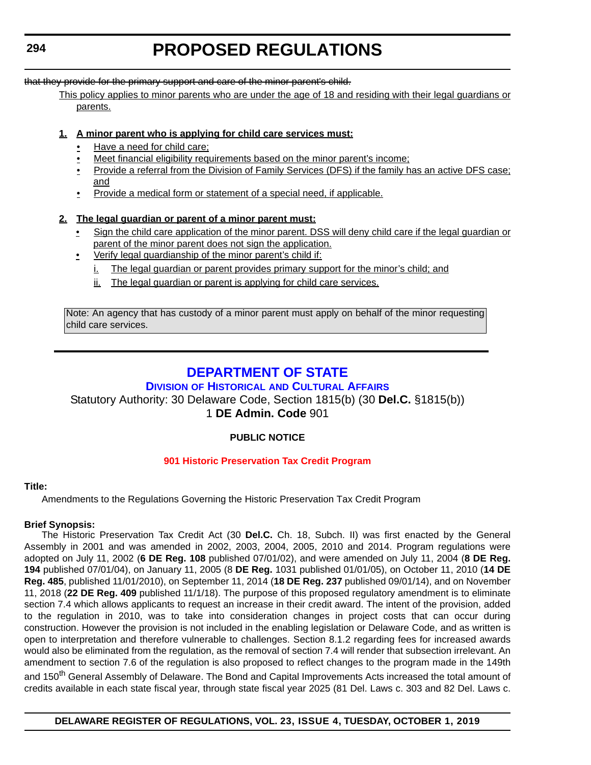~~that they provide for the primary support and care of the minor parent's child.~~

<u>This policy applies to minor parents who are under the age of 18 and residing with their legal guardians or parents.</u>

**<u>1. A minor parent who is applying for child care services must:</u>**

- <u>Have a need for child care;</u>
- <u>Meet financial eligibility requirements based on the minor parent's income;</u>
- <u>Provide a referral from the Division of Family Services (DFS) if the family has an active DFS case; and</u>
- <u>Provide a medical form or statement of a special need, if applicable.</u>

**<u>2. The legal guardian or parent of a minor parent must:</u>**

- <u>Sign the child care application of the minor parent. DSS will deny child care if the legal guardian or parent of the minor parent does not sign the application.</u>
- <u>Verify legal guardianship of the minor parent's child if:</u>
  - <u>i. The legal guardian or parent provides primary support for the minor's child; and</u>
  - <u>ii. The legal guardian or parent is applying for child care services.</u>

> Note: An agency that has custody of a minor parent must apply on behalf of the minor requesting child care services.

---

# DEPARTMENT OF STATE

## DIVISION OF HISTORICAL AND CULTURAL AFFAIRS

Statutory Authority: 30 Delaware Code, Section 1815(b) (30 **Del.C.** §1815(b))
1 **DE Admin. Code** 901

**PUBLIC NOTICE**

**901 Historic Preservation Tax Credit Program**

**Title:**

Amendments to the Regulations Governing the Historic Preservation Tax Credit Program

**Brief Synopsis:**

The Historic Preservation Tax Credit Act (30 **Del.C.** Ch. 18, Subch. II) was first enacted by the General Assembly in 2001 and was amended in 2002, 2003, 2004, 2005, 2010 and 2014. Program regulations were adopted on July 11, 2002 (**6 DE Reg. 108** published 07/01/02), and were amended on July 11, 2004 (**8 DE Reg. 194** published 07/01/04), on January 11, 2005 (8 **DE Reg.** 1031 published 01/01/05), on October 11, 2010 (**14 DE Reg. 485**, published 11/01/2010), on September 11, 2014 (**18 DE Reg. 237** published 09/01/14), and on November 11, 2018 (**22 DE Reg. 409** published 11/1/18). The purpose of this proposed regulatory amendment is to eliminate section 7.4 which allows applicants to request an increase in their credit award. The intent of the provision, added to the regulation in 2010, was to take into consideration changes in project costs that can occur during construction. However the provision is not included in the enabling legislation or Delaware Code, and as written is open to interpretation and therefore vulnerable to challenges. Section 8.1.2 regarding fees for increased awards would also be eliminated from the regulation, as the removal of section 7.4 will render that subsection irrelevant. An amendment to section 7.6 of the regulation is also proposed to reflect changes to the program made in the 149th and 150th General Assembly of Delaware. The Bond and Capital Improvements Acts increased the total amount of credits available in each state fiscal year, through state fiscal year 2025 (81 Del. Laws c. 303 and 82 Del. Laws c.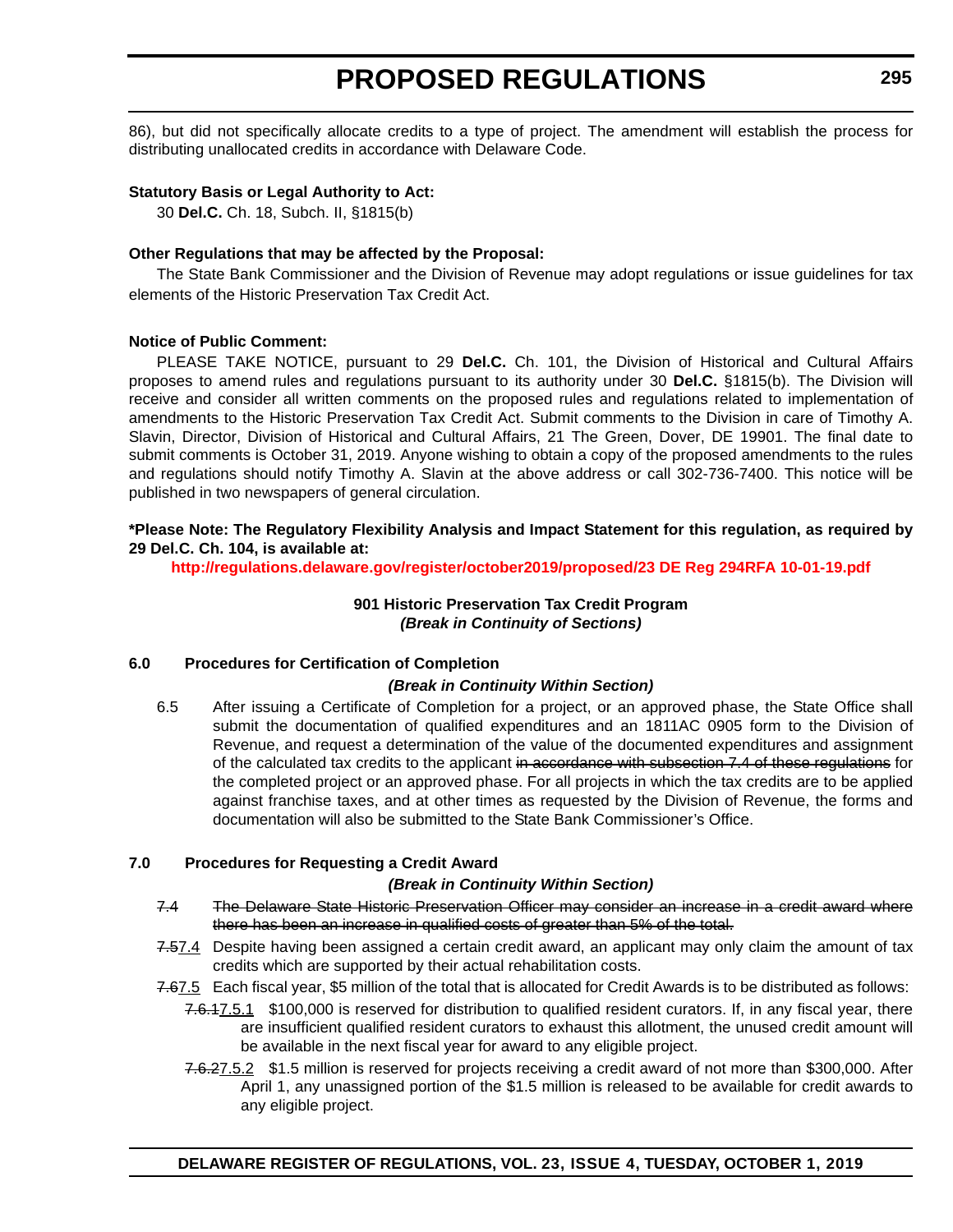86), but did not specifically allocate credits to a type of project. The amendment will establish the process for distributing unallocated credits in accordance with Delaware Code.

**Statutory Basis or Legal Authority to Act:**

30 **Del.C.** Ch. 18, Subch. II, §1815(b)

**Other Regulations that may be affected by the Proposal:**

The State Bank Commissioner and the Division of Revenue may adopt regulations or issue guidelines for tax elements of the Historic Preservation Tax Credit Act.

**Notice of Public Comment:**

PLEASE TAKE NOTICE, pursuant to 29 **Del.C.** Ch. 101, the Division of Historical and Cultural Affairs proposes to amend rules and regulations pursuant to its authority under 30 **Del.C.** §1815(b). The Division will receive and consider all written comments on the proposed rules and regulations related to implementation of amendments to the Historic Preservation Tax Credit Act. Submit comments to the Division in care of Timothy A. Slavin, Director, Division of Historical and Cultural Affairs, 21 The Green, Dover, DE 19901. The final date to submit comments is October 31, 2019. Anyone wishing to obtain a copy of the proposed amendments to the rules and regulations should notify Timothy A. Slavin at the above address or call 302-736-7400. This notice will be published in two newspapers of general circulation.

**\*Please Note: The Regulatory Flexibility Analysis and Impact Statement for this regulation, as required by 29 Del.C. Ch. 104, is available at:**

**http://regulations.delaware.gov/register/october2019/proposed/23 DE Reg 294RFA 10-01-19.pdf**

**901 Historic Preservation Tax Credit Program**
***(Break in Continuity of Sections)***

**6.0 Procedures for Certification of Completion**

***(Break in Continuity Within Section)***

6.5 After issuing a Certificate of Completion for a project, or an approved phase, the State Office shall submit the documentation of qualified expenditures and an 1811AC 0905 form to the Division of Revenue, and request a determination of the value of the documented expenditures and assignment of the calculated tax credits to the applicant ~~in accordance with subsection 7.4 of these regulations~~ for the completed project or an approved phase. For all projects in which the tax credits are to be applied against franchise taxes, and at other times as requested by the Division of Revenue, the forms and documentation will also be submitted to the State Bank Commissioner's Office.

**7.0 Procedures for Requesting a Credit Award**

***(Break in Continuity Within Section)***

~~7.4 The Delaware State Historic Preservation Officer may consider an increase in a credit award where there has been an increase in qualified costs of greater than 5% of the total.~~

~~7.5~~<u>7.4</u> Despite having been assigned a certain credit award, an applicant may only claim the amount of tax credits which are supported by their actual rehabilitation costs.

~~7.6~~<u>7.5</u> Each fiscal year, $5 million of the total that is allocated for Credit Awards is to be distributed as follows:

~~7.6.1~~<u>7.5.1</u> $100,000 is reserved for distribution to qualified resident curators. If, in any fiscal year, there are insufficient qualified resident curators to exhaust this allotment, the unused credit amount will be available in the next fiscal year for award to any eligible project.

~~7.6.2~~<u>7.5.2</u> $1.5 million is reserved for projects receiving a credit award of not more than $300,000. After April 1, any unassigned portion of the $1.5 million is released to be available for credit awards to any eligible project.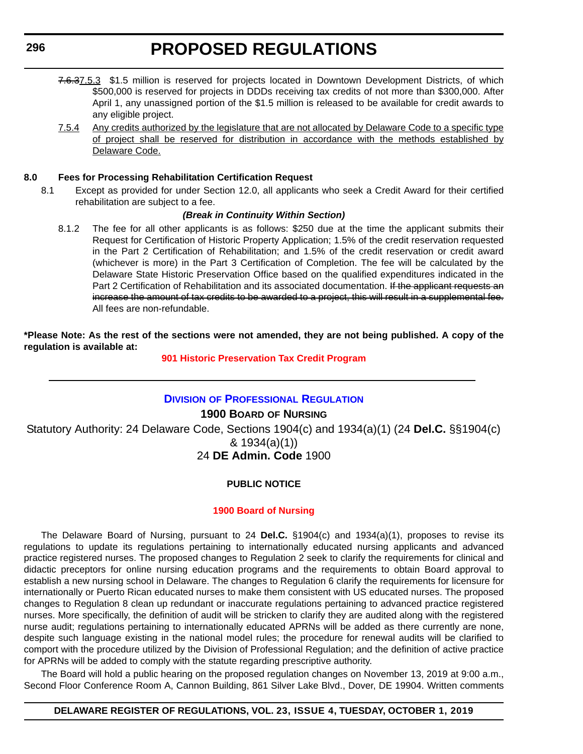~~7.6.3~~<u>7.5.3</u> $1.5 million is reserved for projects located in Downtown Development Districts, of which $500,000 is reserved for projects in DDDs receiving tax credits of not more than $300,000. After April 1, any unassigned portion of the $1.5 million is released to be available for credit awards to any eligible project.

<u>7.5.4</u> <u>Any credits authorized by the legislature that are not allocated by Delaware Code to a specific type of project shall be reserved for distribution in accordance with the methods established by Delaware Code.</u>

**8.0 Fees for Processing Rehabilitation Certification Request**

8.1 Except as provided for under Section 12.0, all applicants who seek a Credit Award for their certified rehabilitation are subject to a fee.

***(Break in Continuity Within Section)***

8.1.2 The fee for all other applicants is as follows: $250 due at the time the applicant submits their Request for Certification of Historic Property Application; 1.5% of the credit reservation requested in the Part 2 Certification of Rehabilitation; and 1.5% of the credit reservation or credit award (whichever is more) in the Part 3 Certification of Completion. The fee will be calculated by the Delaware State Historic Preservation Office based on the qualified expenditures indicated in the Part 2 Certification of Rehabilitation and its associated documentation. ~~If the applicant requests an increase the amount of tax credits to be awarded to a project, this will result in a supplemental fee.~~ All fees are non-refundable.

**\*Please Note: As the rest of the sections were not amended, they are not being published. A copy of the regulation is available at:**

**901 Historic Preservation Tax Credit Program**

---

## Division of Professional Regulation

### 1900 Board of Nursing

Statutory Authority: 24 Delaware Code, Sections 1904(c) and 1934(a)(1) (24 **Del.C.** §§1904(c) & 1934(a)(1))

24 **DE Admin. Code** 1900

**PUBLIC NOTICE**

**1900 Board of Nursing**

The Delaware Board of Nursing, pursuant to 24 **Del.C.** §1904(c) and 1934(a)(1), proposes to revise its regulations to update its regulations pertaining to internationally educated nursing applicants and advanced practice registered nurses. The proposed changes to Regulation 2 seek to clarify the requirements for clinical and didactic preceptors for online nursing education programs and the requirements to obtain Board approval to establish a new nursing school in Delaware. The changes to Regulation 6 clarify the requirements for licensure for internationally or Puerto Rican educated nurses to make them consistent with US educated nurses. The proposed changes to Regulation 8 clean up redundant or inaccurate regulations pertaining to advanced practice registered nurses. More specifically, the definition of audit will be stricken to clarify they are audited along with the registered nurse audit; regulations pertaining to internationally educated APRNs will be added as there currently are none, despite such language existing in the national model rules; the procedure for renewal audits will be clarified to comport with the procedure utilized by the Division of Professional Regulation; and the definition of active practice for APRNs will be added to comply with the statute regarding prescriptive authority.

The Board will hold a public hearing on the proposed regulation changes on November 13, 2019 at 9:00 a.m., Second Floor Conference Room A, Cannon Building, 861 Silver Lake Blvd., Dover, DE 19904. Written comments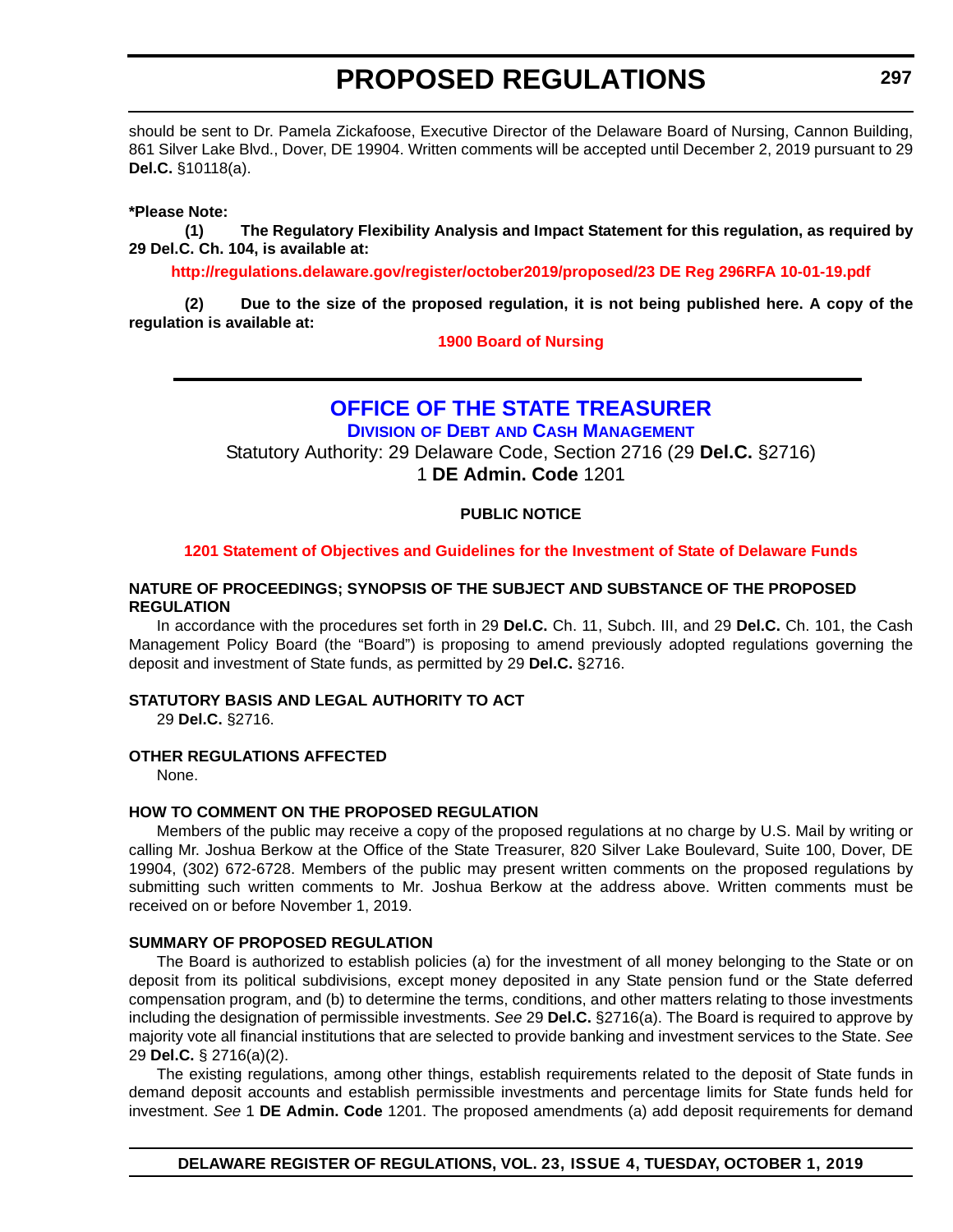should be sent to Dr. Pamela Zickafoose, Executive Director of the Delaware Board of Nursing, Cannon Building, 861 Silver Lake Blvd., Dover, DE 19904. Written comments will be accepted until December 2, 2019 pursuant to 29 **Del.C.** §10118(a).

**\*Please Note:**

**(1) The Regulatory Flexibility Analysis and Impact Statement for this regulation, as required by 29 Del.C. Ch. 104, is available at:**

**http://regulations.delaware.gov/register/october2019/proposed/23 DE Reg 296RFA 10-01-19.pdf**

**(2) Due to the size of the proposed regulation, it is not being published here. A copy of the regulation is available at:**

**1900 Board of Nursing**

## OFFICE OF THE STATE TREASURER

**DIVISION OF DEBT AND CASH MANAGEMENT**

Statutory Authority: 29 Delaware Code, Section 2716 (29 **Del.C.** §2716)
1 **DE Admin. Code** 1201

**PUBLIC NOTICE**

**1201 Statement of Objectives and Guidelines for the Investment of State of Delaware Funds**

### NATURE OF PROCEEDINGS; SYNOPSIS OF THE SUBJECT AND SUBSTANCE OF THE PROPOSED REGULATION

In accordance with the procedures set forth in 29 **Del.C.** Ch. 11, Subch. III, and 29 **Del.C.** Ch. 101, the Cash Management Policy Board (the "Board") is proposing to amend previously adopted regulations governing the deposit and investment of State funds, as permitted by 29 **Del.C.** §2716.

### STATUTORY BASIS AND LEGAL AUTHORITY TO ACT

29 **Del.C.** §2716.

### OTHER REGULATIONS AFFECTED

None.

### HOW TO COMMENT ON THE PROPOSED REGULATION

Members of the public may receive a copy of the proposed regulations at no charge by U.S. Mail by writing or calling Mr. Joshua Berkow at the Office of the State Treasurer, 820 Silver Lake Boulevard, Suite 100, Dover, DE 19904, (302) 672-6728. Members of the public may present written comments on the proposed regulations by submitting such written comments to Mr. Joshua Berkow at the address above. Written comments must be received on or before November 1, 2019.

### SUMMARY OF PROPOSED REGULATION

The Board is authorized to establish policies (a) for the investment of all money belonging to the State or on deposit from its political subdivisions, except money deposited in any State pension fund or the State deferred compensation program, and (b) to determine the terms, conditions, and other matters relating to those investments including the designation of permissible investments. *See* 29 **Del.C.** §2716(a). The Board is required to approve by majority vote all financial institutions that are selected to provide banking and investment services to the State. *See* 29 **Del.C.** § 2716(a)(2).

The existing regulations, among other things, establish requirements related to the deposit of State funds in demand deposit accounts and establish permissible investments and percentage limits for State funds held for investment. *See* 1 **DE Admin. Code** 1201. The proposed amendments (a) add deposit requirements for demand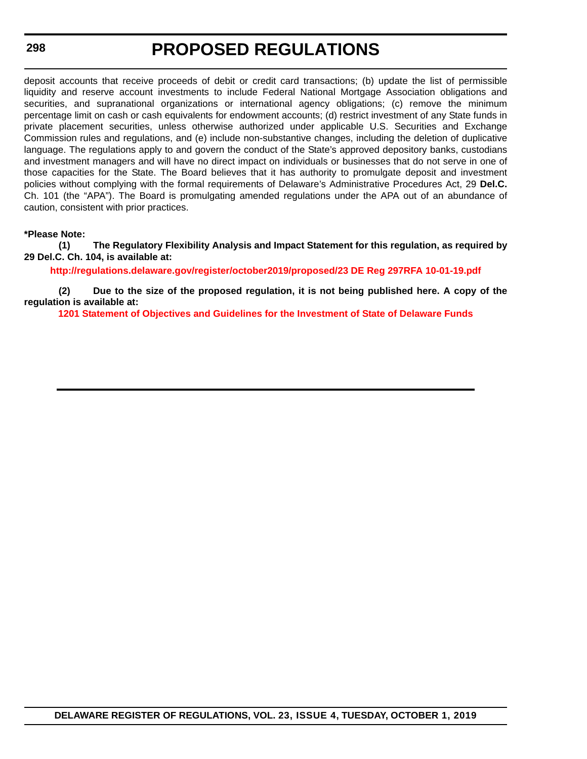deposit accounts that receive proceeds of debit or credit card transactions; (b) update the list of permissible liquidity and reserve account investments to include Federal National Mortgage Association obligations and securities, and supranational organizations or international agency obligations; (c) remove the minimum percentage limit on cash or cash equivalents for endowment accounts; (d) restrict investment of any State funds in private placement securities, unless otherwise authorized under applicable U.S. Securities and Exchange Commission rules and regulations, and (e) include non-substantive changes, including the deletion of duplicative language. The regulations apply to and govern the conduct of the State's approved depository banks, custodians and investment managers and will have no direct impact on individuals or businesses that do not serve in one of those capacities for the State. The Board believes that it has authority to promulgate deposit and investment policies without complying with the formal requirements of Delaware's Administrative Procedures Act, 29 **Del.C.** Ch. 101 (the "APA"). The Board is promulgating amended regulations under the APA out of an abundance of caution, consistent with prior practices.

**\*Please Note:**

**(1) The Regulatory Flexibility Analysis and Impact Statement for this regulation, as required by 29 Del.C. Ch. 104, is available at:**

**http://regulations.delaware.gov/register/october2019/proposed/23 DE Reg 297RFA 10-01-19.pdf**

**(2) Due to the size of the proposed regulation, it is not being published here. A copy of the regulation is available at:**

**1201 Statement of Objectives and Guidelines for the Investment of State of Delaware Funds**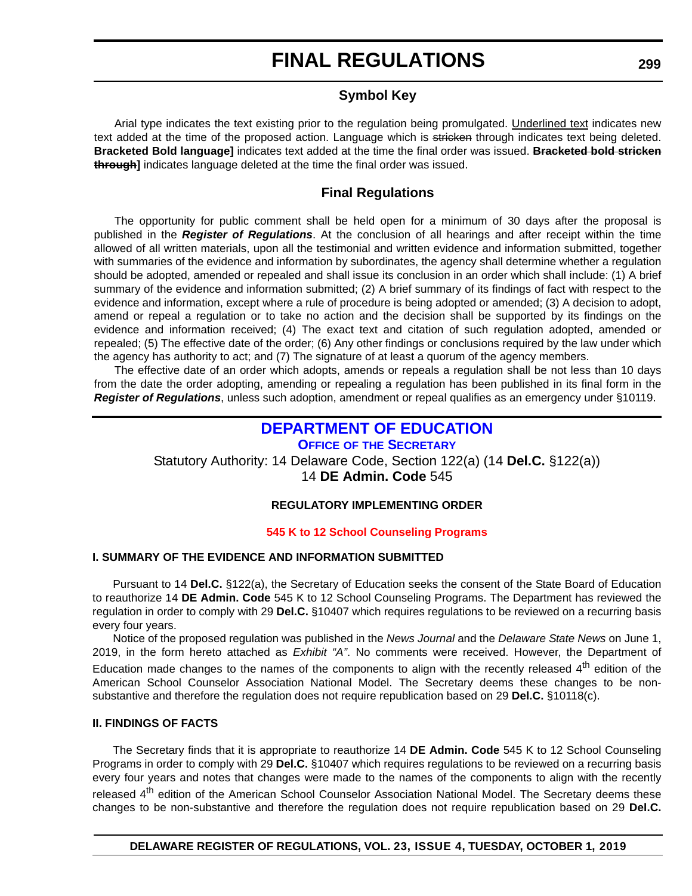# FINAL REGULATIONS

## Symbol Key

Arial type indicates the text existing prior to the regulation being promulgated. <u>Underlined text</u> indicates new text added at the time of the proposed action. Language which is ~~stricken~~ through indicates text being deleted. **Bracketed Bold language]** indicates text added at the time the final order was issued. **~~Bracketed bold stricken through~~]** indicates language deleted at the time the final order was issued.

## Final Regulations

The opportunity for public comment shall be held open for a minimum of 30 days after the proposal is published in the ***Register of Regulations***. At the conclusion of all hearings and after receipt within the time allowed of all written materials, upon all the testimonial and written evidence and information submitted, together with summaries of the evidence and information by subordinates, the agency shall determine whether a regulation should be adopted, amended or repealed and shall issue its conclusion in an order which shall include: (1) A brief summary of the evidence and information submitted; (2) A brief summary of its findings of fact with respect to the evidence and information, except where a rule of procedure is being adopted or amended; (3) A decision to adopt, amend or repeal a regulation or to take no action and the decision shall be supported by its findings on the evidence and information received; (4) The exact text and citation of such regulation adopted, amended or repealed; (5) The effective date of the order; (6) Any other findings or conclusions required by the law under which the agency has authority to act; and (7) The signature of at least a quorum of the agency members.

The effective date of an order which adopts, amends or repeals a regulation shall be not less than 10 days from the date the order adopting, amending or repealing a regulation has been published in its final form in the ***Register of Regulations***, unless such adoption, amendment or repeal qualifies as an emergency under §10119.

## DEPARTMENT OF EDUCATION

### OFFICE OF THE SECRETARY

Statutory Authority: 14 Delaware Code, Section 122(a) (14 **Del.C.** §122(a))
14 **DE Admin. Code** 545

**REGULATORY IMPLEMENTING ORDER**

**545 K to 12 School Counseling Programs**

**I. SUMMARY OF THE EVIDENCE AND INFORMATION SUBMITTED**

Pursuant to 14 **Del.C.** §122(a), the Secretary of Education seeks the consent of the State Board of Education to reauthorize 14 **DE Admin. Code** 545 K to 12 School Counseling Programs. The Department has reviewed the regulation in order to comply with 29 **Del.C.** §10407 which requires regulations to be reviewed on a recurring basis every four years.

Notice of the proposed regulation was published in the *News Journal* and the *Delaware State News* on June 1, 2019, in the form hereto attached as *Exhibit "A"*. No comments were received. However, the Department of Education made changes to the names of the components to align with the recently released 4th edition of the American School Counselor Association National Model. The Secretary deems these changes to be non-substantive and therefore the regulation does not require republication based on 29 **Del.C.** §10118(c).

**II. FINDINGS OF FACTS**

The Secretary finds that it is appropriate to reauthorize 14 **DE Admin. Code** 545 K to 12 School Counseling Programs in order to comply with 29 **Del.C.** §10407 which requires regulations to be reviewed on a recurring basis every four years and notes that changes were made to the names of the components to align with the recently released 4th edition of the American School Counselor Association National Model. The Secretary deems these changes to be non-substantive and therefore the regulation does not require republication based on 29 **Del.C.**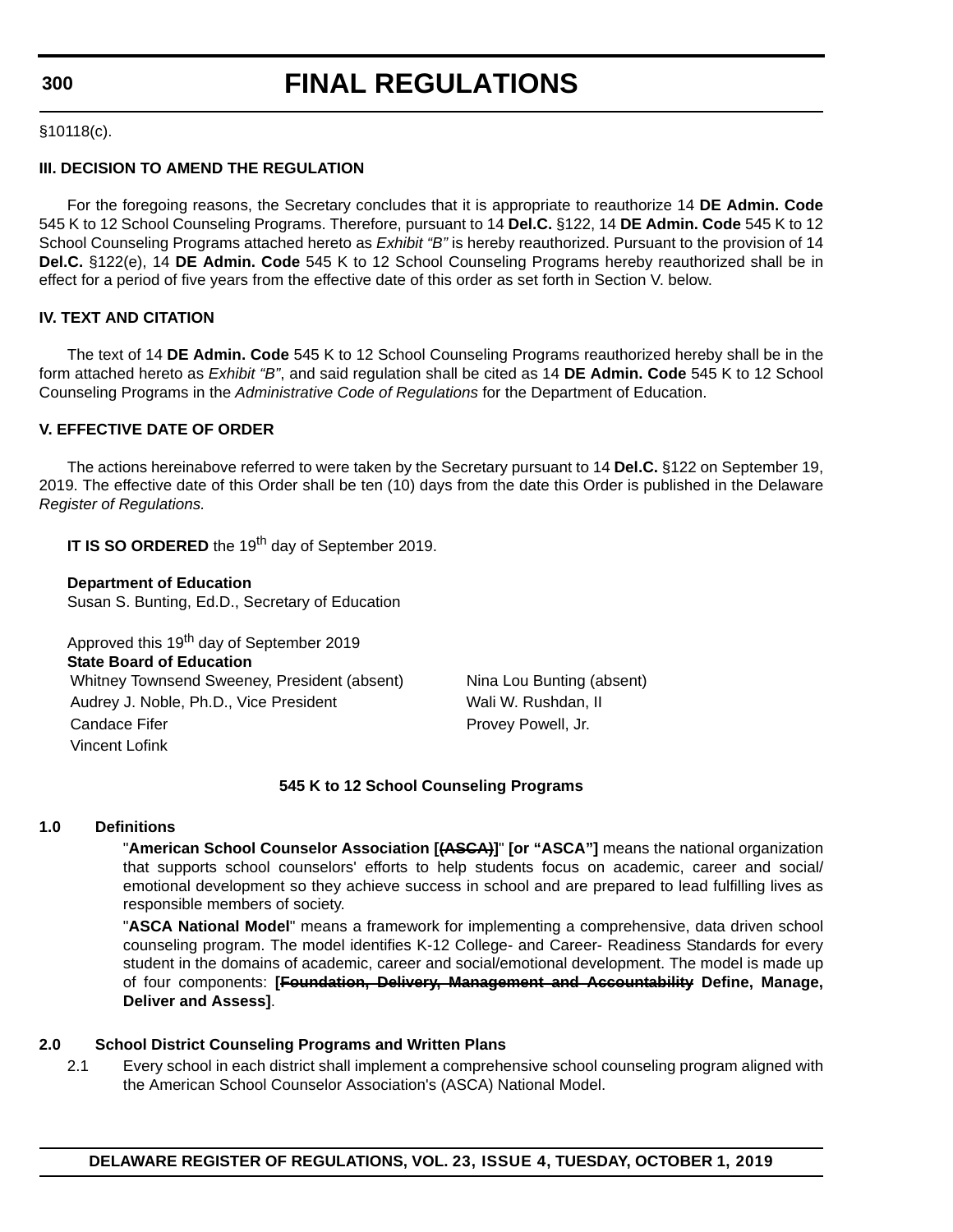§10118(c).

**III. DECISION TO AMEND THE REGULATION**

For the foregoing reasons, the Secretary concludes that it is appropriate to reauthorize 14 **DE Admin. Code** 545 K to 12 School Counseling Programs. Therefore, pursuant to 14 **Del.C.** §122, 14 **DE Admin. Code** 545 K to 12 School Counseling Programs attached hereto as *Exhibit "B"* is hereby reauthorized. Pursuant to the provision of 14 **Del.C.** §122(e), 14 **DE Admin. Code** 545 K to 12 School Counseling Programs hereby reauthorized shall be in effect for a period of five years from the effective date of this order as set forth in Section V. below.

**IV. TEXT AND CITATION**

The text of 14 **DE Admin. Code** 545 K to 12 School Counseling Programs reauthorized hereby shall be in the form attached hereto as *Exhibit "B"*, and said regulation shall be cited as 14 **DE Admin. Code** 545 K to 12 School Counseling Programs in the *Administrative Code of Regulations* for the Department of Education.

**V. EFFECTIVE DATE OF ORDER**

The actions hereinabove referred to were taken by the Secretary pursuant to 14 **Del.C.** §122 on September 19, 2019. The effective date of this Order shall be ten (10) days from the date this Order is published in the Delaware *Register of Regulations.*

**IT IS SO ORDERED** the 19th day of September 2019.

**Department of Education**
Susan S. Bunting, Ed.D., Secretary of Education

Approved this 19th day of September 2019
**State Board of Education**

| | |
|---|---|
| Whitney Townsend Sweeney, President (absent) | Nina Lou Bunting (absent) |
| Audrey J. Noble, Ph.D., Vice President | Wali W. Rushdan, II |
| Candace Fifer | Provey Powell, Jr. |
| Vincent Lofink | |

**545 K to 12 School Counseling Programs**

**1.0 Definitions**

"**American School Counselor Association [~~(ASCA)~~]**" **[or "ASCA"]** means the national organization that supports school counselors' efforts to help students focus on academic, career and social/emotional development so they achieve success in school and are prepared to lead fulfilling lives as responsible members of society.

"**ASCA National Model**" means a framework for implementing a comprehensive, data driven school counseling program. The model identifies K-12 College- and Career- Readiness Standards for every student in the domains of academic, career and social/emotional development. The model is made up of four components: **[~~Foundation, Delivery, Management and Accountability~~ Define, Manage, Deliver and Assess]**.

**2.0 School District Counseling Programs and Written Plans**

2.1 Every school in each district shall implement a comprehensive school counseling program aligned with the American School Counselor Association's (ASCA) National Model.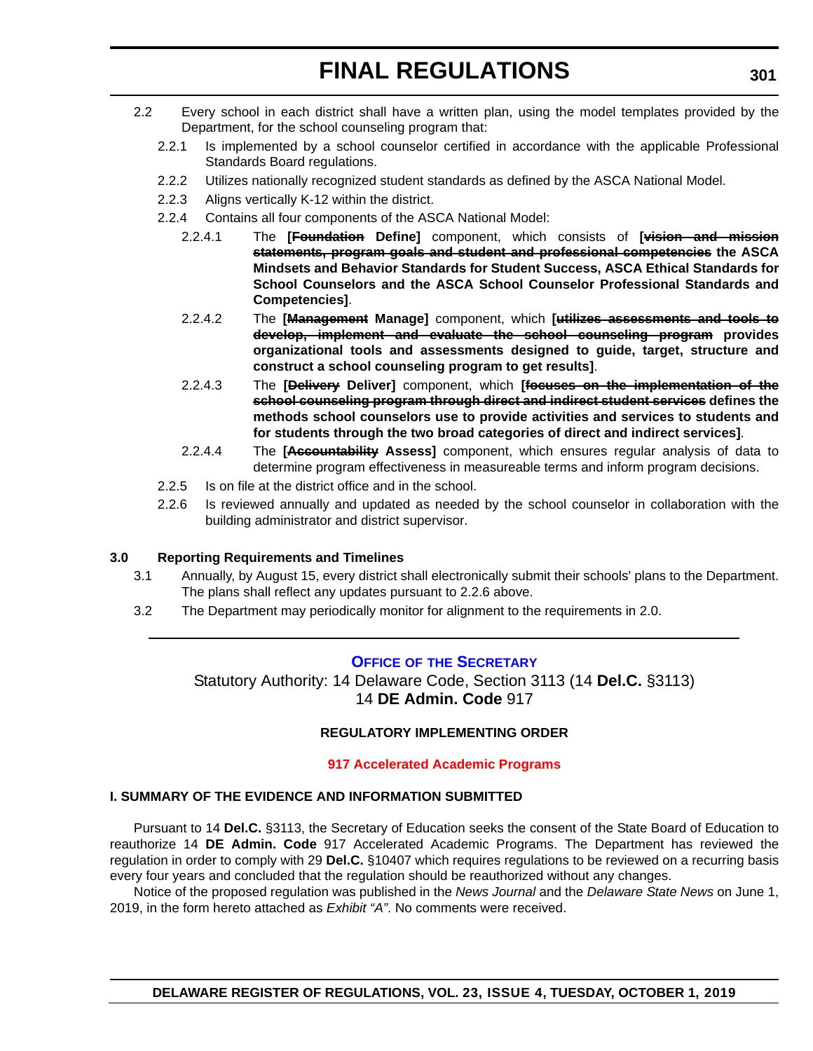2.2 Every school in each district shall have a written plan, using the model templates provided by the Department, for the school counseling program that:

2.2.1 Is implemented by a school counselor certified in accordance with the applicable Professional Standards Board regulations.

2.2.2 Utilizes nationally recognized student standards as defined by the ASCA National Model.

2.2.3 Aligns vertically K-12 within the district.

2.2.4 Contains all four components of the ASCA National Model:

2.2.4.1 The **[~~Foundation~~ Define]** component, which consists of **[~~vision and mission statements, program goals and student and professional competencies~~ the ASCA Mindsets and Behavior Standards for Student Success, ASCA Ethical Standards for School Counselors and the ASCA School Counselor Professional Standards and Competencies]**.

2.2.4.2 The **[~~Management~~ Manage]** component, which **[~~utilizes assessments and tools to develop, implement and evaluate the school counseling program~~ provides organizational tools and assessments designed to guide, target, structure and construct a school counseling program to get results]**.

2.2.4.3 The **[~~Delivery~~ Deliver]** component, which **[~~focuses on the implementation of the school counseling program through direct and indirect student services~~ defines the methods school counselors use to provide activities and services to students and for students through the two broad categories of direct and indirect services]**.

2.2.4.4 The **[~~Accountability~~ Assess]** component, which ensures regular analysis of data to determine program effectiveness in measureable terms and inform program decisions.

2.2.5 Is on file at the district office and in the school.

2.2.6 Is reviewed annually and updated as needed by the school counselor in collaboration with the building administrator and district supervisor.

**3.0 Reporting Requirements and Timelines**

3.1 Annually, by August 15, every district shall electronically submit their schools' plans to the Department. The plans shall reflect any updates pursuant to 2.2.6 above.

3.2 The Department may periodically monitor for alignment to the requirements in 2.0.

---

## OFFICE OF THE SECRETARY

Statutory Authority: 14 Delaware Code, Section 3113 (14 **Del.C.** §3113)
14 **DE Admin. Code** 917

**REGULATORY IMPLEMENTING ORDER**

**917 Accelerated Academic Programs**

**I. SUMMARY OF THE EVIDENCE AND INFORMATION SUBMITTED**

Pursuant to 14 **Del.C.** §3113, the Secretary of Education seeks the consent of the State Board of Education to reauthorize 14 **DE Admin. Code** 917 Accelerated Academic Programs. The Department has reviewed the regulation in order to comply with 29 **Del.C.** §10407 which requires regulations to be reviewed on a recurring basis every four years and concluded that the regulation should be reauthorized without any changes.

Notice of the proposed regulation was published in the *News Journal* and the *Delaware State News* on June 1, 2019, in the form hereto attached as *Exhibit "A"*. No comments were received.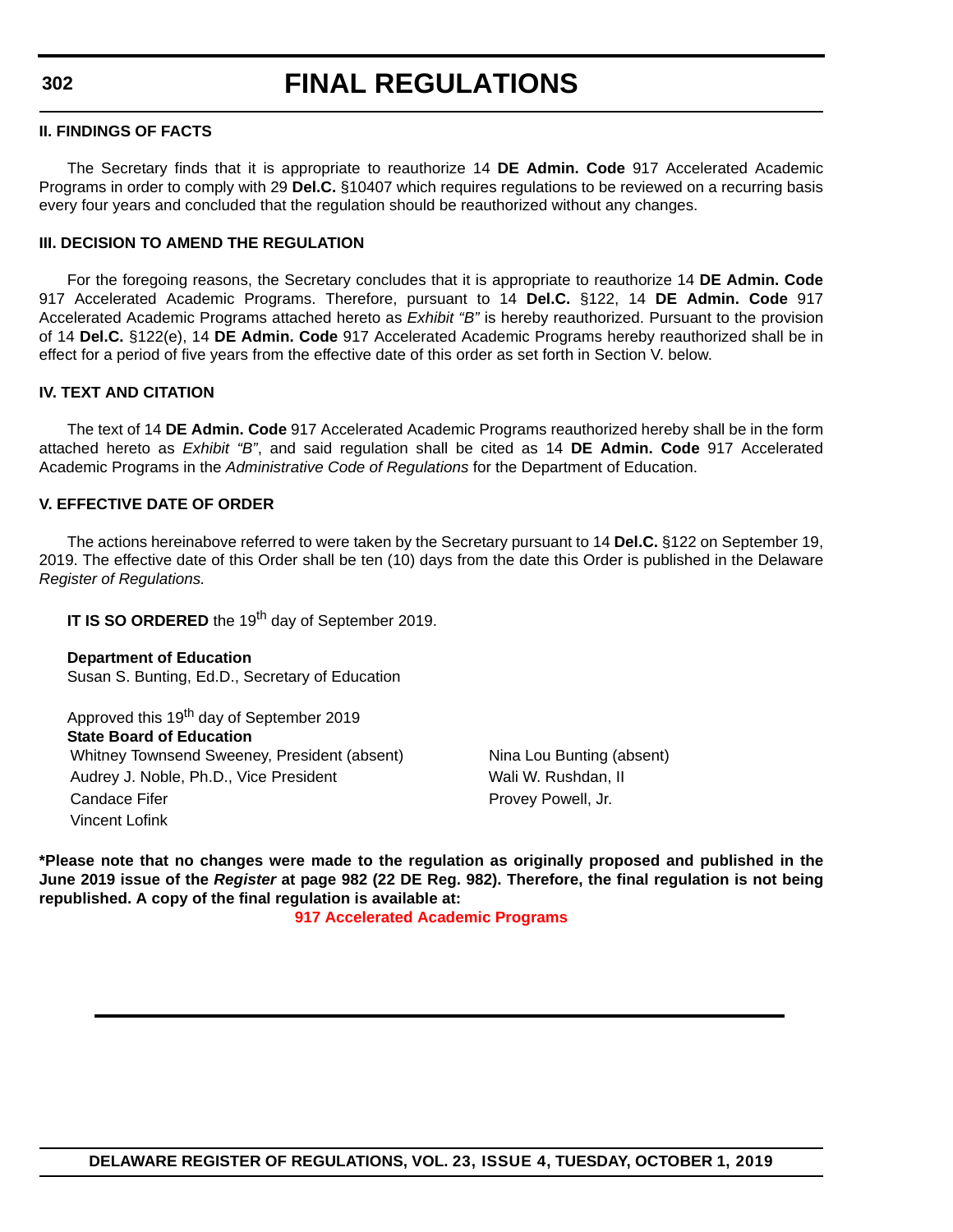**II. FINDINGS OF FACTS**

The Secretary finds that it is appropriate to reauthorize 14 **DE Admin. Code** 917 Accelerated Academic Programs in order to comply with 29 **Del.C.** §10407 which requires regulations to be reviewed on a recurring basis every four years and concluded that the regulation should be reauthorized without any changes.

**III. DECISION TO AMEND THE REGULATION**

For the foregoing reasons, the Secretary concludes that it is appropriate to reauthorize 14 **DE Admin. Code** 917 Accelerated Academic Programs. Therefore, pursuant to 14 **Del.C.** §122, 14 **DE Admin. Code** 917 Accelerated Academic Programs attached hereto as *Exhibit "B"* is hereby reauthorized. Pursuant to the provision of 14 **Del.C.** §122(e), 14 **DE Admin. Code** 917 Accelerated Academic Programs hereby reauthorized shall be in effect for a period of five years from the effective date of this order as set forth in Section V. below.

**IV. TEXT AND CITATION**

The text of 14 **DE Admin. Code** 917 Accelerated Academic Programs reauthorized hereby shall be in the form attached hereto as *Exhibit "B"*, and said regulation shall be cited as 14 **DE Admin. Code** 917 Accelerated Academic Programs in the *Administrative Code of Regulations* for the Department of Education.

**V. EFFECTIVE DATE OF ORDER**

The actions hereinabove referred to were taken by the Secretary pursuant to 14 **Del.C.** §122 on September 19, 2019. The effective date of this Order shall be ten (10) days from the date this Order is published in the Delaware *Register of Regulations.*

**IT IS SO ORDERED** the 19th day of September 2019.

**Department of Education**
Susan S. Bunting, Ed.D., Secretary of Education

Approved this 19th day of September 2019
**State Board of Education**

Whitney Townsend Sweeney, President (absent)
Audrey J. Noble, Ph.D., Vice President
Candace Fifer
Vincent Lofink
Nina Lou Bunting (absent)
Wali W. Rushdan, II
Provey Powell, Jr.

**\*Please note that no changes were made to the regulation as originally proposed and published in the June 2019 issue of the *Register* at page 982 (22 DE Reg. 982). Therefore, the final regulation is not being republished. A copy of the final regulation is available at:**

**917 Accelerated Academic Programs**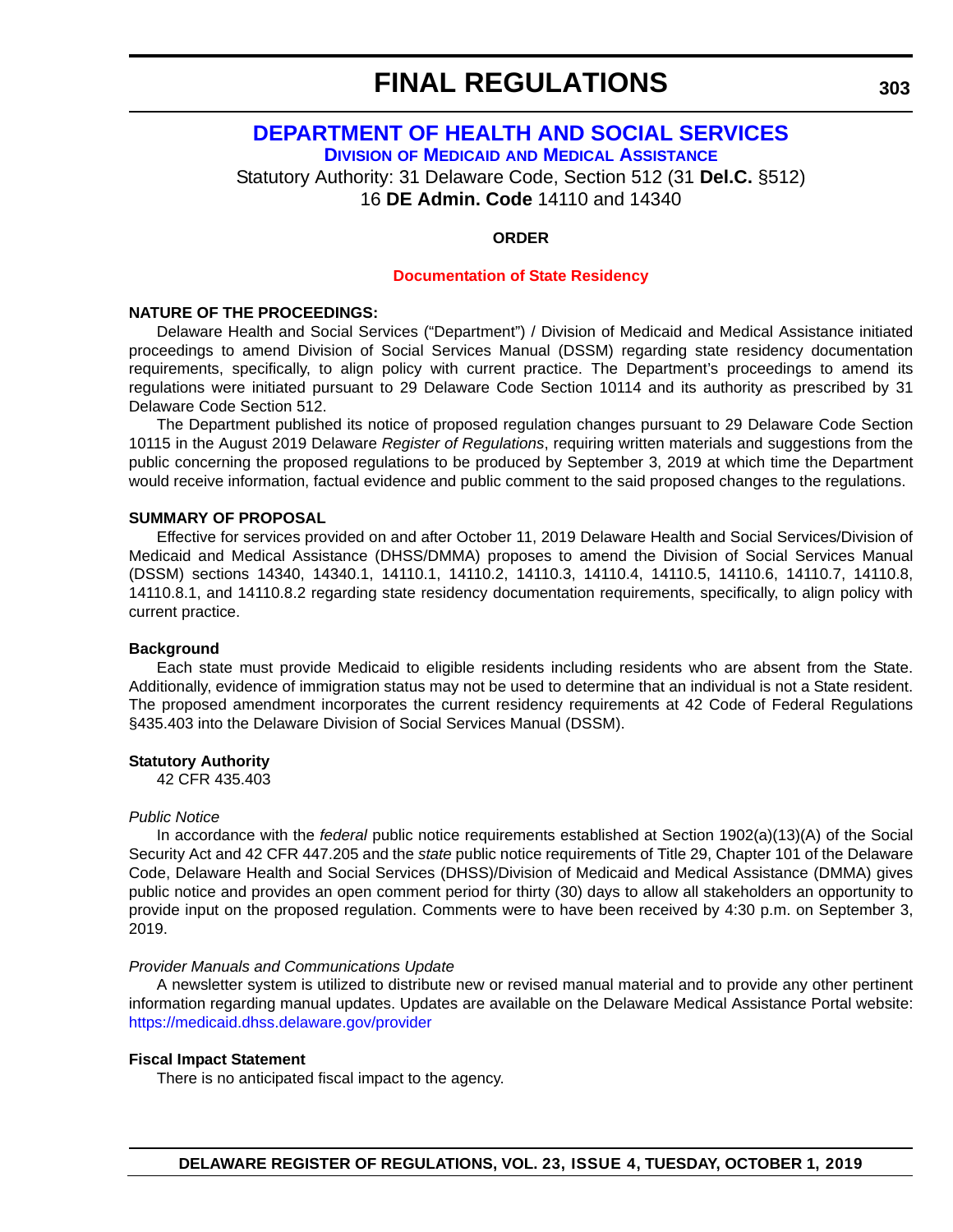# FINAL REGULATIONS

## DEPARTMENT OF HEALTH AND SOCIAL SERVICES

### DIVISION OF MEDICAID AND MEDICAL ASSISTANCE

Statutory Authority: 31 Delaware Code, Section 512 (31 **Del.C.** §512)
16 **DE Admin. Code** 14110 and 14340

**ORDER**

**Documentation of State Residency**

**NATURE OF THE PROCEEDINGS:**

Delaware Health and Social Services ("Department") / Division of Medicaid and Medical Assistance initiated proceedings to amend Division of Social Services Manual (DSSM) regarding state residency documentation requirements, specifically, to align policy with current practice. The Department's proceedings to amend its regulations were initiated pursuant to 29 Delaware Code Section 10114 and its authority as prescribed by 31 Delaware Code Section 512.

The Department published its notice of proposed regulation changes pursuant to 29 Delaware Code Section 10115 in the August 2019 Delaware *Register of Regulations*, requiring written materials and suggestions from the public concerning the proposed regulations to be produced by September 3, 2019 at which time the Department would receive information, factual evidence and public comment to the said proposed changes to the regulations.

**SUMMARY OF PROPOSAL**

Effective for services provided on and after October 11, 2019 Delaware Health and Social Services/Division of Medicaid and Medical Assistance (DHSS/DMMA) proposes to amend the Division of Social Services Manual (DSSM) sections 14340, 14340.1, 14110.1, 14110.2, 14110.3, 14110.4, 14110.5, 14110.6, 14110.7, 14110.8, 14110.8.1, and 14110.8.2 regarding state residency documentation requirements, specifically, to align policy with current practice.

**Background**

Each state must provide Medicaid to eligible residents including residents who are absent from the State. Additionally, evidence of immigration status may not be used to determine that an individual is not a State resident. The proposed amendment incorporates the current residency requirements at 42 Code of Federal Regulations §435.403 into the Delaware Division of Social Services Manual (DSSM).

**Statutory Authority**

42 CFR 435.403

*Public Notice*

In accordance with the *federal* public notice requirements established at Section 1902(a)(13)(A) of the Social Security Act and 42 CFR 447.205 and the *state* public notice requirements of Title 29, Chapter 101 of the Delaware Code, Delaware Health and Social Services (DHSS)/Division of Medicaid and Medical Assistance (DMMA) gives public notice and provides an open comment period for thirty (30) days to allow all stakeholders an opportunity to provide input on the proposed regulation. Comments were to have been received by 4:30 p.m. on September 3, 2019.

*Provider Manuals and Communications Update*

A newsletter system is utilized to distribute new or revised manual material and to provide any other pertinent information regarding manual updates. Updates are available on the Delaware Medical Assistance Portal website: https://medicaid.dhss.delaware.gov/provider

**Fiscal Impact Statement**

There is no anticipated fiscal impact to the agency.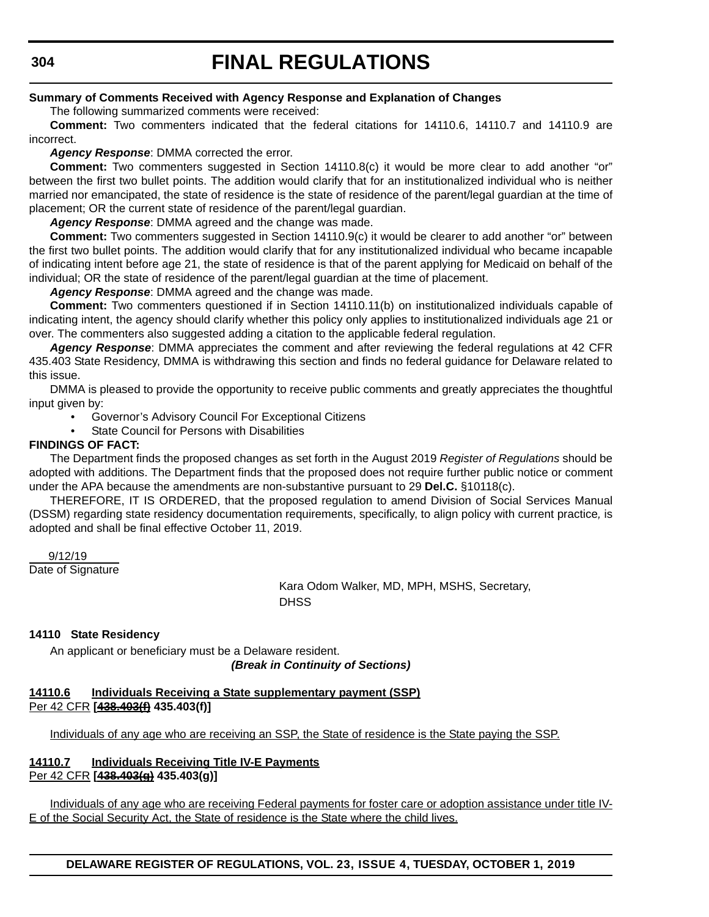**Summary of Comments Received with Agency Response and Explanation of Changes**

The following summarized comments were received:

**Comment:** Two commenters indicated that the federal citations for 14110.6, 14110.7 and 14110.9 are incorrect.

***Agency Response***: DMMA corrected the error.

**Comment:** Two commenters suggested in Section 14110.8(c) it would be more clear to add another "or" between the first two bullet points. The addition would clarify that for an institutionalized individual who is neither married nor emancipated, the state of residence is the state of residence of the parent/legal guardian at the time of placement; OR the current state of residence of the parent/legal guardian.

***Agency Response***: DMMA agreed and the change was made.

**Comment:** Two commenters suggested in Section 14110.9(c) it would be clearer to add another "or" between the first two bullet points. The addition would clarify that for any institutionalized individual who became incapable of indicating intent before age 21, the state of residence is that of the parent applying for Medicaid on behalf of the individual; OR the state of residence of the parent/legal guardian at the time of placement.

***Agency Response***: DMMA agreed and the change was made.

**Comment:** Two commenters questioned if in Section 14110.11(b) on institutionalized individuals capable of indicating intent, the agency should clarify whether this policy only applies to institutionalized individuals age 21 or over. The commenters also suggested adding a citation to the applicable federal regulation.

***Agency Response***: DMMA appreciates the comment and after reviewing the federal regulations at 42 CFR 435.403 State Residency, DMMA is withdrawing this section and finds no federal guidance for Delaware related to this issue.

DMMA is pleased to provide the opportunity to receive public comments and greatly appreciates the thoughtful input given by:

- Governor's Advisory Council For Exceptional Citizens
- State Council for Persons with Disabilities

**FINDINGS OF FACT:**

The Department finds the proposed changes as set forth in the August 2019 *Register of Regulations* should be adopted with additions. The Department finds that the proposed does not require further public notice or comment under the APA because the amendments are non-substantive pursuant to 29 **Del.C.** §10118(c).

THEREFORE, IT IS ORDERED, that the proposed regulation to amend Division of Social Services Manual (DSSM) regarding state residency documentation requirements, specifically, to align policy with current practice, is adopted and shall be final effective October 11, 2019.

9/12/19
Date of Signature

Kara Odom Walker, MD, MPH, MSHS, Secretary, DHSS

**14110 State Residency**

An applicant or beneficiary must be a Delaware resident.

***(Break in Continuity of Sections)***

**14110.6 Individuals Receiving a State supplementary payment (SSP)**
Per 42 CFR **[~~438.403(f)~~ 435.403(f)]**

Individuals of any age who are receiving an SSP, the State of residence is the State paying the SSP.

**14110.7 Individuals Receiving Title IV-E Payments**
Per 42 CFR **[~~438.403(g)~~ 435.403(g)]**

Individuals of any age who are receiving Federal payments for foster care or adoption assistance under title IV-E of the Social Security Act, the State of residence is the State where the child lives.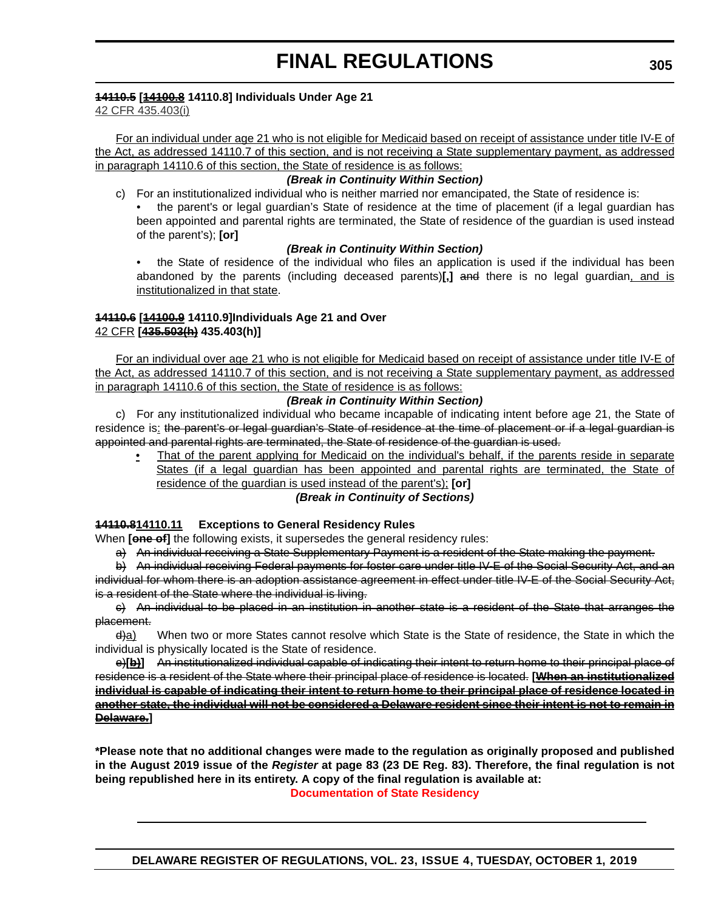**~~14110.5~~ [~~14100.8~~ 14110.8] Individuals Under Age 21**
42 CFR 435.403(i)

For an individual under age 21 who is not eligible for Medicaid based on receipt of assistance under title IV-E of the Act, as addressed 14110.7 of this section, and is not receiving a State supplementary payment, as addressed in paragraph 14110.6 of this section, the State of residence is as follows:

***(Break in Continuity Within Section)***

c) For an institutionalized individual who is neither married nor emancipated, the State of residence is:

- the parent's or legal guardian's State of residence at the time of placement (if a legal guardian has been appointed and parental rights are terminated, the State of residence of the guardian is used instead of the parent's); **[or]**

***(Break in Continuity Within Section)***

- the State of residence of the individual who files an application is used if the individual has been abandoned by the parents (including deceased parents)**[,]** ~~and~~ there is no legal guardian, and is institutionalized in that state.

**~~14110.6~~ [~~14100.9~~ 14110.9]Individuals Age 21 and Over**
42 CFR **[~~435.503(h)~~ 435.403(h)]**

For an individual over age 21 who is not eligible for Medicaid based on receipt of assistance under title IV-E of the Act, as addressed 14110.7 of this section, and is not receiving a State supplementary payment, as addressed in paragraph 14110.6 of this section, the State of residence is as follows:

***(Break in Continuity Within Section)***

c) For any institutionalized individual who became incapable of indicating intent before age 21, the State of residence is: ~~the parent's or legal guardian's State of residence at the time of placement or if a legal guardian is appointed and parental rights are terminated, the State of residence of the guardian is used.~~

- That of the parent applying for Medicaid on the individual's behalf, if the parents reside in separate States (if a legal guardian has been appointed and parental rights are terminated, the State of residence of the guardian is used instead of the parent's); **[or]**

***(Break in Continuity of Sections)***

**~~14110.8~~14110.11 Exceptions to General Residency Rules**

When **[~~one of~~]** the following exists, it supersedes the general residency rules:

~~a) An individual receiving a State Supplementary Payment is a resident of the State making the payment.~~

~~b) An individual receiving Federal payments for foster care under title IV-E of the Social Security Act, and an individual for whom there is an adoption assistance agreement in effect under title IV-E of the Social Security Act, is a resident of the State where the individual is living.~~

~~c) An individual to be placed in an institution in another state is a resident of the State that arranges the placement.~~

~~d)~~a) When two or more States cannot resolve which State is the State of residence, the State in which the individual is physically located is the State of residence.

~~e)~~**[~~b)~~]** ~~An institutionalized individual capable of indicating their intent to return home to their principal place of residence is a resident of the State where their principal place of residence is located.~~ **[~~When an institutionalized individual is capable of indicating their intent to return home to their principal place of residence located in another state, the individual will not be considered a Delaware resident since their intent is not to remain in Delaware.~~]**

**\*Please note that no additional changes were made to the regulation as originally proposed and published in the August 2019 issue of the *Register* at page 83 (23 DE Reg. 83). Therefore, the final regulation is not being republished here in its entirety. A copy of the final regulation is available at:**

**Documentation of State Residency**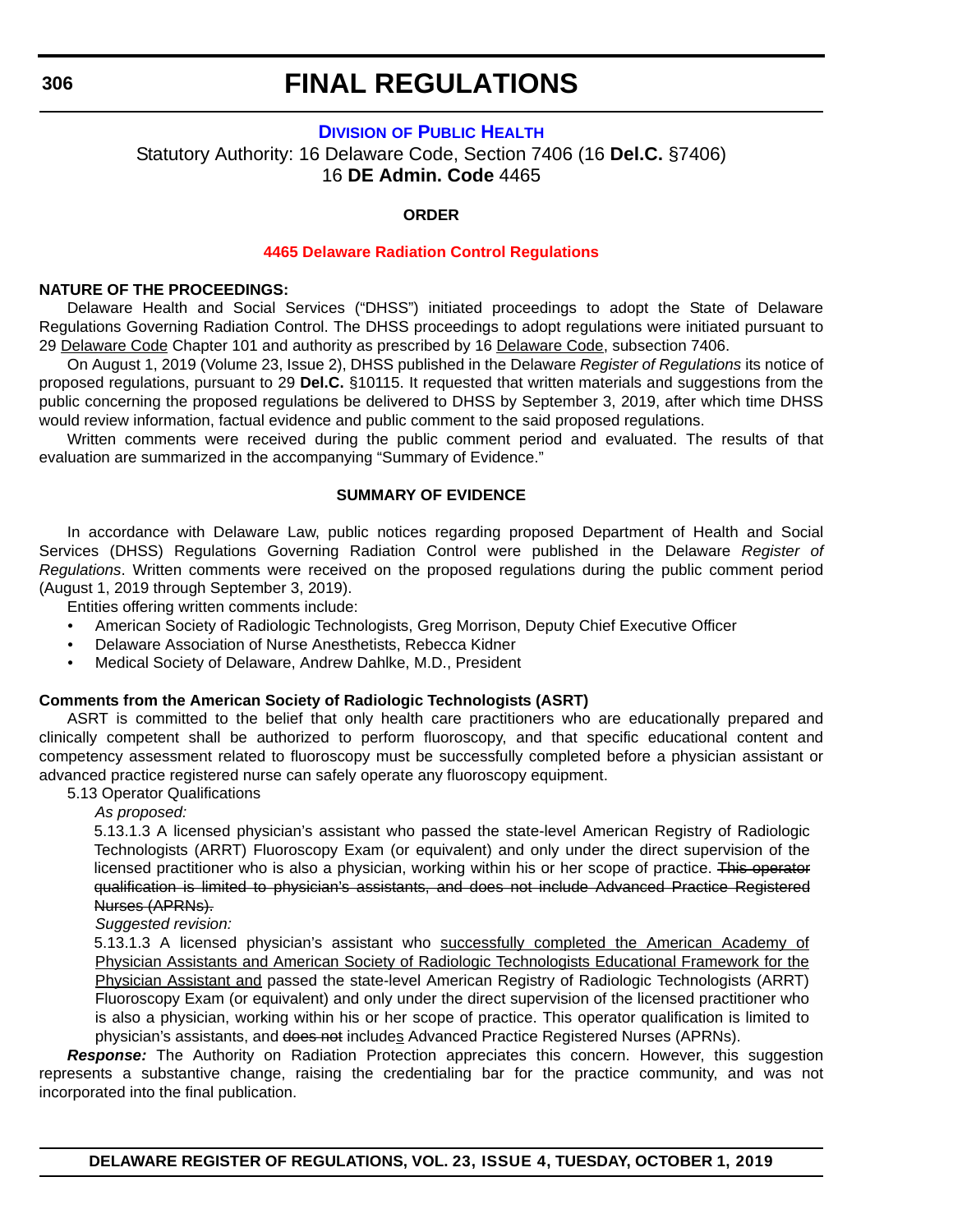# FINAL REGULATIONS

### DIVISION OF PUBLIC HEALTH

Statutory Authority: 16 Delaware Code, Section 7406 (16 **Del.C.** §7406)
16 **DE Admin. Code** 4465

**ORDER**

**4465 Delaware Radiation Control Regulations**

**NATURE OF THE PROCEEDINGS:**

Delaware Health and Social Services ("DHSS") initiated proceedings to adopt the State of Delaware Regulations Governing Radiation Control. The DHSS proceedings to adopt regulations were initiated pursuant to 29 Delaware Code Chapter 101 and authority as prescribed by 16 Delaware Code, subsection 7406.

On August 1, 2019 (Volume 23, Issue 2), DHSS published in the Delaware *Register of Regulations* its notice of proposed regulations, pursuant to 29 **Del.C.** §10115. It requested that written materials and suggestions from the public concerning the proposed regulations be delivered to DHSS by September 3, 2019, after which time DHSS would review information, factual evidence and public comment to the said proposed regulations.

Written comments were received during the public comment period and evaluated. The results of that evaluation are summarized in the accompanying "Summary of Evidence."

**SUMMARY OF EVIDENCE**

In accordance with Delaware Law, public notices regarding proposed Department of Health and Social Services (DHSS) Regulations Governing Radiation Control were published in the Delaware *Register of Regulations*. Written comments were received on the proposed regulations during the public comment period (August 1, 2019 through September 3, 2019).

Entities offering written comments include:

- American Society of Radiologic Technologists, Greg Morrison, Deputy Chief Executive Officer
- Delaware Association of Nurse Anesthetists, Rebecca Kidner
- Medical Society of Delaware, Andrew Dahlke, M.D., President

**Comments from the American Society of Radiologic Technologists (ASRT)**

ASRT is committed to the belief that only health care practitioners who are educationally prepared and clinically competent shall be authorized to perform fluoroscopy, and that specific educational content and competency assessment related to fluoroscopy must be successfully completed before a physician assistant or advanced practice registered nurse can safely operate any fluoroscopy equipment.

5.13 Operator Qualifications

*As proposed:*

5.13.1.3 A licensed physician's assistant who passed the state-level American Registry of Radiologic Technologists (ARRT) Fluoroscopy Exam (or equivalent) and only under the direct supervision of the licensed practitioner who is also a physician, working within his or her scope of practice. ~~This operator qualification is limited to physician's assistants, and does not include Advanced Practice Registered Nurses (APRNs).~~

*Suggested revision:*

5.13.1.3 A licensed physician's assistant who successfully completed the American Academy of Physician Assistants and American Society of Radiologic Technologists Educational Framework for the Physician Assistant and passed the state-level American Registry of Radiologic Technologists (ARRT) Fluoroscopy Exam (or equivalent) and only under the direct supervision of the licensed practitioner who is also a physician, working within his or her scope of practice. This operator qualification is limited to physician's assistants, and ~~does not~~ includes Advanced Practice Registered Nurses (APRNs).

***Response:*** The Authority on Radiation Protection appreciates this concern. However, this suggestion represents a substantive change, raising the credentialing bar for the practice community, and was not incorporated into the final publication.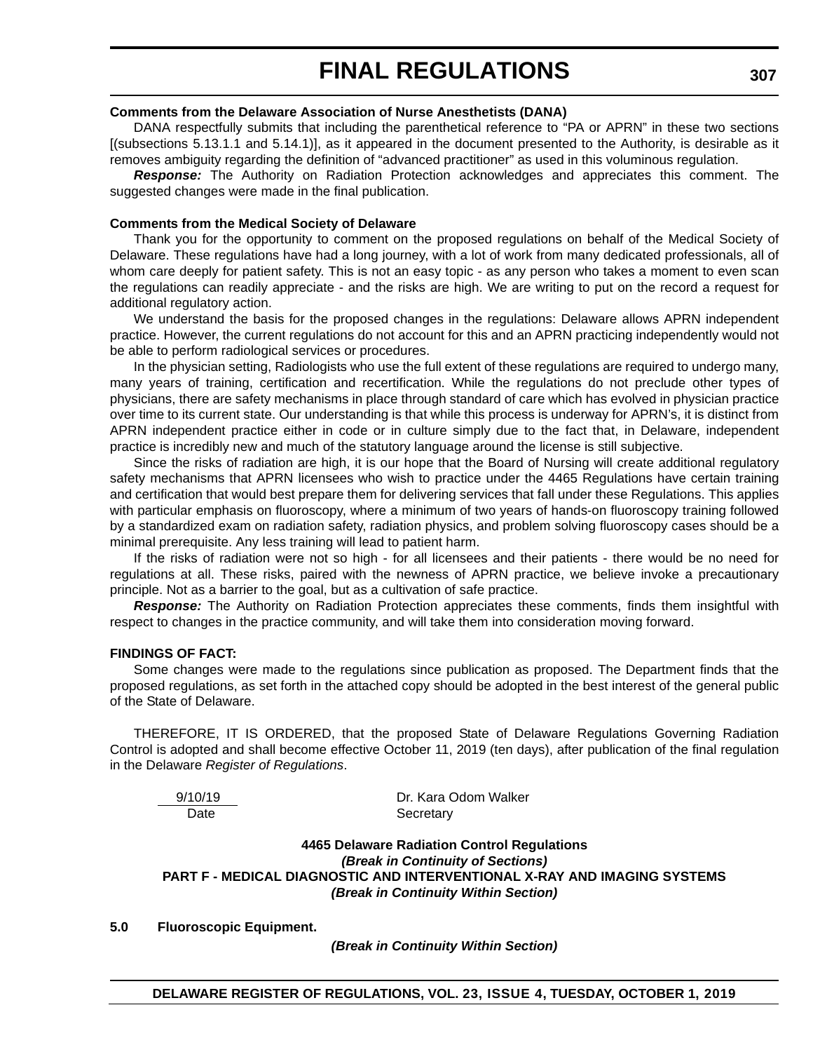**Comments from the Delaware Association of Nurse Anesthetists (DANA)**

DANA respectfully submits that including the parenthetical reference to “PA or APRN” in these two sections [(subsections 5.13.1.1 and 5.14.1)], as it appeared in the document presented to the Authority, is desirable as it removes ambiguity regarding the definition of “advanced practitioner” as used in this voluminous regulation.

***Response:*** The Authority on Radiation Protection acknowledges and appreciates this comment. The suggested changes were made in the final publication.

**Comments from the Medical Society of Delaware**

Thank you for the opportunity to comment on the proposed regulations on behalf of the Medical Society of Delaware. These regulations have had a long journey, with a lot of work from many dedicated professionals, all of whom care deeply for patient safety. This is not an easy topic - as any person who takes a moment to even scan the regulations can readily appreciate - and the risks are high. We are writing to put on the record a request for additional regulatory action.

We understand the basis for the proposed changes in the regulations: Delaware allows APRN independent practice. However, the current regulations do not account for this and an APRN practicing independently would not be able to perform radiological services or procedures.

In the physician setting, Radiologists who use the full extent of these regulations are required to undergo many, many years of training, certification and recertification. While the regulations do not preclude other types of physicians, there are safety mechanisms in place through standard of care which has evolved in physician practice over time to its current state. Our understanding is that while this process is underway for APRN’s, it is distinct from APRN independent practice either in code or in culture simply due to the fact that, in Delaware, independent practice is incredibly new and much of the statutory language around the license is still subjective.

Since the risks of radiation are high, it is our hope that the Board of Nursing will create additional regulatory safety mechanisms that APRN licensees who wish to practice under the 4465 Regulations have certain training and certification that would best prepare them for delivering services that fall under these Regulations. This applies with particular emphasis on fluoroscopy, where a minimum of two years of hands-on fluoroscopy training followed by a standardized exam on radiation safety, radiation physics, and problem solving fluoroscopy cases should be a minimal prerequisite. Any less training will lead to patient harm.

If the risks of radiation were not so high - for all licensees and their patients - there would be no need for regulations at all. These risks, paired with the newness of APRN practice, we believe invoke a precautionary principle. Not as a barrier to the goal, but as a cultivation of safe practice.

***Response:*** The Authority on Radiation Protection appreciates these comments, finds them insightful with respect to changes in the practice community, and will take them into consideration moving forward.

**FINDINGS OF FACT:**

Some changes were made to the regulations since publication as proposed. The Department finds that the proposed regulations, as set forth in the attached copy should be adopted in the best interest of the general public of the State of Delaware.

THEREFORE, IT IS ORDERED, that the proposed State of Delaware Regulations Governing Radiation Control is adopted and shall become effective October 11, 2019 (ten days), after publication of the final regulation in the Delaware *Register of Regulations*.

| 9/10/19 | Dr. Kara Odom Walker |
|---|---|
| Date | Secretary |

**4465 Delaware Radiation Control Regulations**

***(Break in Continuity of Sections)***

**PART F - MEDICAL DIAGNOSTIC AND INTERVENTIONAL X-RAY AND IMAGING SYSTEMS**

***(Break in Continuity Within Section)***

**5.0 Fluoroscopic Equipment.**

***(Break in Continuity Within Section)***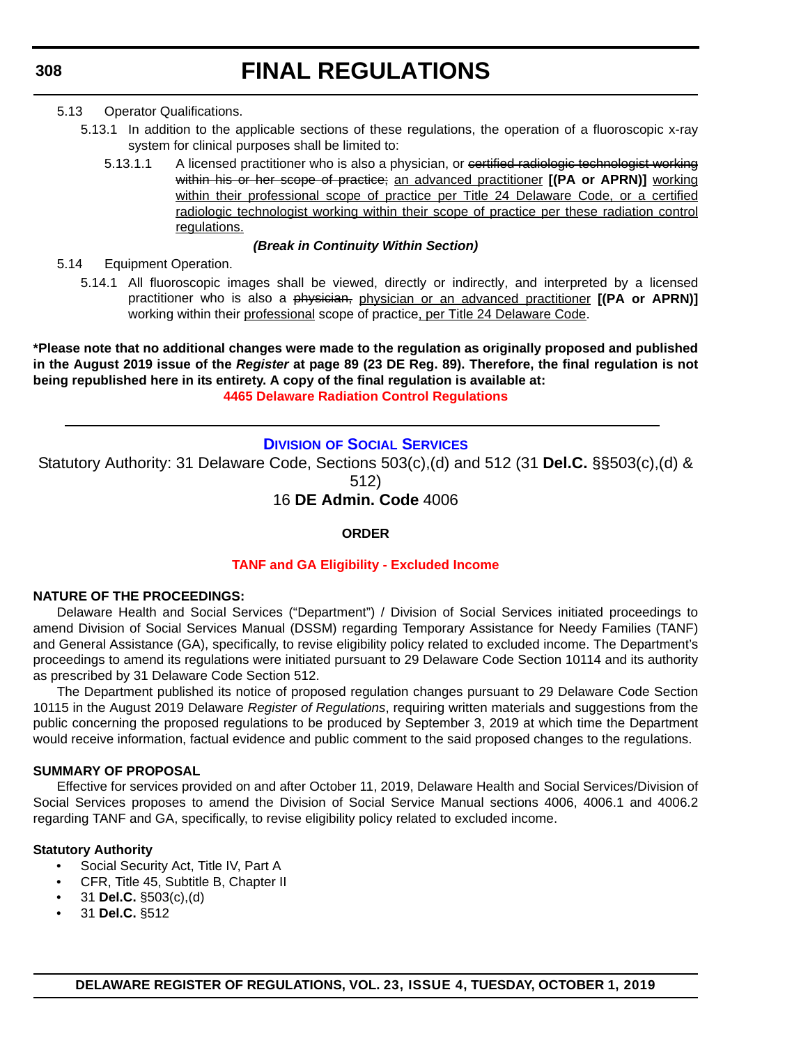5.13 Operator Qualifications.

5.13.1 In addition to the applicable sections of these regulations, the operation of a fluoroscopic x-ray system for clinical purposes shall be limited to:

5.13.1.1 A licensed practitioner who is also a physician, or ~~certified radiologic technologist working within his or her scope of practice;~~ an advanced practitioner **[(PA or APRN)]** working within their professional scope of practice per Title 24 Delaware Code, or a certified radiologic technologist working within their scope of practice per these radiation control regulations.

***(Break in Continuity Within Section)***

5.14 Equipment Operation.

5.14.1 All fluoroscopic images shall be viewed, directly or indirectly, and interpreted by a licensed practitioner who is also a ~~physician,~~ physician or an advanced practitioner **[(PA or APRN)]** working within their professional scope of practice, per Title 24 Delaware Code.

**\*Please note that no additional changes were made to the regulation as originally proposed and published in the August 2019 issue of the *Register* at page 89 (23 DE Reg. 89). Therefore, the final regulation is not being republished here in its entirety. A copy of the final regulation is available at:**

**4465 Delaware Radiation Control Regulations**

---

## Division of Social Services

Statutory Authority: 31 Delaware Code, Sections 503(c),(d) and 512 (31 **Del.C.** §§503(c),(d) & 512)

16 **DE Admin. Code** 4006

### ORDER

### TANF and GA Eligibility - Excluded Income

**NATURE OF THE PROCEEDINGS:**

Delaware Health and Social Services ("Department") / Division of Social Services initiated proceedings to amend Division of Social Services Manual (DSSM) regarding Temporary Assistance for Needy Families (TANF) and General Assistance (GA), specifically, to revise eligibility policy related to excluded income. The Department's proceedings to amend its regulations were initiated pursuant to 29 Delaware Code Section 10114 and its authority as prescribed by 31 Delaware Code Section 512.

The Department published its notice of proposed regulation changes pursuant to 29 Delaware Code Section 10115 in the August 2019 Delaware *Register of Regulations*, requiring written materials and suggestions from the public concerning the proposed regulations to be produced by September 3, 2019 at which time the Department would receive information, factual evidence and public comment to the said proposed changes to the regulations.

**SUMMARY OF PROPOSAL**

Effective for services provided on and after October 11, 2019, Delaware Health and Social Services/Division of Social Services proposes to amend the Division of Social Service Manual sections 4006, 4006.1 and 4006.2 regarding TANF and GA, specifically, to revise eligibility policy related to excluded income.

**Statutory Authority**

- Social Security Act, Title IV, Part A
- CFR, Title 45, Subtitle B, Chapter II
- 31 **Del.C.** §503(c),(d)
- 31 **Del.C.** §512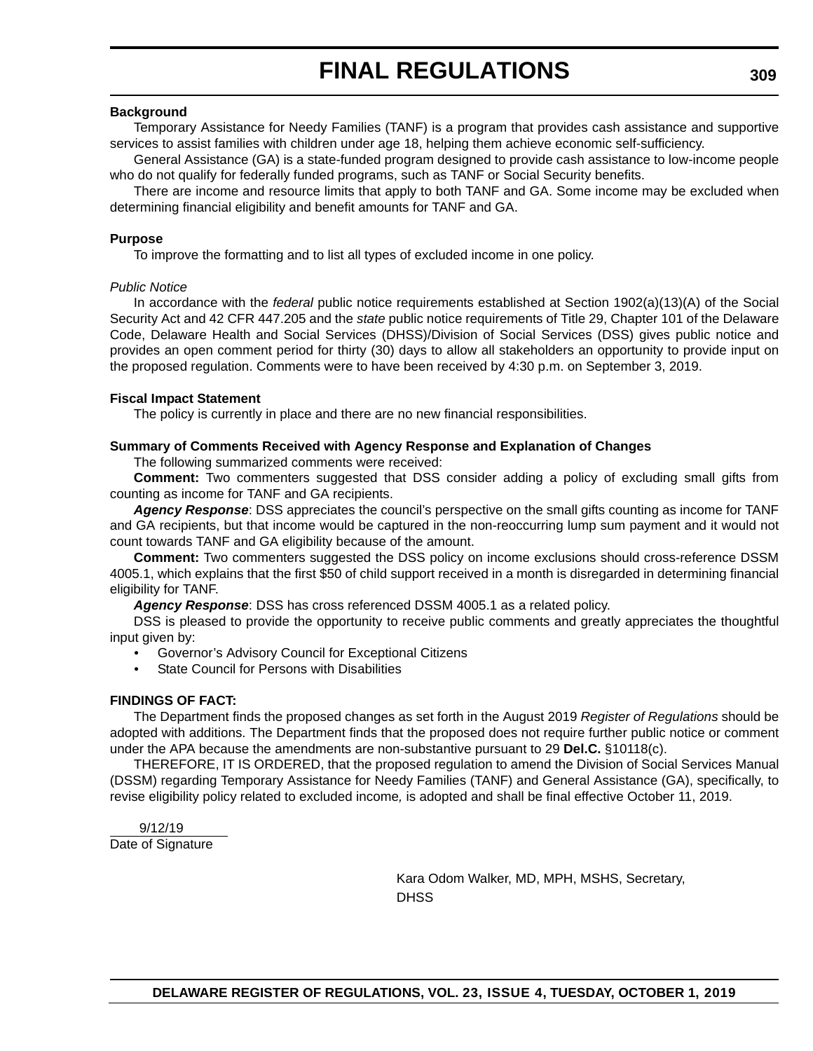**Background**

Temporary Assistance for Needy Families (TANF) is a program that provides cash assistance and supportive services to assist families with children under age 18, helping them achieve economic self-sufficiency.

General Assistance (GA) is a state-funded program designed to provide cash assistance to low-income people who do not qualify for federally funded programs, such as TANF or Social Security benefits.

There are income and resource limits that apply to both TANF and GA. Some income may be excluded when determining financial eligibility and benefit amounts for TANF and GA.

**Purpose**

To improve the formatting and to list all types of excluded income in one policy.

*Public Notice*

In accordance with the *federal* public notice requirements established at Section 1902(a)(13)(A) of the Social Security Act and 42 CFR 447.205 and the *state* public notice requirements of Title 29, Chapter 101 of the Delaware Code, Delaware Health and Social Services (DHSS)/Division of Social Services (DSS) gives public notice and provides an open comment period for thirty (30) days to allow all stakeholders an opportunity to provide input on the proposed regulation. Comments were to have been received by 4:30 p.m. on September 3, 2019.

**Fiscal Impact Statement**

The policy is currently in place and there are no new financial responsibilities.

**Summary of Comments Received with Agency Response and Explanation of Changes**

The following summarized comments were received:

**Comment:** Two commenters suggested that DSS consider adding a policy of excluding small gifts from counting as income for TANF and GA recipients.

***Agency Response***: DSS appreciates the council's perspective on the small gifts counting as income for TANF and GA recipients, but that income would be captured in the non-reoccurring lump sum payment and it would not count towards TANF and GA eligibility because of the amount.

**Comment:** Two commenters suggested the DSS policy on income exclusions should cross-reference DSSM 4005.1, which explains that the first $50 of child support received in a month is disregarded in determining financial eligibility for TANF.

***Agency Response***: DSS has cross referenced DSSM 4005.1 as a related policy.

DSS is pleased to provide the opportunity to receive public comments and greatly appreciates the thoughtful input given by:

- Governor's Advisory Council for Exceptional Citizens
- State Council for Persons with Disabilities

**FINDINGS OF FACT:**

The Department finds the proposed changes as set forth in the August 2019 *Register of Regulations* should be adopted with additions. The Department finds that the proposed does not require further public notice or comment under the APA because the amendments are non-substantive pursuant to 29 **Del.C.** §10118(c).

THEREFORE, IT IS ORDERED, that the proposed regulation to amend the Division of Social Services Manual (DSSM) regarding Temporary Assistance for Needy Families (TANF) and General Assistance (GA), specifically, to revise eligibility policy related to excluded income, is adopted and shall be final effective October 11, 2019.

9/12/19
Date of Signature

Kara Odom Walker, MD, MPH, MSHS, Secretary, DHSS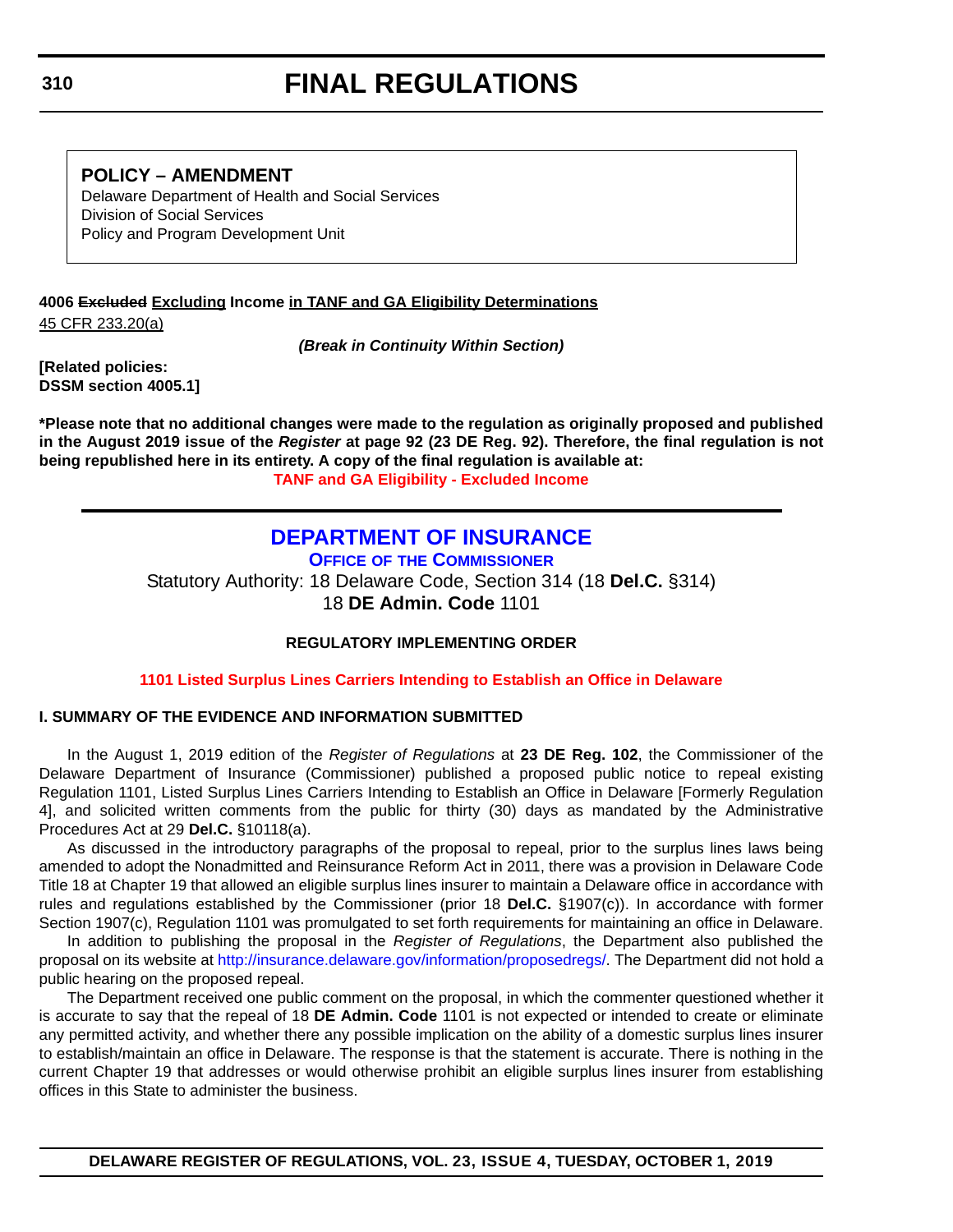**POLICY – AMENDMENT**
Delaware Department of Health and Social Services
Division of Social Services
Policy and Program Development Unit

**4006 ~~Excluded~~ <u>Excluding</u> Income <u>in TANF and GA Eligibility Determinations</u>**
<u>45 CFR 233.20(a)</u>

***(Break in Continuity Within Section)***

**[Related policies:**
**DSSM section 4005.1]**

***Please note that no additional changes were made to the regulation as originally proposed and published in the August 2019 issue of the *Register* at page 92 (23 DE Reg. 92). Therefore, the final regulation is not being republished here in its entirety. A copy of the final regulation is available at:**
**TANF and GA Eligibility - Excluded Income**

## DEPARTMENT OF INSURANCE

**OFFICE OF THE COMMISSIONER**

Statutory Authority: 18 Delaware Code, Section 314 (18 **Del.C.** §314)
18 **DE Admin. Code** 1101

**REGULATORY IMPLEMENTING ORDER**

**1101 Listed Surplus Lines Carriers Intending to Establish an Office in Delaware**

**I. SUMMARY OF THE EVIDENCE AND INFORMATION SUBMITTED**

In the August 1, 2019 edition of the *Register of Regulations* at **23 DE Reg. 102**, the Commissioner of the Delaware Department of Insurance (Commissioner) published a proposed public notice to repeal existing Regulation 1101, Listed Surplus Lines Carriers Intending to Establish an Office in Delaware [Formerly Regulation 4], and solicited written comments from the public for thirty (30) days as mandated by the Administrative Procedures Act at 29 **Del.C.** §10118(a).

As discussed in the introductory paragraphs of the proposal to repeal, prior to the surplus lines laws being amended to adopt the Nonadmitted and Reinsurance Reform Act in 2011, there was a provision in Delaware Code Title 18 at Chapter 19 that allowed an eligible surplus lines insurer to maintain a Delaware office in accordance with rules and regulations established by the Commissioner (prior 18 **Del.C.** §1907(c)). In accordance with former Section 1907(c), Regulation 1101 was promulgated to set forth requirements for maintaining an office in Delaware.

In addition to publishing the proposal in the *Register of Regulations*, the Department also published the proposal on its website at http://insurance.delaware.gov/information/proposedregs/. The Department did not hold a public hearing on the proposed repeal.

The Department received one public comment on the proposal, in which the commenter questioned whether it is accurate to say that the repeal of 18 **DE Admin. Code** 1101 is not expected or intended to create or eliminate any permitted activity, and whether there any possible implication on the ability of a domestic surplus lines insurer to establish/maintain an office in Delaware. The response is that the statement is accurate. There is nothing in the current Chapter 19 that addresses or would otherwise prohibit an eligible surplus lines insurer from establishing offices in this State to administer the business.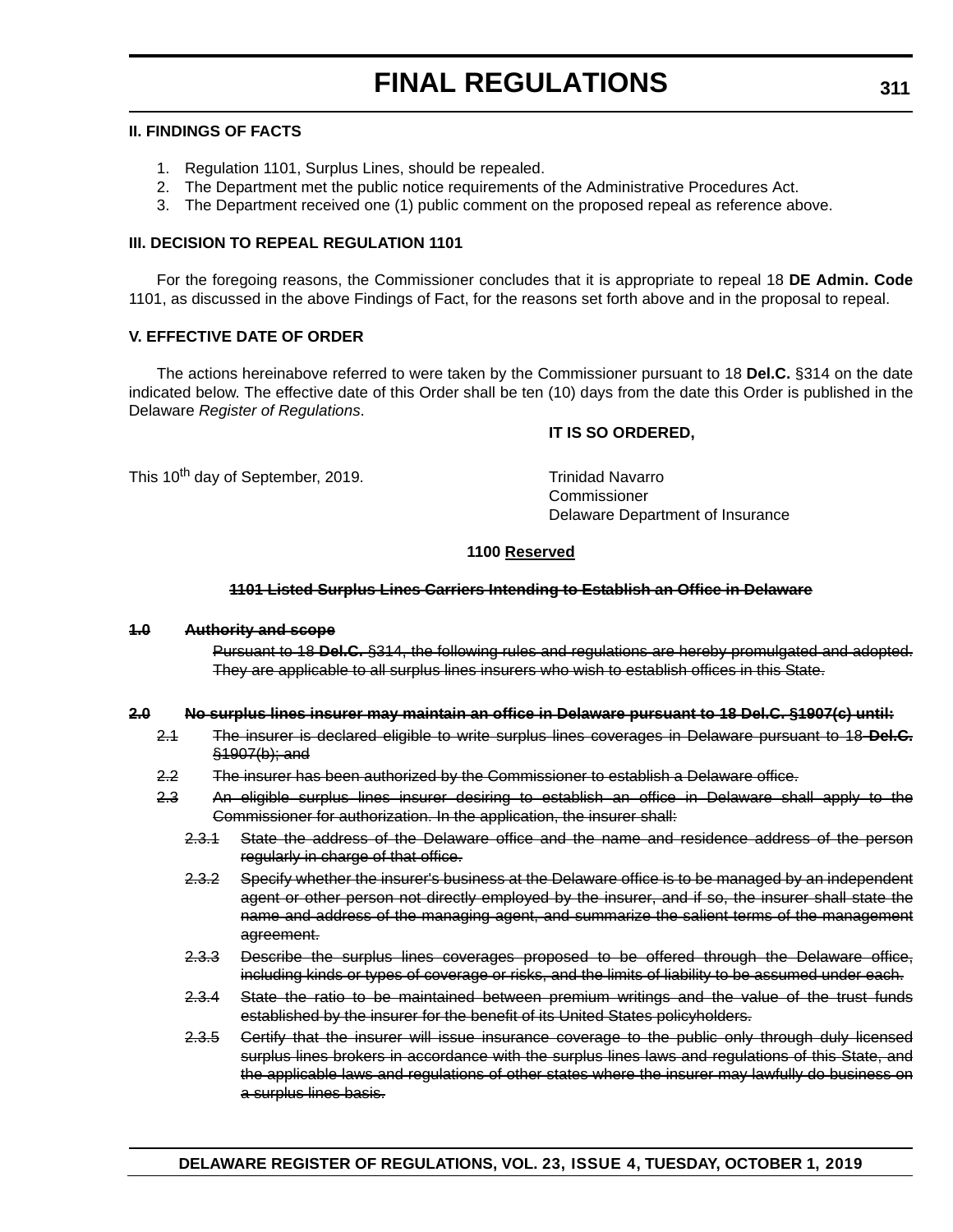**II. FINDINGS OF FACTS**

1. Regulation 1101, Surplus Lines, should be repealed.
2. The Department met the public notice requirements of the Administrative Procedures Act.
3. The Department received one (1) public comment on the proposed repeal as reference above.

**III. DECISION TO REPEAL REGULATION 1101**

For the foregoing reasons, the Commissioner concludes that it is appropriate to repeal 18 **DE Admin. Code** 1101, as discussed in the above Findings of Fact, for the reasons set forth above and in the proposal to repeal.

**V. EFFECTIVE DATE OF ORDER**

The actions hereinabove referred to were taken by the Commissioner pursuant to 18 **Del.C.** §314 on the date indicated below. The effective date of this Order shall be ten (10) days from the date this Order is published in the Delaware *Register of Regulations*.

**IT IS SO ORDERED,**

This 10th day of September, 2019.

Trinidad Navarro
Commissioner
Delaware Department of Insurance

**1100 Reserved**

**~~1101 Listed Surplus Lines Carriers Intending to Establish an Office in Delaware~~**

**~~1.0 Authority and scope~~**

~~Pursuant to 18 **Del.C.** §314, the following rules and regulations are hereby promulgated and adopted. They are applicable to all surplus lines insurers who wish to establish offices in this State.~~

**~~2.0 No surplus lines insurer may maintain an office in Delaware pursuant to 18 Del.C. §1907(c) until:~~**

~~2.1 The insurer is declared eligible to write surplus lines coverages in Delaware pursuant to 18 **Del.C.** §1907(b); and~~

~~2.2 The insurer has been authorized by the Commissioner to establish a Delaware office.~~

~~2.3 An eligible surplus lines insurer desiring to establish an office in Delaware shall apply to the Commissioner for authorization. In the application, the insurer shall:~~

~~2.3.1 State the address of the Delaware office and the name and residence address of the person regularly in charge of that office.~~

~~2.3.2 Specify whether the insurer's business at the Delaware office is to be managed by an independent agent or other person not directly employed by the insurer, and if so, the insurer shall state the name and address of the managing agent, and summarize the salient terms of the management agreement.~~

~~2.3.3 Describe the surplus lines coverages proposed to be offered through the Delaware office, including kinds or types of coverage or risks, and the limits of liability to be assumed under each.~~

~~2.3.4 State the ratio to be maintained between premium writings and the value of the trust funds established by the insurer for the benefit of its United States policyholders.~~

~~2.3.5 Certify that the insurer will issue insurance coverage to the public only through duly licensed surplus lines brokers in accordance with the surplus lines laws and regulations of this State, and the applicable laws and regulations of other states where the insurer may lawfully do business on a surplus lines basis.~~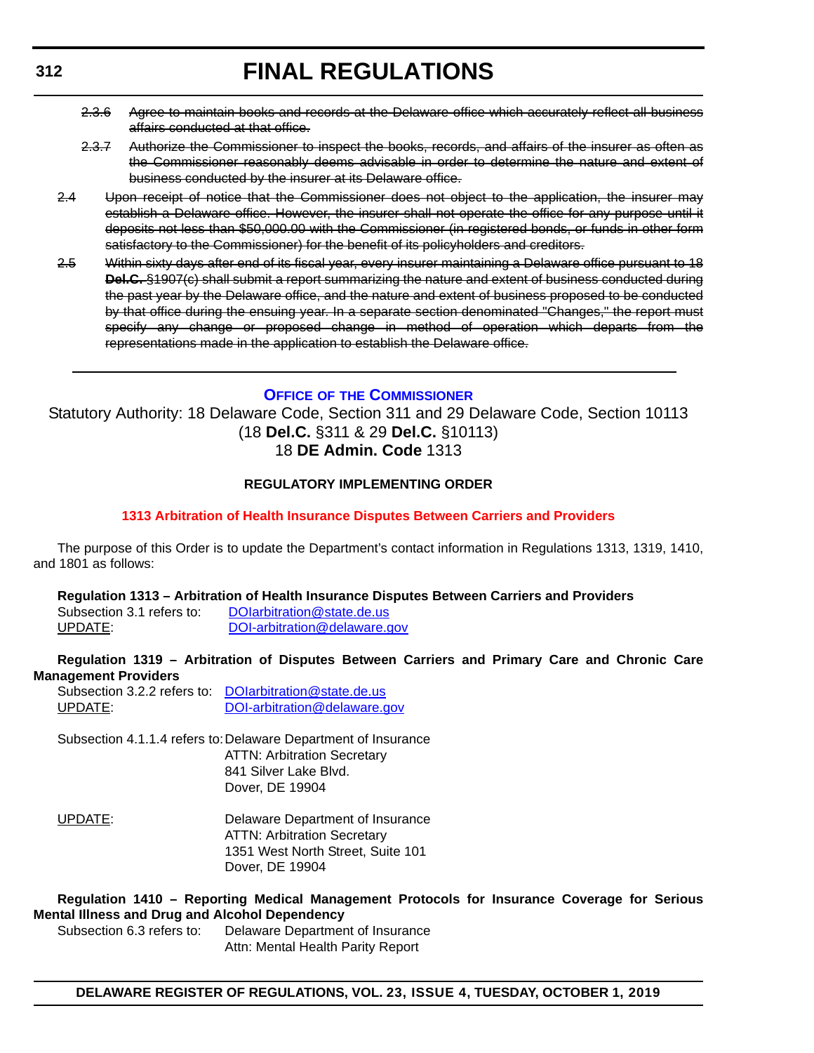~~2.3.6 Agree to maintain books and records at the Delaware office which accurately reflect all business affairs conducted at that office.~~

~~2.3.7 Authorize the Commissioner to inspect the books, records, and affairs of the insurer as often as the Commissioner reasonably deems advisable in order to determine the nature and extent of business conducted by the insurer at its Delaware office.~~

~~2.4 Upon receipt of notice that the Commissioner does not object to the application, the insurer may establish a Delaware office. However, the insurer shall not operate the office for any purpose until it deposits not less than $50,000.00 with the Commissioner (in registered bonds, or funds in other form satisfactory to the Commissioner) for the benefit of its policyholders and creditors.~~

~~2.5 Within sixty days after end of its fiscal year, every insurer maintaining a Delaware office pursuant to 18 **Del.C.** §1907(c) shall submit a report summarizing the nature and extent of business conducted during the past year by the Delaware office, and the nature and extent of business proposed to be conducted by that office during the ensuing year. In a separate section denominated "Changes," the report must specify any change or proposed change in method of operation which departs from the representations made in the application to establish the Delaware office.~~

---

## OFFICE OF THE COMMISSIONER

Statutory Authority: 18 Delaware Code, Section 311 and 29 Delaware Code, Section 10113 (18 **Del.C.** §311 & 29 **Del.C.** §10113)
18 **DE Admin. Code** 1313

**REGULATORY IMPLEMENTING ORDER**

**1313 Arbitration of Health Insurance Disputes Between Carriers and Providers**

The purpose of this Order is to update the Department's contact information in Regulations 1313, 1319, 1410, and 1801 as follows:

**Regulation 1313 – Arbitration of Health Insurance Disputes Between Carriers and Providers**

Subsection 3.1 refers to: DOIarbitration@state.de.us
UPDATE: DOI-arbitration@delaware.gov

**Regulation 1319 – Arbitration of Disputes Between Carriers and Primary Care and Chronic Care Management Providers**

Subsection 3.2.2 refers to: DOIarbitration@state.de.us
UPDATE: DOI-arbitration@delaware.gov

Subsection 4.1.1.4 refers to: Delaware Department of Insurance
ATTN: Arbitration Secretary
841 Silver Lake Blvd.
Dover, DE 19904

UPDATE: Delaware Department of Insurance
ATTN: Arbitration Secretary
1351 West North Street, Suite 101
Dover, DE 19904

**Regulation 1410 – Reporting Medical Management Protocols for Insurance Coverage for Serious Mental Illness and Drug and Alcohol Dependency**

Subsection 6.3 refers to: Delaware Department of Insurance
Attn: Mental Health Parity Report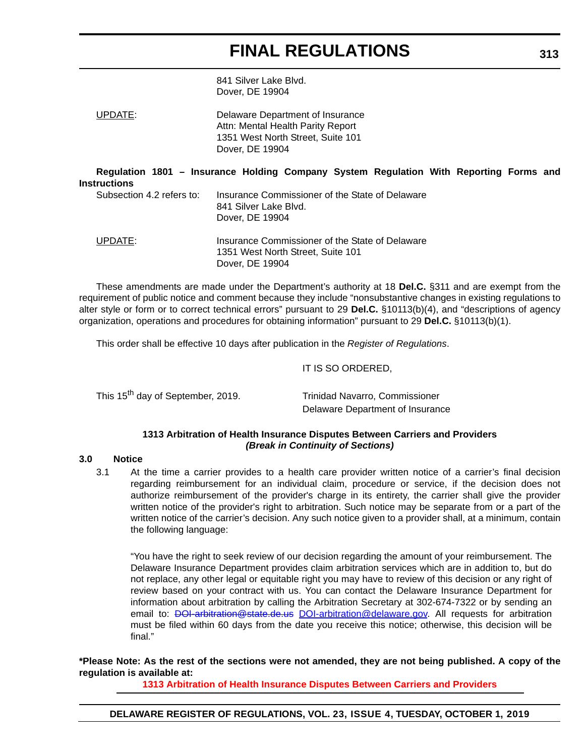841 Silver Lake Blvd.
Dover, DE 19904

UPDATE: Delaware Department of Insurance
Attn: Mental Health Parity Report
1351 West North Street, Suite 101
Dover, DE 19904

**Regulation 1801 – Insurance Holding Company System Regulation With Reporting Forms and Instructions**

Subsection 4.2 refers to: Insurance Commissioner of the State of Delaware
841 Silver Lake Blvd.
Dover, DE 19904

UPDATE: Insurance Commissioner of the State of Delaware
1351 West North Street, Suite 101
Dover, DE 19904

These amendments are made under the Department's authority at 18 **Del.C.** §311 and are exempt from the requirement of public notice and comment because they include "nonsubstantive changes in existing regulations to alter style or form or to correct technical errors" pursuant to 29 **Del.C.** §10113(b)(4), and "descriptions of agency organization, operations and procedures for obtaining information" pursuant to 29 **Del.C.** §10113(b)(1).

This order shall be effective 10 days after publication in the *Register of Regulations*.

IT IS SO ORDERED,

This 15th day of September, 2019.

Trinidad Navarro, Commissioner
Delaware Department of Insurance

**1313 Arbitration of Health Insurance Disputes Between Carriers and Providers**
***(Break in Continuity of Sections)***

**3.0 Notice**

3.1 At the time a carrier provides to a health care provider written notice of a carrier's final decision regarding reimbursement for an individual claim, procedure or service, if the decision does not authorize reimbursement of the provider's charge in its entirety, the carrier shall give the provider written notice of the provider's right to arbitration. Such notice may be separate from or a part of the written notice of the carrier's decision. Any such notice given to a provider shall, at a minimum, contain the following language:

"You have the right to seek review of our decision regarding the amount of your reimbursement. The Delaware Insurance Department provides claim arbitration services which are in addition to, but do not replace, any other legal or equitable right you may have to review of this decision or any right of review based on your contract with us. You can contact the Delaware Insurance Department for information about arbitration by calling the Arbitration Secretary at 302-674-7322 or by sending an email to: ~~DOI-arbitration@state.de.us~~ DOI-arbitration@delaware.gov. All requests for arbitration must be filed within 60 days from the date you receive this notice; otherwise, this decision will be final."

**\*Please Note: As the rest of the sections were not amended, they are not being published. A copy of the regulation is available at:**

**1313 Arbitration of Health Insurance Disputes Between Carriers and Providers**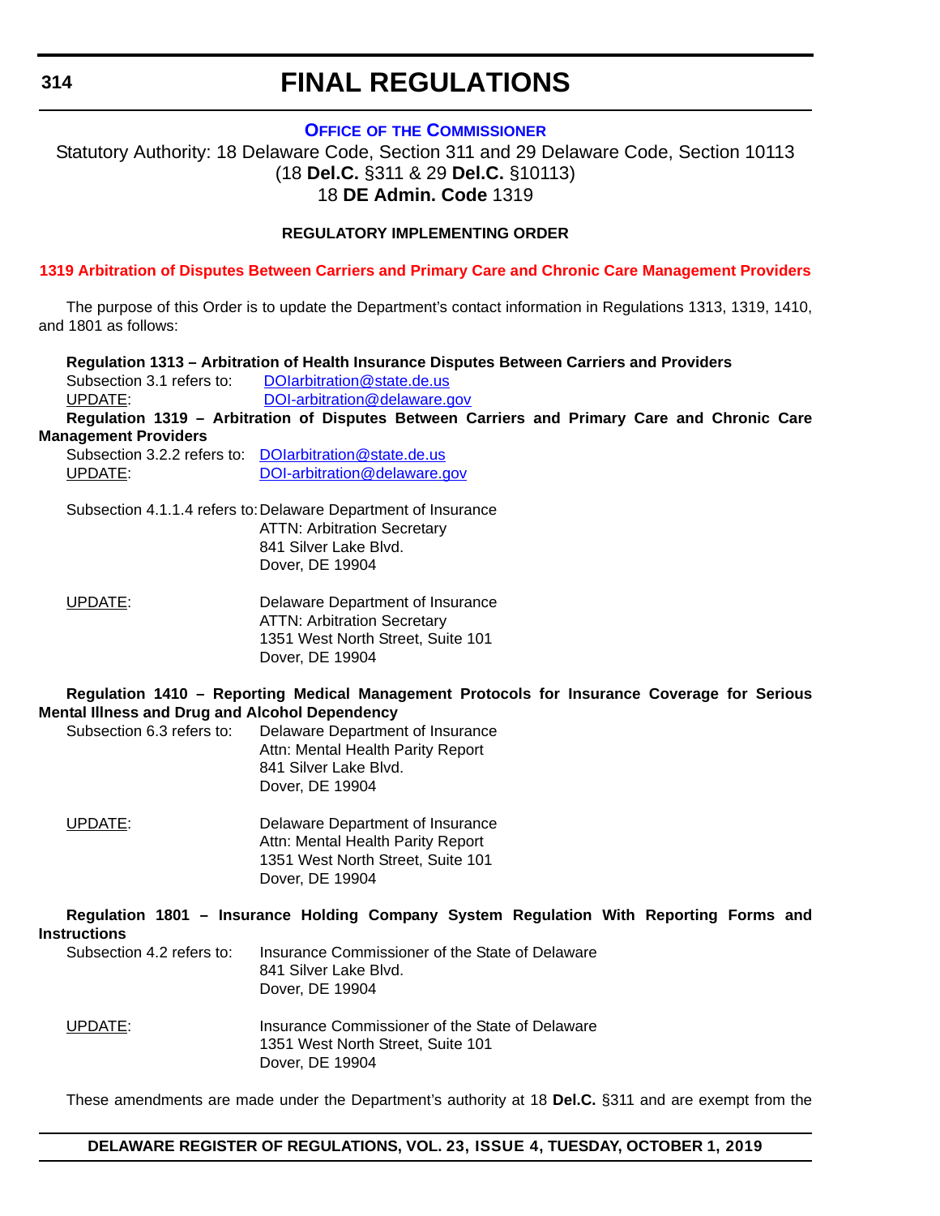# FINAL REGULATIONS

## OFFICE OF THE COMMISSIONER

Statutory Authority: 18 Delaware Code, Section 311 and 29 Delaware Code, Section 10113 (18 **Del.C.** §311 & 29 **Del.C.** §10113)
18 **DE Admin. Code** 1319

### REGULATORY IMPLEMENTING ORDER

### 1319 Arbitration of Disputes Between Carriers and Primary Care and Chronic Care Management Providers

The purpose of this Order is to update the Department's contact information in Regulations 1313, 1319, 1410, and 1801 as follows:

**Regulation 1313 – Arbitration of Health Insurance Disputes Between Carriers and Providers**

Subsection 3.1 refers to: DOIarbitration@state.de.us

UPDATE: DOI-arbitration@delaware.gov

**Regulation 1319 – Arbitration of Disputes Between Carriers and Primary Care and Chronic Care Management Providers**

Subsection 3.2.2 refers to: DOIarbitration@state.de.us

UPDATE: DOI-arbitration@delaware.gov

Subsection 4.1.1.4 refers to:

Delaware Department of Insurance
ATTN: Arbitration Secretary
841 Silver Lake Blvd.
Dover, DE 19904

UPDATE:

Delaware Department of Insurance
ATTN: Arbitration Secretary
1351 West North Street, Suite 101
Dover, DE 19904

**Regulation 1410 – Reporting Medical Management Protocols for Insurance Coverage for Serious Mental Illness and Drug and Alcohol Dependency**

Subsection 6.3 refers to:

Delaware Department of Insurance
Attn: Mental Health Parity Report
841 Silver Lake Blvd.
Dover, DE 19904

UPDATE:

Delaware Department of Insurance
Attn: Mental Health Parity Report
1351 West North Street, Suite 101
Dover, DE 19904

**Regulation 1801 – Insurance Holding Company System Regulation With Reporting Forms and Instructions**

Subsection 4.2 refers to:

Insurance Commissioner of the State of Delaware
841 Silver Lake Blvd.
Dover, DE 19904

UPDATE:

Insurance Commissioner of the State of Delaware
1351 West North Street, Suite 101
Dover, DE 19904

These amendments are made under the Department's authority at 18 **Del.C.** §311 and are exempt from the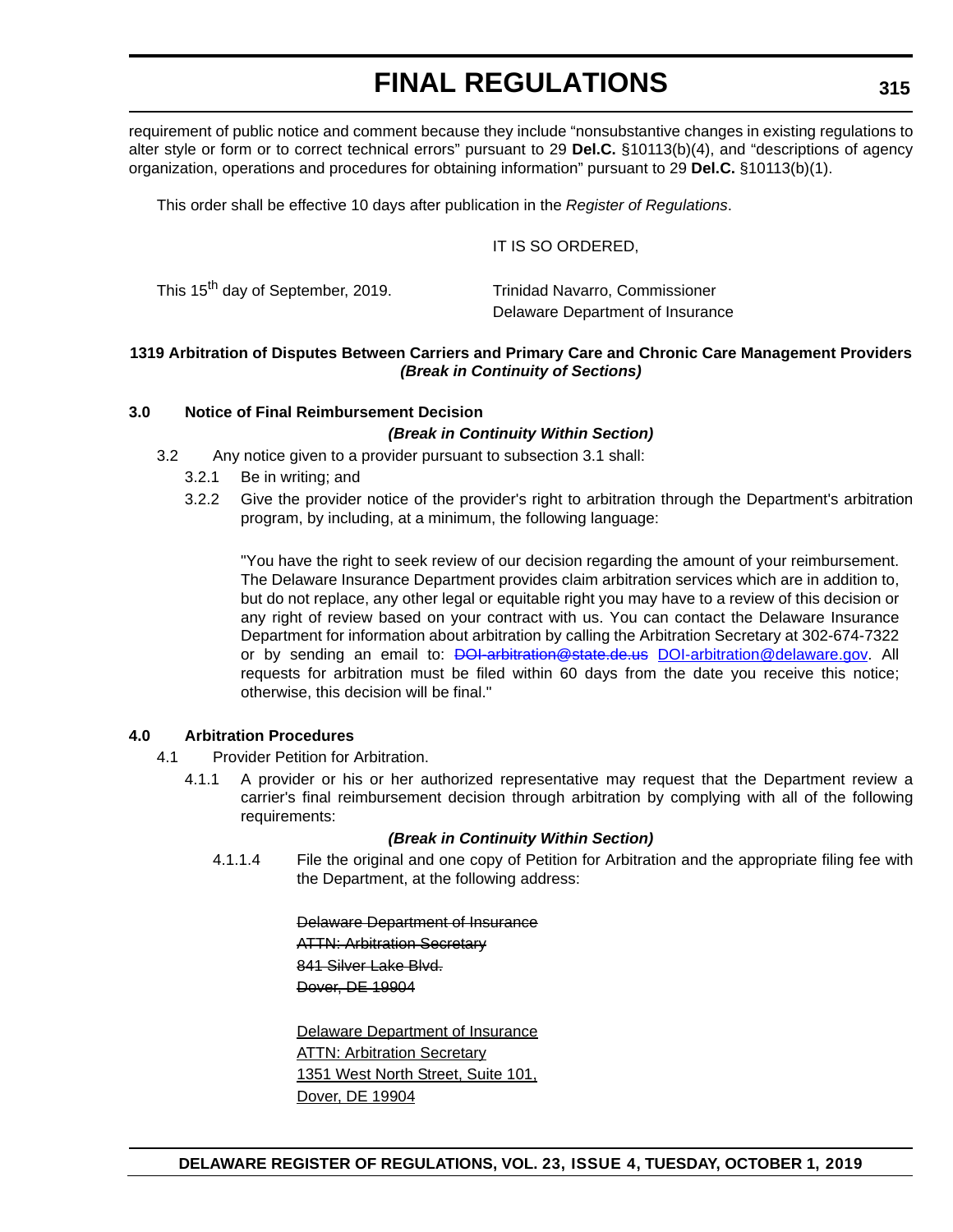requirement of public notice and comment because they include "nonsubstantive changes in existing regulations to alter style or form or to correct technical errors" pursuant to 29 **Del.C.** §10113(b)(4), and "descriptions of agency organization, operations and procedures for obtaining information" pursuant to 29 **Del.C.** §10113(b)(1).

This order shall be effective 10 days after publication in the *Register of Regulations*.

IT IS SO ORDERED,

This 15th day of September, 2019.

Trinidad Navarro, Commissioner
Delaware Department of Insurance

**1319 Arbitration of Disputes Between Carriers and Primary Care and Chronic Care Management Providers**
***(Break in Continuity of Sections)***

**3.0 Notice of Final Reimbursement Decision**

***(Break in Continuity Within Section)***

3.2 Any notice given to a provider pursuant to subsection 3.1 shall:

3.2.1 Be in writing; and

3.2.2 Give the provider notice of the provider's right to arbitration through the Department's arbitration program, by including, at a minimum, the following language:

"You have the right to seek review of our decision regarding the amount of your reimbursement. The Delaware Insurance Department provides claim arbitration services which are in addition to, but do not replace, any other legal or equitable right you may have to a review of this decision or any right of review based on your contract with us. You can contact the Delaware Insurance Department for information about arbitration by calling the Arbitration Secretary at 302-674-7322 or by sending an email to: ~~DOI-arbitration@state.de.us~~ <u>DOI-arbitration@delaware.gov</u>. All requests for arbitration must be filed within 60 days from the date you receive this notice; otherwise, this decision will be final."

**4.0 Arbitration Procedures**

4.1 Provider Petition for Arbitration.

4.1.1 A provider or his or her authorized representative may request that the Department review a carrier's final reimbursement decision through arbitration by complying with all of the following requirements:

***(Break in Continuity Within Section)***

4.1.1.4 File the original and one copy of Petition for Arbitration and the appropriate filing fee with the Department, at the following address:

~~Delaware Department of Insurance~~
~~ATTN: Arbitration Secretary~~
~~841 Silver Lake Blvd.~~
~~Dover, DE 19904~~

<u>Delaware Department of Insurance</u>
<u>ATTN: Arbitration Secretary</u>
<u>1351 West North Street, Suite 101,</u>
<u>Dover, DE 19904</u>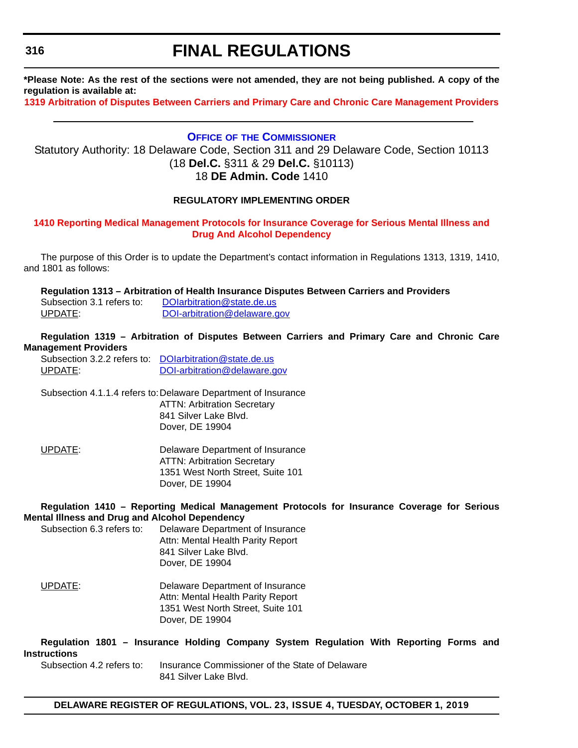**\*Please Note: As the rest of the sections were not amended, they are not being published. A copy of the regulation is available at:**

**1319 Arbitration of Disputes Between Carriers and Primary Care and Chronic Care Management Providers**

---

## OFFICE OF THE COMMISSIONER

Statutory Authority: 18 Delaware Code, Section 311 and 29 Delaware Code, Section 10113
(18 **Del.C.** §311 & 29 **Del.C.** §10113)
18 **DE Admin. Code** 1410

### REGULATORY IMPLEMENTING ORDER

**1410 Reporting Medical Management Protocols for Insurance Coverage for Serious Mental Illness and Drug And Alcohol Dependency**

The purpose of this Order is to update the Department's contact information in Regulations 1313, 1319, 1410, and 1801 as follows:

**Regulation 1313 – Arbitration of Health Insurance Disputes Between Carriers and Providers**

Subsection 3.1 refers to: DOIarbitration@state.de.us
UPDATE: DOI-arbitration@delaware.gov

**Regulation 1319 – Arbitration of Disputes Between Carriers and Primary Care and Chronic Care Management Providers**

Subsection 3.2.2 refers to: DOIarbitration@state.de.us
UPDATE: DOI-arbitration@delaware.gov

Subsection 4.1.1.4 refers to: Delaware Department of Insurance
ATTN: Arbitration Secretary
841 Silver Lake Blvd.
Dover, DE 19904

UPDATE: Delaware Department of Insurance
ATTN: Arbitration Secretary
1351 West North Street, Suite 101
Dover, DE 19904

**Regulation 1410 – Reporting Medical Management Protocols for Insurance Coverage for Serious Mental Illness and Drug and Alcohol Dependency**

Subsection 6.3 refers to: Delaware Department of Insurance
Attn: Mental Health Parity Report
841 Silver Lake Blvd.
Dover, DE 19904

UPDATE: Delaware Department of Insurance
Attn: Mental Health Parity Report
1351 West North Street, Suite 101
Dover, DE 19904

**Regulation 1801 – Insurance Holding Company System Regulation With Reporting Forms and Instructions**

Subsection 4.2 refers to: Insurance Commissioner of the State of Delaware
841 Silver Lake Blvd.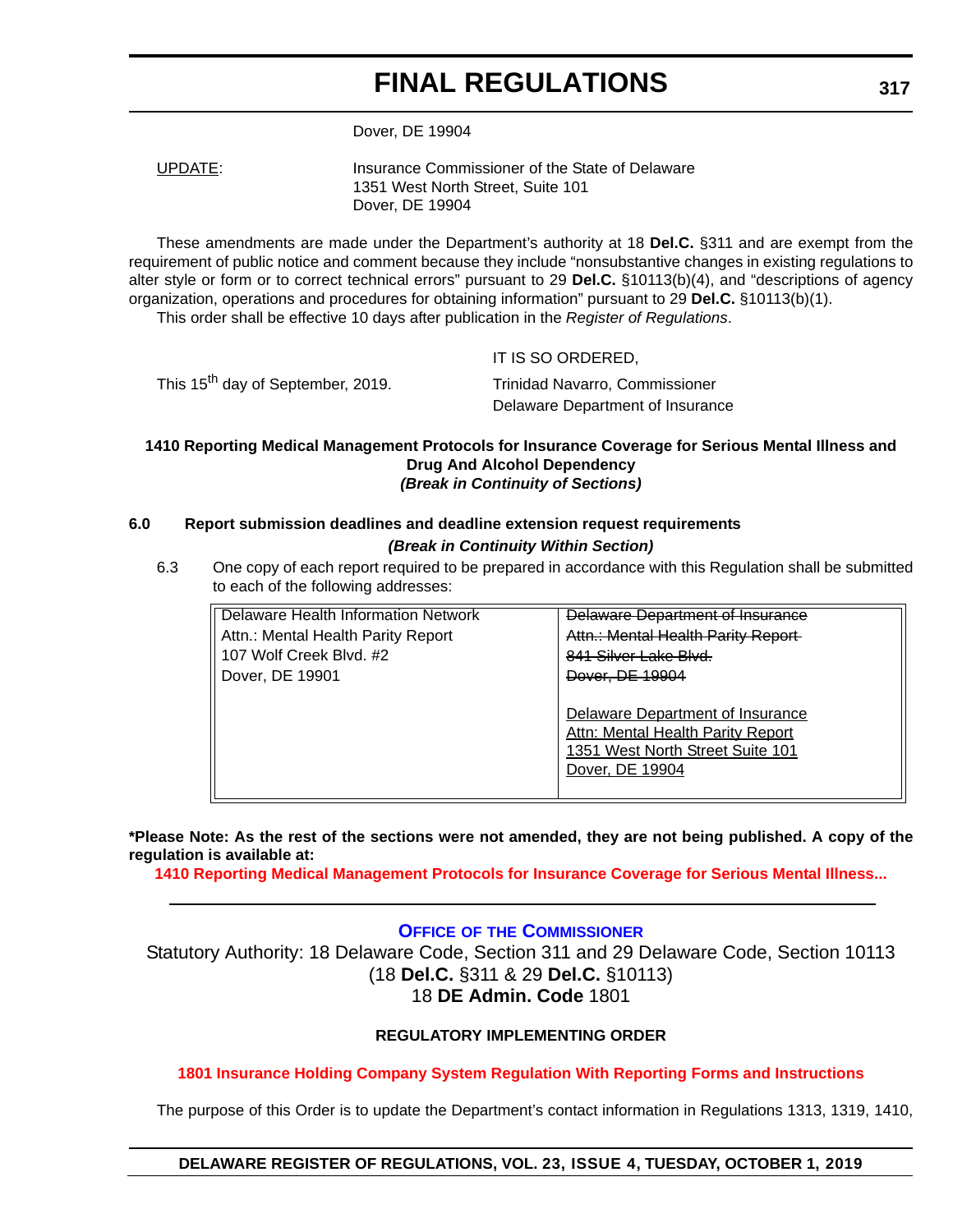Dover, DE 19904

UPDATE: Insurance Commissioner of the State of Delaware
1351 West North Street, Suite 101
Dover, DE 19904

These amendments are made under the Department's authority at 18 **Del.C.** §311 and are exempt from the requirement of public notice and comment because they include "nonsubstantive changes in existing regulations to alter style or form or to correct technical errors" pursuant to 29 **Del.C.** §10113(b)(4), and "descriptions of agency organization, operations and procedures for obtaining information" pursuant to 29 **Del.C.** §10113(b)(1).

This order shall be effective 10 days after publication in the *Register of Regulations*.

IT IS SO ORDERED,

This 15th day of September, 2019.

Trinidad Navarro, Commissioner
Delaware Department of Insurance

**1410 Reporting Medical Management Protocols for Insurance Coverage for Serious Mental Illness and Drug And Alcohol Dependency**
***(Break in Continuity of Sections)***

**6.0 Report submission deadlines and deadline extension request requirements**

***(Break in Continuity Within Section)***

6.3 One copy of each report required to be prepared in accordance with this Regulation shall be submitted to each of the following addresses:

| | |
|---|---|
| Delaware Health Information Network<br>Attn.: Mental Health Parity Report<br>107 Wolf Creek Blvd. #2<br>Dover, DE 19901 | ~~Delaware Department of Insurance~~<br>~~Attn.: Mental Health Parity Report~~<br>~~841 Silver Lake Blvd.~~<br>~~Dover, DE 19904~~<br><br><u>Delaware Department of Insurance</u><br><u>Attn: Mental Health Parity Report</u><br><u>1351 West North Street Suite 101</u><br><u>Dover, DE 19904</u> |

**\*Please Note: As the rest of the sections were not amended, they are not being published. A copy of the regulation is available at:**

**1410 Reporting Medical Management Protocols for Insurance Coverage for Serious Mental Illness...**

---

**Office of the Commissioner**

Statutory Authority: 18 Delaware Code, Section 311 and 29 Delaware Code, Section 10113
(18 **Del.C.** §311 & 29 **Del.C.** §10113)
18 **DE Admin. Code** 1801

**REGULATORY IMPLEMENTING ORDER**

**1801 Insurance Holding Company System Regulation With Reporting Forms and Instructions**

The purpose of this Order is to update the Department's contact information in Regulations 1313, 1319, 1410,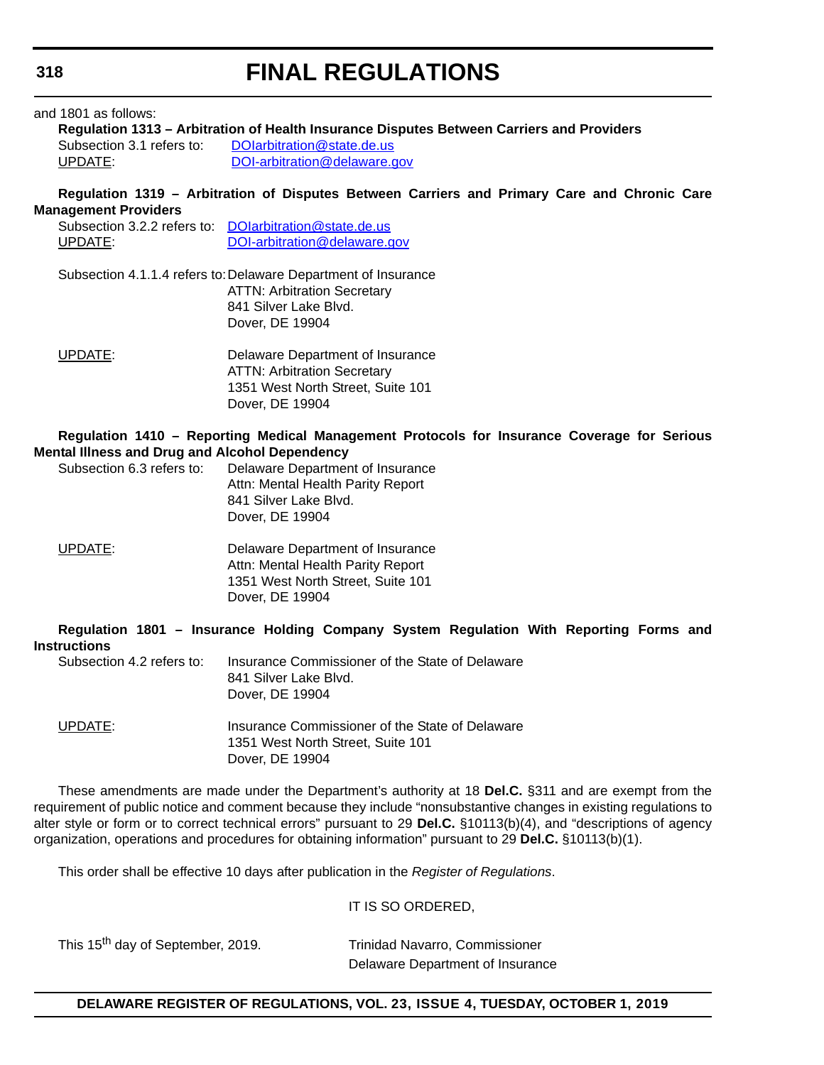and 1801 as follows:

**Regulation 1313 – Arbitration of Health Insurance Disputes Between Carriers and Providers**

Subsection 3.1 refers to: DOIarbitration@state.de.us

UPDATE: DOI-arbitration@delaware.gov

**Regulation 1319 – Arbitration of Disputes Between Carriers and Primary Care and Chronic Care Management Providers**

Subsection 3.2.2 refers to: DOIarbitration@state.de.us

UPDATE: DOI-arbitration@delaware.gov

Subsection 4.1.1.4 refers to: Delaware Department of Insurance
ATTN: Arbitration Secretary
841 Silver Lake Blvd.
Dover, DE 19904

UPDATE: Delaware Department of Insurance
ATTN: Arbitration Secretary
1351 West North Street, Suite 101
Dover, DE 19904

**Regulation 1410 – Reporting Medical Management Protocols for Insurance Coverage for Serious Mental Illness and Drug and Alcohol Dependency**

Subsection 6.3 refers to: Delaware Department of Insurance
Attn: Mental Health Parity Report
841 Silver Lake Blvd.
Dover, DE 19904

UPDATE: Delaware Department of Insurance
Attn: Mental Health Parity Report
1351 West North Street, Suite 101
Dover, DE 19904

**Regulation 1801 – Insurance Holding Company System Regulation With Reporting Forms and Instructions**

Subsection 4.2 refers to: Insurance Commissioner of the State of Delaware
841 Silver Lake Blvd.
Dover, DE 19904

UPDATE: Insurance Commissioner of the State of Delaware
1351 West North Street, Suite 101
Dover, DE 19904

These amendments are made under the Department's authority at 18 **Del.C.** §311 and are exempt from the requirement of public notice and comment because they include "nonsubstantive changes in existing regulations to alter style or form or to correct technical errors" pursuant to 29 **Del.C.** §10113(b)(4), and "descriptions of agency organization, operations and procedures for obtaining information" pursuant to 29 **Del.C.** §10113(b)(1).

This order shall be effective 10 days after publication in the *Register of Regulations*.

IT IS SO ORDERED,

This 15th day of September, 2019.

Trinidad Navarro, Commissioner
Delaware Department of Insurance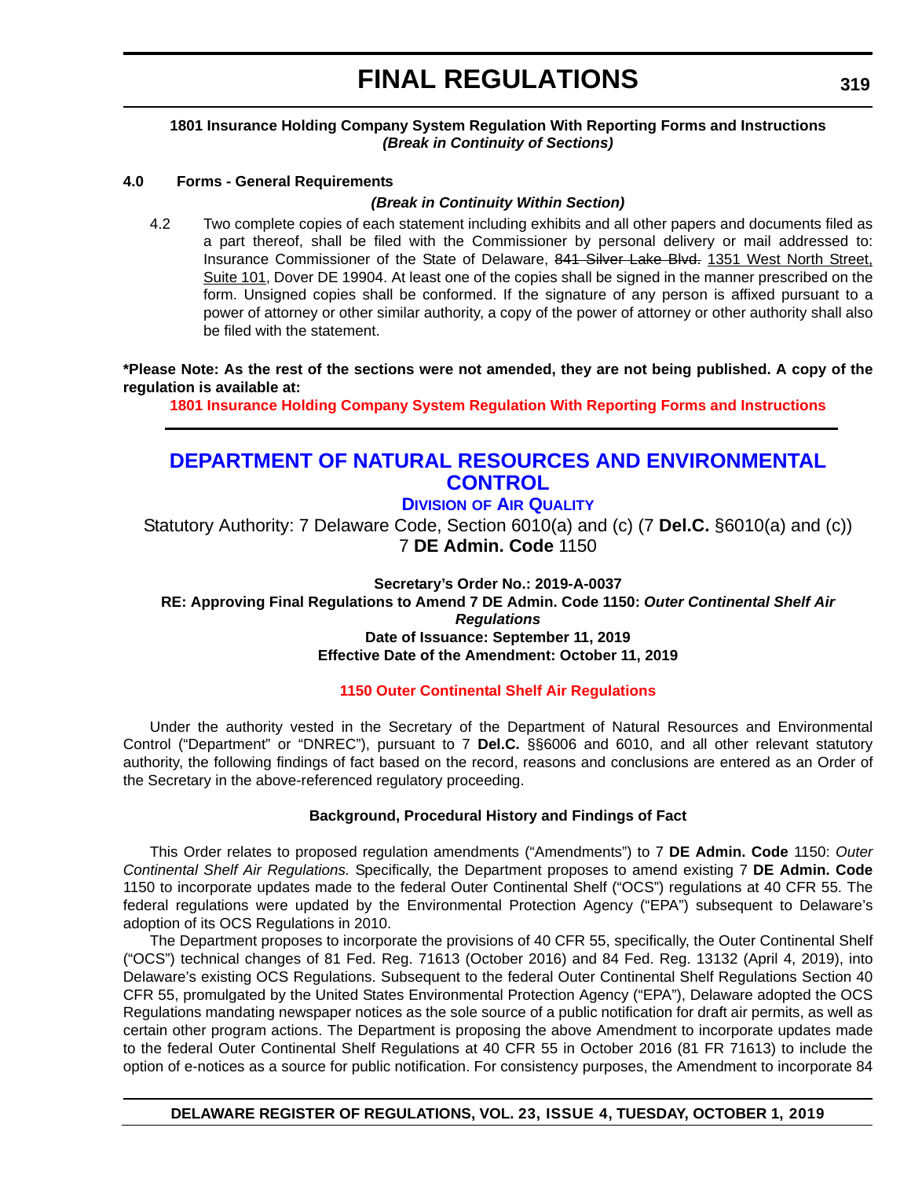**1801 Insurance Holding Company System Regulation With Reporting Forms and Instructions**
***(Break in Continuity of Sections)***

**4.0 Forms - General Requirements**

***(Break in Continuity Within Section)***

4.2 Two complete copies of each statement including exhibits and all other papers and documents filed as a part thereof, shall be filed with the Commissioner by personal delivery or mail addressed to: Insurance Commissioner of the State of Delaware, ~~841 Silver Lake Blvd.~~ 1351 West North Street, Suite 101, Dover DE 19904. At least one of the copies shall be signed in the manner prescribed on the form. Unsigned copies shall be conformed. If the signature of any person is affixed pursuant to a power of attorney or other similar authority, a copy of the power of attorney or other authority shall also be filed with the statement.

**\*Please Note: As the rest of the sections were not amended, they are not being published. A copy of the regulation is available at:**

**1801 Insurance Holding Company System Regulation With Reporting Forms and Instructions**

## DEPARTMENT OF NATURAL RESOURCES AND ENVIRONMENTAL CONTROL

### DIVISION OF AIR QUALITY

Statutory Authority: 7 Delaware Code, Section 6010(a) and (c) (7 **Del.C.** §6010(a) and (c))
7 **DE Admin. Code** 1150

**Secretary's Order No.: 2019-A-0037**
**RE: Approving Final Regulations to Amend 7 DE Admin. Code 1150: *Outer Continental Shelf Air Regulations***
**Date of Issuance: September 11, 2019**
**Effective Date of the Amendment: October 11, 2019**

**1150 Outer Continental Shelf Air Regulations**

Under the authority vested in the Secretary of the Department of Natural Resources and Environmental Control ("Department" or "DNREC"), pursuant to 7 **Del.C.** §§6006 and 6010, and all other relevant statutory authority, the following findings of fact based on the record, reasons and conclusions are entered as an Order of the Secretary in the above-referenced regulatory proceeding.

**Background, Procedural History and Findings of Fact**

This Order relates to proposed regulation amendments ("Amendments") to 7 **DE Admin. Code** 1150: *Outer Continental Shelf Air Regulations.* Specifically, the Department proposes to amend existing 7 **DE Admin. Code** 1150 to incorporate updates made to the federal Outer Continental Shelf ("OCS") regulations at 40 CFR 55. The federal regulations were updated by the Environmental Protection Agency ("EPA") subsequent to Delaware's adoption of its OCS Regulations in 2010.

The Department proposes to incorporate the provisions of 40 CFR 55, specifically, the Outer Continental Shelf ("OCS") technical changes of 81 Fed. Reg. 71613 (October 2016) and 84 Fed. Reg. 13132 (April 4, 2019), into Delaware's existing OCS Regulations. Subsequent to the federal Outer Continental Shelf Regulations Section 40 CFR 55, promulgated by the United States Environmental Protection Agency ("EPA"), Delaware adopted the OCS Regulations mandating newspaper notices as the sole source of a public notification for draft air permits, as well as certain other program actions. The Department is proposing the above Amendment to incorporate updates made to the federal Outer Continental Shelf Regulations at 40 CFR 55 in October 2016 (81 FR 71613) to include the option of e-notices as a source for public notification. For consistency purposes, the Amendment to incorporate 84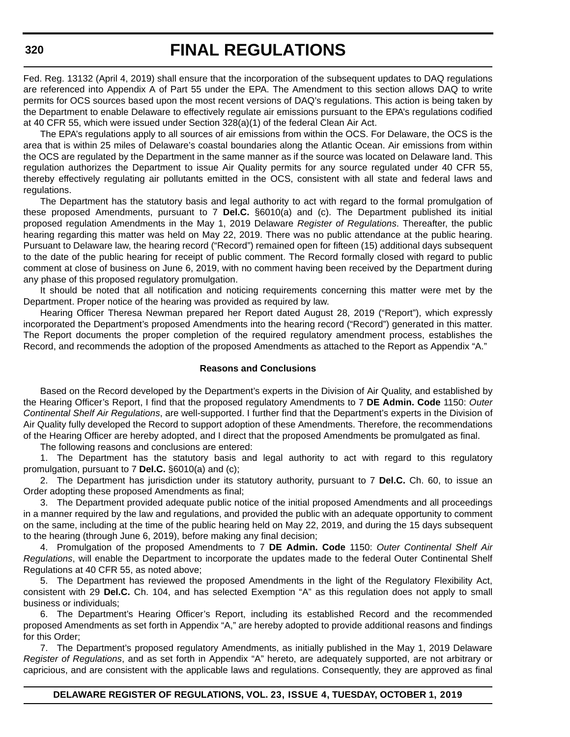Fed. Reg. 13132 (April 4, 2019) shall ensure that the incorporation of the subsequent updates to DAQ regulations are referenced into Appendix A of Part 55 under the EPA. The Amendment to this section allows DAQ to write permits for OCS sources based upon the most recent versions of DAQ's regulations. This action is being taken by the Department to enable Delaware to effectively regulate air emissions pursuant to the EPA's regulations codified at 40 CFR 55, which were issued under Section 328(a)(1) of the federal Clean Air Act.

The EPA's regulations apply to all sources of air emissions from within the OCS. For Delaware, the OCS is the area that is within 25 miles of Delaware's coastal boundaries along the Atlantic Ocean. Air emissions from within the OCS are regulated by the Department in the same manner as if the source was located on Delaware land. This regulation authorizes the Department to issue Air Quality permits for any source regulated under 40 CFR 55, thereby effectively regulating air pollutants emitted in the OCS, consistent with all state and federal laws and regulations.

The Department has the statutory basis and legal authority to act with regard to the formal promulgation of these proposed Amendments, pursuant to 7 **Del.C.** §6010(a) and (c). The Department published its initial proposed regulation Amendments in the May 1, 2019 Delaware *Register of Regulations*. Thereafter, the public hearing regarding this matter was held on May 22, 2019. There was no public attendance at the public hearing. Pursuant to Delaware law, the hearing record ("Record") remained open for fifteen (15) additional days subsequent to the date of the public hearing for receipt of public comment. The Record formally closed with regard to public comment at close of business on June 6, 2019, with no comment having been received by the Department during any phase of this proposed regulatory promulgation.

It should be noted that all notification and noticing requirements concerning this matter were met by the Department. Proper notice of the hearing was provided as required by law.

Hearing Officer Theresa Newman prepared her Report dated August 28, 2019 ("Report"), which expressly incorporated the Department's proposed Amendments into the hearing record ("Record") generated in this matter. The Report documents the proper completion of the required regulatory amendment process, establishes the Record, and recommends the adoption of the proposed Amendments as attached to the Report as Appendix "A."

**Reasons and Conclusions**

Based on the Record developed by the Department's experts in the Division of Air Quality, and established by the Hearing Officer's Report, I find that the proposed regulatory Amendments to 7 **DE Admin. Code** 1150: *Outer Continental Shelf Air Regulations*, are well-supported. I further find that the Department's experts in the Division of Air Quality fully developed the Record to support adoption of these Amendments. Therefore, the recommendations of the Hearing Officer are hereby adopted, and I direct that the proposed Amendments be promulgated as final.

The following reasons and conclusions are entered:

1. The Department has the statutory basis and legal authority to act with regard to this regulatory promulgation, pursuant to 7 **Del.C.** §6010(a) and (c);

2. The Department has jurisdiction under its statutory authority, pursuant to 7 **Del.C.** Ch. 60, to issue an Order adopting these proposed Amendments as final;

3. The Department provided adequate public notice of the initial proposed Amendments and all proceedings in a manner required by the law and regulations, and provided the public with an adequate opportunity to comment on the same, including at the time of the public hearing held on May 22, 2019, and during the 15 days subsequent to the hearing (through June 6, 2019), before making any final decision;

4. Promulgation of the proposed Amendments to 7 **DE Admin. Code** 1150: *Outer Continental Shelf Air Regulations*, will enable the Department to incorporate the updates made to the federal Outer Continental Shelf Regulations at 40 CFR 55, as noted above;

5. The Department has reviewed the proposed Amendments in the light of the Regulatory Flexibility Act, consistent with 29 **Del.C.** Ch. 104, and has selected Exemption "A" as this regulation does not apply to small business or individuals;

6. The Department's Hearing Officer's Report, including its established Record and the recommended proposed Amendments as set forth in Appendix "A," are hereby adopted to provide additional reasons and findings for this Order;

7. The Department's proposed regulatory Amendments, as initially published in the May 1, 2019 Delaware *Register of Regulations*, and as set forth in Appendix "A" hereto, are adequately supported, are not arbitrary or capricious, and are consistent with the applicable laws and regulations. Consequently, they are approved as final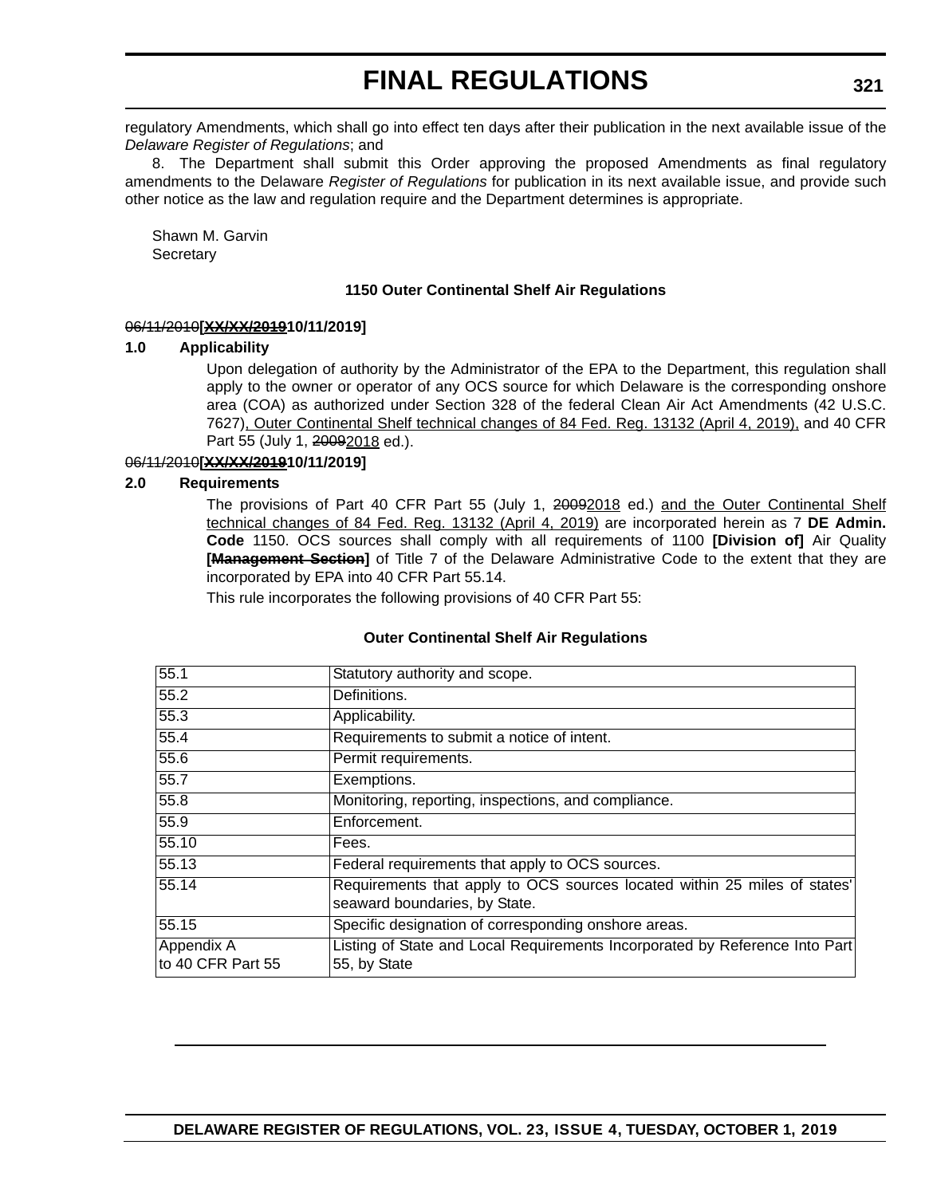regulatory Amendments, which shall go into effect ten days after their publication in the next available issue of the *Delaware Register of Regulations*; and

8. The Department shall submit this Order approving the proposed Amendments as final regulatory amendments to the Delaware *Register of Regulations* for publication in its next available issue, and provide such other notice as the law and regulation require and the Department determines is appropriate.

Shawn M. Garvin
Secretary

**1150 Outer Continental Shelf Air Regulations**

~~06/11/2010~~**[~~XX/XX/2019~~10/11/2019]**

**1.0 Applicability**

Upon delegation of authority by the Administrator of the EPA to the Department, this regulation shall apply to the owner or operator of any OCS source for which Delaware is the corresponding onshore area (COA) as authorized under Section 328 of the federal Clean Air Act Amendments (42 U.S.C. 7627), Outer Continental Shelf technical changes of 84 Fed. Reg. 13132 (April 4, 2019), and 40 CFR Part 55 (July 1, ~~2009~~2018 ed.).

~~06/11/2010~~**[~~XX/XX/2019~~10/11/2019]**

**2.0 Requirements**

The provisions of Part 40 CFR Part 55 (July 1, ~~2009~~2018 ed.) and the Outer Continental Shelf technical changes of 84 Fed. Reg. 13132 (April 4, 2019) are incorporated herein as 7 **DE Admin. Code** 1150. OCS sources shall comply with all requirements of 1100 **[Division of]** Air Quality **[~~Management Section~~]** of Title 7 of the Delaware Administrative Code to the extent that they are incorporated by EPA into 40 CFR Part 55.14.

This rule incorporates the following provisions of 40 CFR Part 55:

**Outer Continental Shelf Air Regulations**

| | |
|---|---|
| 55.1 | Statutory authority and scope. |
| 55.2 | Definitions. |
| 55.3 | Applicability. |
| 55.4 | Requirements to submit a notice of intent. |
| 55.6 | Permit requirements. |
| 55.7 | Exemptions. |
| 55.8 | Monitoring, reporting, inspections, and compliance. |
| 55.9 | Enforcement. |
| 55.10 | Fees. |
| 55.13 | Federal requirements that apply to OCS sources. |
| 55.14 | Requirements that apply to OCS sources located within 25 miles of states' seaward boundaries, by State. |
| 55.15 | Specific designation of corresponding onshore areas. |
| Appendix A to 40 CFR Part 55 | Listing of State and Local Requirements Incorporated by Reference Into Part 55, by State |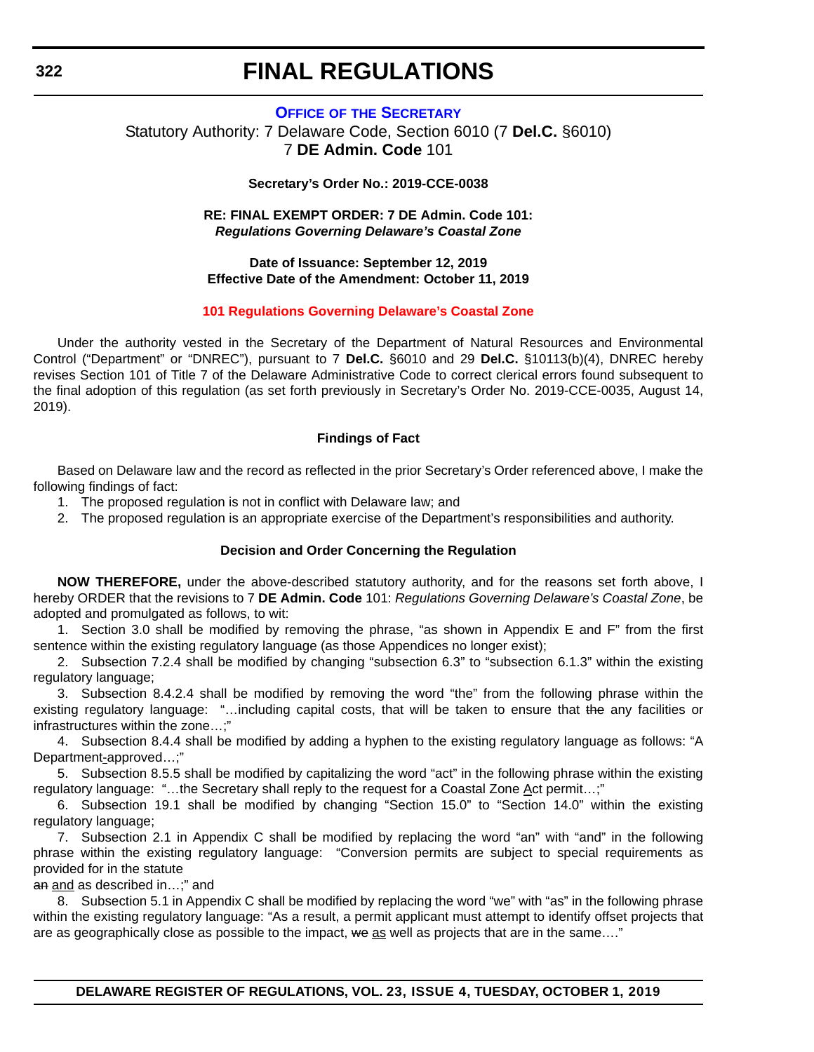# FINAL REGULATIONS

## OFFICE OF THE SECRETARY

Statutory Authority: 7 Delaware Code, Section 6010 (7 **Del.C.** §6010)
7 **DE Admin. Code** 101

**Secretary's Order No.: 2019-CCE-0038**

**RE: FINAL EXEMPT ORDER: 7 DE Admin. Code 101:**
***Regulations Governing Delaware's Coastal Zone***

**Date of Issuance: September 12, 2019**
**Effective Date of the Amendment: October 11, 2019**

**101 Regulations Governing Delaware's Coastal Zone**

Under the authority vested in the Secretary of the Department of Natural Resources and Environmental Control ("Department" or "DNREC"), pursuant to 7 **Del.C.** §6010 and 29 **Del.C.** §10113(b)(4), DNREC hereby revises Section 101 of Title 7 of the Delaware Administrative Code to correct clerical errors found subsequent to the final adoption of this regulation (as set forth previously in Secretary's Order No. 2019-CCE-0035, August 14, 2019).

**Findings of Fact**

Based on Delaware law and the record as reflected in the prior Secretary's Order referenced above, I make the following findings of fact:

1. The proposed regulation is not in conflict with Delaware law; and
2. The proposed regulation is an appropriate exercise of the Department's responsibilities and authority.

**Decision and Order Concerning the Regulation**

**NOW THEREFORE,** under the above-described statutory authority, and for the reasons set forth above, I hereby ORDER that the revisions to 7 **DE Admin. Code** 101: *Regulations Governing Delaware's Coastal Zone*, be adopted and promulgated as follows, to wit:

1. Section 3.0 shall be modified by removing the phrase, "as shown in Appendix E and F" from the first sentence within the existing regulatory language (as those Appendices no longer exist);

2. Subsection 7.2.4 shall be modified by changing "subsection 6.3" to "subsection 6.1.3" within the existing regulatory language;

3. Subsection 8.4.2.4 shall be modified by removing the word "the" from the following phrase within the existing regulatory language: "…including capital costs, that will be taken to ensure that ~~the~~ any facilities or infrastructures within the zone…;"

4. Subsection 8.4.4 shall be modified by adding a hyphen to the existing regulatory language as follows: "A Department-approved…;"

5. Subsection 8.5.5 shall be modified by capitalizing the word "act" in the following phrase within the existing regulatory language: "…the Secretary shall reply to the request for a Coastal Zone Act permit…;"

6. Subsection 19.1 shall be modified by changing "Section 15.0" to "Section 14.0" within the existing regulatory language;

7. Subsection 2.1 in Appendix C shall be modified by replacing the word "an" with "and" in the following phrase within the existing regulatory language: "Conversion permits are subject to special requirements as provided for in the statute ~~an~~ and as described in…;" and

8. Subsection 5.1 in Appendix C shall be modified by replacing the word "we" with "as" in the following phrase within the existing regulatory language: "As a result, a permit applicant must attempt to identify offset projects that are as geographically close as possible to the impact, ~~we~~ as well as projects that are in the same…."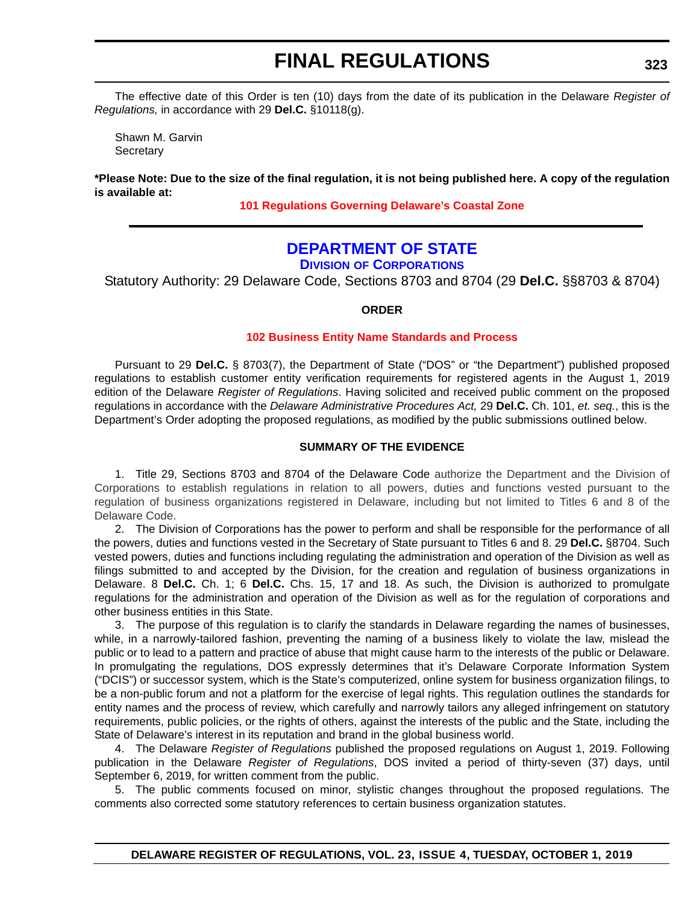The effective date of this Order is ten (10) days from the date of its publication in the Delaware *Register of Regulations,* in accordance with 29 **Del.C.** §10118(g).

Shawn M. Garvin
Secretary

**\*Please Note: Due to the size of the final regulation, it is not being published here. A copy of the regulation is available at:**

**101 Regulations Governing Delaware's Coastal Zone**

---

## DEPARTMENT OF STATE

### DIVISION OF CORPORATIONS

Statutory Authority: 29 Delaware Code, Sections 8703 and 8704 (29 **Del.C.** §§8703 & 8704)

**ORDER**

**102 Business Entity Name Standards and Process**

Pursuant to 29 **Del.C.** § 8703(7), the Department of State ("DOS" or "the Department") published proposed regulations to establish customer entity verification requirements for registered agents in the August 1, 2019 edition of the Delaware *Register of Regulations*. Having solicited and received public comment on the proposed regulations in accordance with the *Delaware Administrative Procedures Act,* 29 **Del.C.** Ch. 101, *et. seq.*, this is the Department's Order adopting the proposed regulations, as modified by the public submissions outlined below.

**SUMMARY OF THE EVIDENCE**

1. Title 29, Sections 8703 and 8704 of the Delaware Code authorize the Department and the Division of Corporations to establish regulations in relation to all powers, duties and functions vested pursuant to the regulation of business organizations registered in Delaware, including but not limited to Titles 6 and 8 of the Delaware Code.

2. The Division of Corporations has the power to perform and shall be responsible for the performance of all the powers, duties and functions vested in the Secretary of State pursuant to Titles 6 and 8. 29 **Del.C.** §8704. Such vested powers, duties and functions including regulating the administration and operation of the Division as well as filings submitted to and accepted by the Division, for the creation and regulation of business organizations in Delaware. 8 **Del.C.** Ch. 1; 6 **Del.C.** Chs. 15, 17 and 18. As such, the Division is authorized to promulgate regulations for the administration and operation of the Division as well as for the regulation of corporations and other business entities in this State.

3. The purpose of this regulation is to clarify the standards in Delaware regarding the names of businesses, while, in a narrowly-tailored fashion, preventing the naming of a business likely to violate the law, mislead the public or to lead to a pattern and practice of abuse that might cause harm to the interests of the public or Delaware. In promulgating the regulations, DOS expressly determines that it's Delaware Corporate Information System ("DCIS") or successor system, which is the State's computerized, online system for business organization filings, to be a non-public forum and not a platform for the exercise of legal rights. This regulation outlines the standards for entity names and the process of review, which carefully and narrowly tailors any alleged infringement on statutory requirements, public policies, or the rights of others, against the interests of the public and the State, including the State of Delaware's interest in its reputation and brand in the global business world.

4. The Delaware *Register of Regulations* published the proposed regulations on August 1, 2019. Following publication in the Delaware *Register of Regulations*, DOS invited a period of thirty-seven (37) days, until September 6, 2019, for written comment from the public.

5. The public comments focused on minor, stylistic changes throughout the proposed regulations. The comments also corrected some statutory references to certain business organization statutes.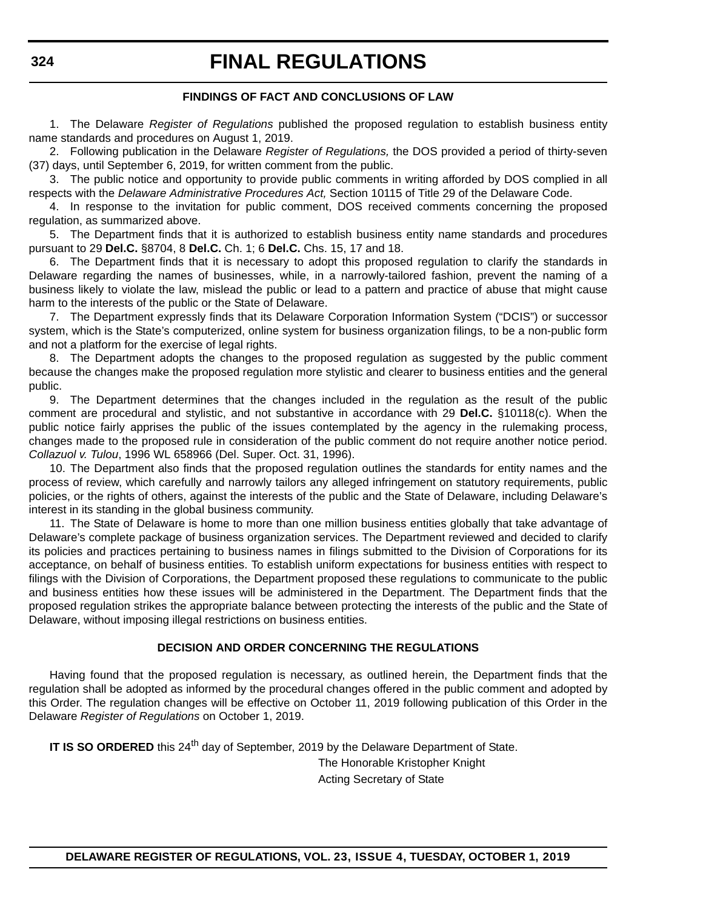### FINDINGS OF FACT AND CONCLUSIONS OF LAW

1. The Delaware *Register of Regulations* published the proposed regulation to establish business entity name standards and procedures on August 1, 2019.

2. Following publication in the Delaware *Register of Regulations,* the DOS provided a period of thirty-seven (37) days, until September 6, 2019, for written comment from the public.

3. The public notice and opportunity to provide public comments in writing afforded by DOS complied in all respects with the *Delaware Administrative Procedures Act,* Section 10115 of Title 29 of the Delaware Code.

4. In response to the invitation for public comment, DOS received comments concerning the proposed regulation, as summarized above.

5. The Department finds that it is authorized to establish business entity name standards and procedures pursuant to 29 **Del.C.** §8704, 8 **Del.C.** Ch. 1; 6 **Del.C.** Chs. 15, 17 and 18.

6. The Department finds that it is necessary to adopt this proposed regulation to clarify the standards in Delaware regarding the names of businesses, while, in a narrowly-tailored fashion, prevent the naming of a business likely to violate the law, mislead the public or lead to a pattern and practice of abuse that might cause harm to the interests of the public or the State of Delaware.

7. The Department expressly finds that its Delaware Corporation Information System ("DCIS") or successor system, which is the State's computerized, online system for business organization filings, to be a non-public form and not a platform for the exercise of legal rights.

8. The Department adopts the changes to the proposed regulation as suggested by the public comment because the changes make the proposed regulation more stylistic and clearer to business entities and the general public.

9. The Department determines that the changes included in the regulation as the result of the public comment are procedural and stylistic, and not substantive in accordance with 29 **Del.C.** §10118(c). When the public notice fairly apprises the public of the issues contemplated by the agency in the rulemaking process, changes made to the proposed rule in consideration of the public comment do not require another notice period. *Collazuol v. Tulou*, 1996 WL 658966 (Del. Super. Oct. 31, 1996).

10. The Department also finds that the proposed regulation outlines the standards for entity names and the process of review, which carefully and narrowly tailors any alleged infringement on statutory requirements, public policies, or the rights of others, against the interests of the public and the State of Delaware, including Delaware's interest in its standing in the global business community.

11. The State of Delaware is home to more than one million business entities globally that take advantage of Delaware's complete package of business organization services. The Department reviewed and decided to clarify its policies and practices pertaining to business names in filings submitted to the Division of Corporations for its acceptance, on behalf of business entities. To establish uniform expectations for business entities with respect to filings with the Division of Corporations, the Department proposed these regulations to communicate to the public and business entities how these issues will be administered in the Department. The Department finds that the proposed regulation strikes the appropriate balance between protecting the interests of the public and the State of Delaware, without imposing illegal restrictions on business entities.

### DECISION AND ORDER CONCERNING THE REGULATIONS

Having found that the proposed regulation is necessary, as outlined herein, the Department finds that the regulation shall be adopted as informed by the procedural changes offered in the public comment and adopted by this Order. The regulation changes will be effective on October 11, 2019 following publication of this Order in the Delaware *Register of Regulations* on October 1, 2019.

**IT IS SO ORDERED** this 24th day of September, 2019 by the Delaware Department of State.

The Honorable Kristopher Knight
Acting Secretary of State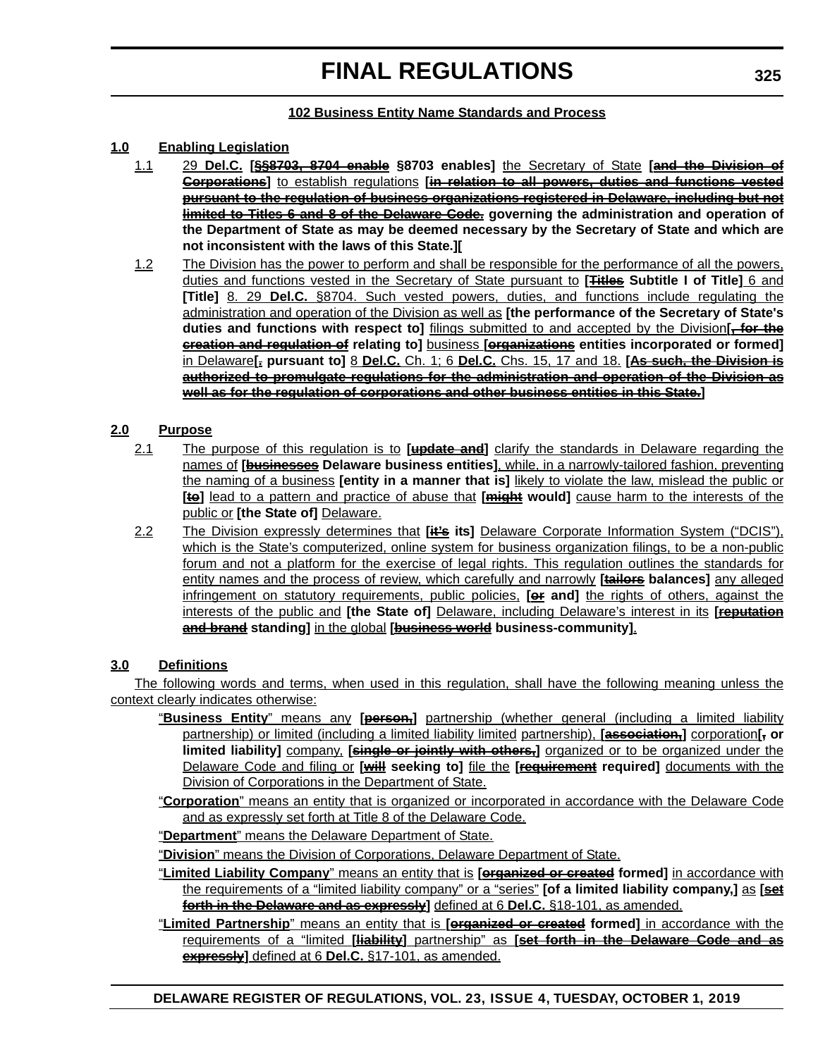**102 Business Entity Name Standards and Process**

**1.0 Enabling Legislation**

1.1 29 **Del.C.** **[~~§§8703, 8704 enable~~ §8703 enables]** the Secretary of State **[~~and the Division of Corporations~~]** to establish regulations **[~~in relation to all powers, duties and functions vested pursuant to the regulation of business organizations registered in Delaware, including but not limited to Titles 6 and 8 of the Delaware Code.~~ governing the administration and operation of the Department of State as may be deemed necessary by the Secretary of State and which are not inconsistent with the laws of this State.][**

1.2 The Division has the power to perform and shall be responsible for the performance of all the powers, duties and functions vested in the Secretary of State pursuant to **[~~Titles~~ Subtitle I of Title]** 6 and **[Title]** 8. 29 **Del.C.** §8704. Such vested powers, duties, and functions include regulating the administration and operation of the Division as well as **[the performance of the Secretary of State's duties and functions with respect to]** filings submitted to and accepted by the Division**[~~, for the creation and regulation of~~ relating to]** business **[~~organizations~~ entities incorporated or formed]** in Delaware**[~~.~~ pursuant to]** 8 **Del.C.** Ch. 1; 6 **Del.C.** Chs. 15, 17 and 18. **[~~As such, the Division is authorized to promulgate regulations for the administration and operation of the Division as well as for the regulation of corporations and other business entities in this State.~~]**

**2.0 Purpose**

2.1 The purpose of this regulation is to **[~~update and~~]** clarify the standards in Delaware regarding the names of **[~~businesses~~ Delaware business entities]**, while, in a narrowly-tailored fashion, preventing the naming of a business **[entity in a manner that is]** likely to violate the law, mislead the public or **[~~to~~]** lead to a pattern and practice of abuse that **[~~might~~ would]** cause harm to the interests of the public or **[the State of]** Delaware.

2.2 The Division expressly determines that **[~~it's~~ its]** Delaware Corporate Information System ("DCIS"), which is the State's computerized, online system for business organization filings, to be a non-public forum and not a platform for the exercise of legal rights. This regulation outlines the standards for entity names and the process of review, which carefully and narrowly **[~~tailors~~ balances]** any alleged infringement on statutory requirements, public policies, **[~~or~~ and]** the rights of others, against the interests of the public and **[the State of]** Delaware, including Delaware's interest in its **[~~reputation and brand~~ standing]** in the global **[~~business world~~ business-community]**.

**3.0 Definitions**

The following words and terms, when used in this regulation, shall have the following meaning unless the context clearly indicates otherwise:

"**Business Entity**" means any **[~~person,~~]** partnership (whether general (including a limited liability partnership) or limited (including a limited liability limited partnership), **[~~association,~~]** corporation**[~~,~~ or limited liability]** company, **[~~single or jointly with others,~~]** organized or to be organized under the Delaware Code and filing or **[~~will~~ seeking to]** file the **[~~requirement~~ required]** documents with the Division of Corporations in the Department of State.

"**Corporation**" means an entity that is organized or incorporated in accordance with the Delaware Code and as expressly set forth at Title 8 of the Delaware Code.

"**Department**" means the Delaware Department of State.

"**Division**" means the Division of Corporations, Delaware Department of State.

"**Limited Liability Company**" means an entity that is **[~~organized or created~~ formed]** in accordance with the requirements of a "limited liability company" or a "series" **[of a limited liability company,]** as **[~~set forth in the Delaware and as expressly~~]** defined at 6 **Del.C.** §18-101, as amended.

"**Limited Partnership**" means an entity that is **[~~organized or created~~ formed]** in accordance with the requirements of a "limited **[~~liability~~]** partnership" as **[~~set forth in the Delaware Code and as expressly~~]** defined at 6 **Del.C.** §17-101, as amended.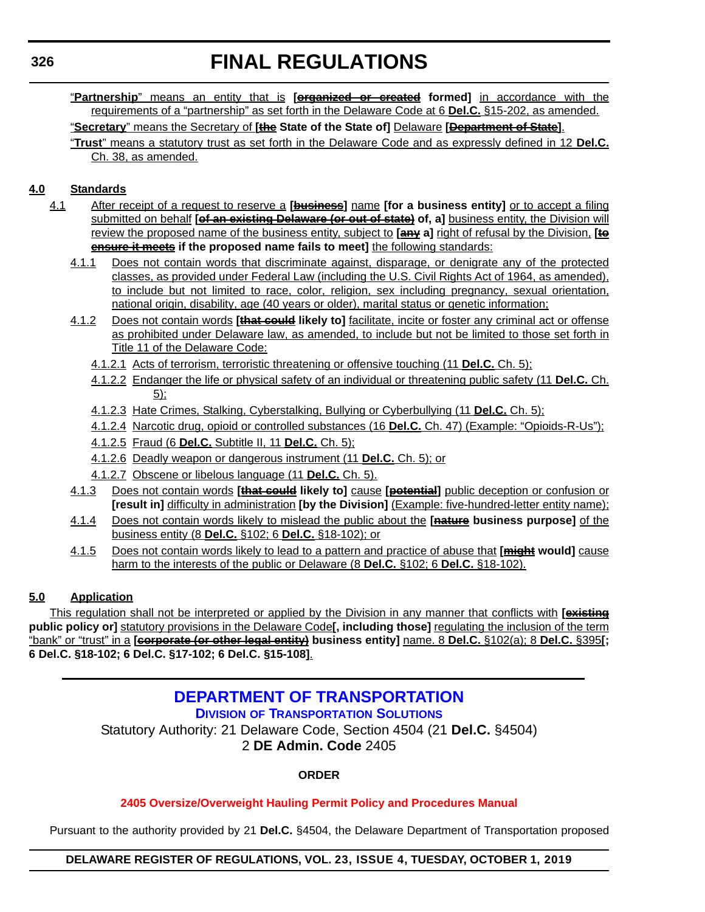"**Partnership**" means an entity that is **[~~organized or created~~ formed]** in accordance with the requirements of a "partnership" as set forth in the Delaware Code at 6 **Del.C.** §15-202, as amended.

"**Secretary**" means the Secretary of **[~~the~~ State of the State of]** Delaware **[~~Department of State~~]**.

"**Trust**" means a statutory trust as set forth in the Delaware Code and as expressly defined in 12 **Del.C.** Ch. 38, as amended.

**4.0 Standards**

4.1 After receipt of a request to reserve a **[~~business~~]** name **[for a business entity]** or to accept a filing submitted on behalf **[~~of an existing Delaware (or out of state)~~ of, a]** business entity, the Division will review the proposed name of the business entity, subject to **[~~any~~ a]** right of refusal by the Division, **[~~to ensure it meets~~ if the proposed name fails to meet]** the following standards:

4.1.1 Does not contain words that discriminate against, disparage, or denigrate any of the protected classes, as provided under Federal Law (including the U.S. Civil Rights Act of 1964, as amended), to include but not limited to race, color, religion, sex including pregnancy, sexual orientation, national origin, disability, age (40 years or older), marital status or genetic information;

4.1.2 Does not contain words **[~~that could~~ likely to]** facilitate, incite or foster any criminal act or offense as prohibited under Delaware law, as amended, to include but not be limited to those set forth in Title 11 of the Delaware Code:

4.1.2.1 Acts of terrorism, terroristic threatening or offensive touching (11 **Del.C.** Ch. 5);

4.1.2.2 Endanger the life or physical safety of an individual or threatening public safety (11 **Del.C.** Ch. 5);

4.1.2.3 Hate Crimes, Stalking, Cyberstalking, Bullying or Cyberbullying (11 **Del.C.** Ch. 5);

4.1.2.4 Narcotic drug, opioid or controlled substances (16 **Del.C.** Ch. 47) (Example: "Opioids-R-Us");

4.1.2.5 Fraud (6 **Del.C.** Subtitle II, 11 **Del.C.** Ch. 5);

4.1.2.6 Deadly weapon or dangerous instrument (11 **Del.C.** Ch. 5); or

4.1.2.7 Obscene or libelous language (11 **Del.C.** Ch. 5).

4.1.3 Does not contain words **[~~that could~~ likely to]** cause **[~~potential~~]** public deception or confusion or **[result in]** difficulty in administration **[by the Division]** (Example: five-hundred-letter entity name);

4.1.4 Does not contain words likely to mislead the public about the **[~~nature~~ business purpose]** of the business entity (8 **Del.C.** §102; 6 **Del.C.** §18-102); or

4.1.5 Does not contain words likely to lead to a pattern and practice of abuse that **[~~might~~ would]** cause harm to the interests of the public or Delaware (8 **Del.C.** §102; 6 **Del.C.** §18-102).

**5.0 Application**

This regulation shall not be interpreted or applied by the Division in any manner that conflicts with **[~~existing~~ public policy or]** statutory provisions in the Delaware Code**[, including those]** regulating the inclusion of the term "bank" or "trust" in a **[~~corporate (or other legal entity)~~ business entity]** name. 8 **Del.C.** §102(a); 8 **Del.C.** §395**[; 6 Del.C. §18-102; 6 Del.C. §17-102; 6 Del.C. §15-108]**.

---

## DEPARTMENT OF TRANSPORTATION

### Division of Transportation Solutions

Statutory Authority: 21 Delaware Code, Section 4504 (21 **Del.C.** §4504)
2 **DE Admin. Code** 2405

**ORDER**

**2405 Oversize/Overweight Hauling Permit Policy and Procedures Manual**

Pursuant to the authority provided by 21 **Del.C.** §4504, the Delaware Department of Transportation proposed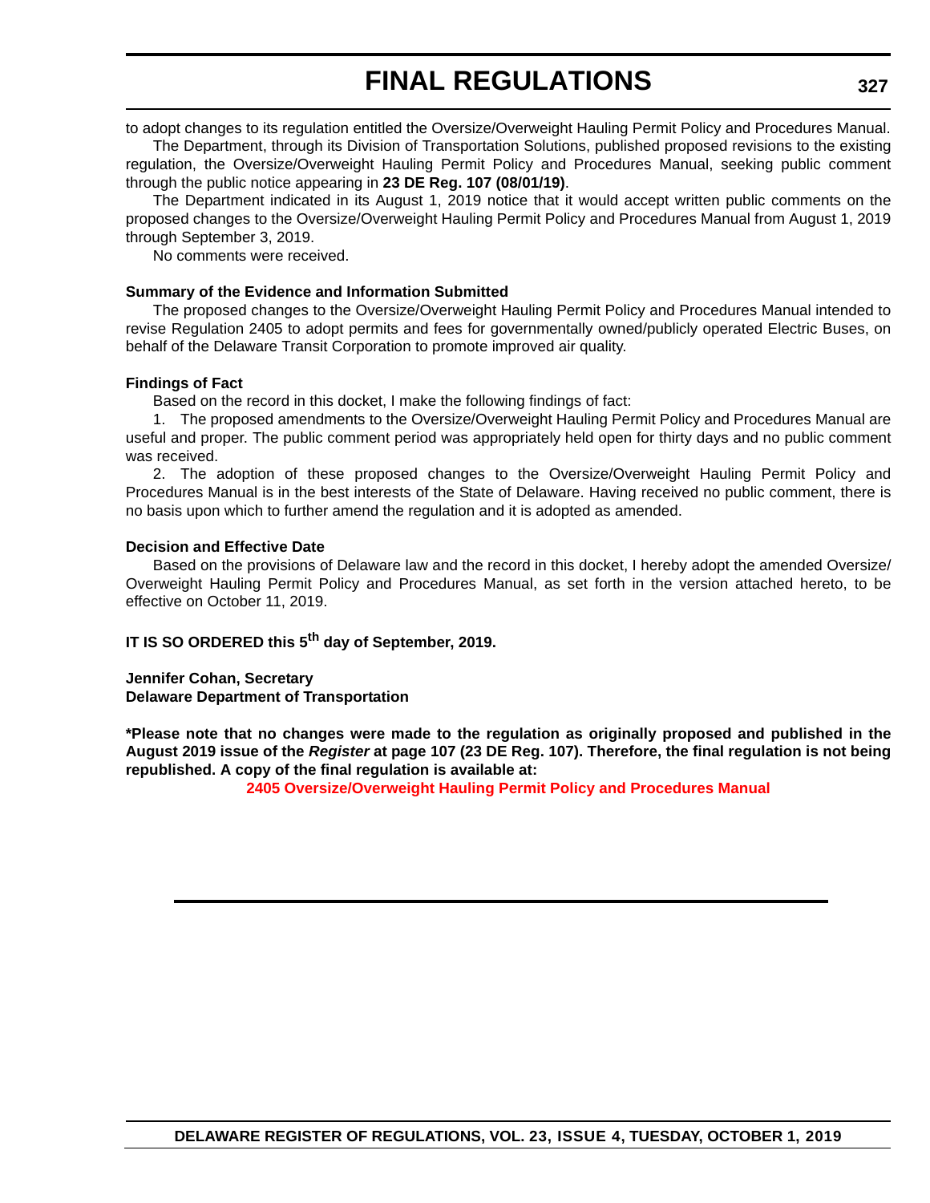to adopt changes to its regulation entitled the Oversize/Overweight Hauling Permit Policy and Procedures Manual.

The Department, through its Division of Transportation Solutions, published proposed revisions to the existing regulation, the Oversize/Overweight Hauling Permit Policy and Procedures Manual, seeking public comment through the public notice appearing in **23 DE Reg. 107 (08/01/19)**.

The Department indicated in its August 1, 2019 notice that it would accept written public comments on the proposed changes to the Oversize/Overweight Hauling Permit Policy and Procedures Manual from August 1, 2019 through September 3, 2019.

No comments were received.

**Summary of the Evidence and Information Submitted**

The proposed changes to the Oversize/Overweight Hauling Permit Policy and Procedures Manual intended to revise Regulation 2405 to adopt permits and fees for governmentally owned/publicly operated Electric Buses, on behalf of the Delaware Transit Corporation to promote improved air quality.

**Findings of Fact**

Based on the record in this docket, I make the following findings of fact:

1. The proposed amendments to the Oversize/Overweight Hauling Permit Policy and Procedures Manual are useful and proper. The public comment period was appropriately held open for thirty days and no public comment was received.

2. The adoption of these proposed changes to the Oversize/Overweight Hauling Permit Policy and Procedures Manual is in the best interests of the State of Delaware. Having received no public comment, there is no basis upon which to further amend the regulation and it is adopted as amended.

**Decision and Effective Date**

Based on the provisions of Delaware law and the record in this docket, I hereby adopt the amended Oversize/ Overweight Hauling Permit Policy and Procedures Manual, as set forth in the version attached hereto, to be effective on October 11, 2019.

**IT IS SO ORDERED this 5th day of September, 2019.**

**Jennifer Cohan, Secretary**
**Delaware Department of Transportation**

**\*Please note that no changes were made to the regulation as originally proposed and published in the August 2019 issue of the *Register* at page 107 (23 DE Reg. 107). Therefore, the final regulation is not being republished. A copy of the final regulation is available at:**

**2405 Oversize/Overweight Hauling Permit Policy and Procedures Manual**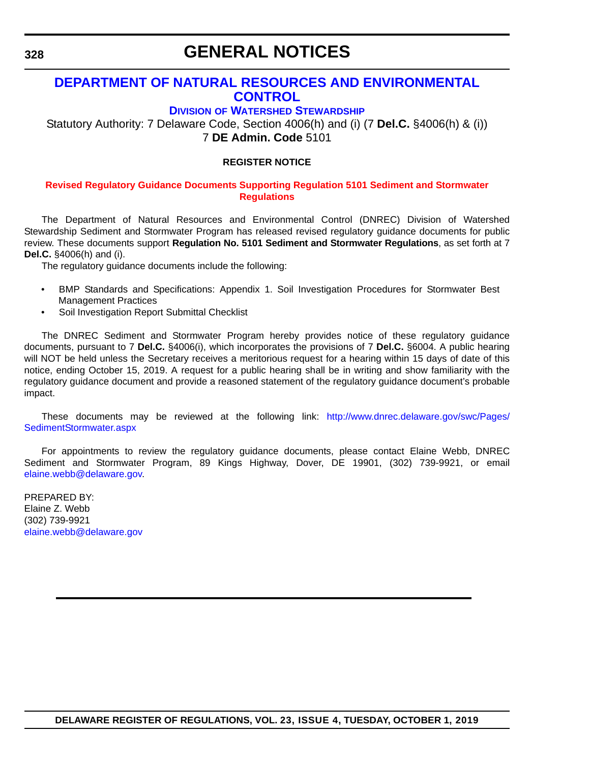# GENERAL NOTICES

## DEPARTMENT OF NATURAL RESOURCES AND ENVIRONMENTAL CONTROL

### DIVISION OF WATERSHED STEWARDSHIP

Statutory Authority: 7 Delaware Code, Section 4006(h) and (i) (7 **Del.C.** §4006(h) & (i))
7 **DE Admin. Code** 5101

**REGISTER NOTICE**

**Revised Regulatory Guidance Documents Supporting Regulation 5101 Sediment and Stormwater Regulations**

The Department of Natural Resources and Environmental Control (DNREC) Division of Watershed Stewardship Sediment and Stormwater Program has released revised regulatory guidance documents for public review. These documents support **Regulation No. 5101 Sediment and Stormwater Regulations**, as set forth at 7 **Del.C.** §4006(h) and (i).

The regulatory guidance documents include the following:

- BMP Standards and Specifications: Appendix 1. Soil Investigation Procedures for Stormwater Best Management Practices
- Soil Investigation Report Submittal Checklist

The DNREC Sediment and Stormwater Program hereby provides notice of these regulatory guidance documents, pursuant to 7 **Del.C.** §4006(i), which incorporates the provisions of 7 **Del.C.** §6004. A public hearing will NOT be held unless the Secretary receives a meritorious request for a hearing within 15 days of date of this notice, ending October 15, 2019. A request for a public hearing shall be in writing and show familiarity with the regulatory guidance document and provide a reasoned statement of the regulatory guidance document's probable impact.

These documents may be reviewed at the following link: http://www.dnrec.delaware.gov/swc/Pages/SedimentStormwater.aspx

For appointments to review the regulatory guidance documents, please contact Elaine Webb, DNREC Sediment and Stormwater Program, 89 Kings Highway, Dover, DE 19901, (302) 739-9921, or email elaine.webb@delaware.gov.

PREPARED BY:
Elaine Z. Webb
(302) 739-9921
elaine.webb@delaware.gov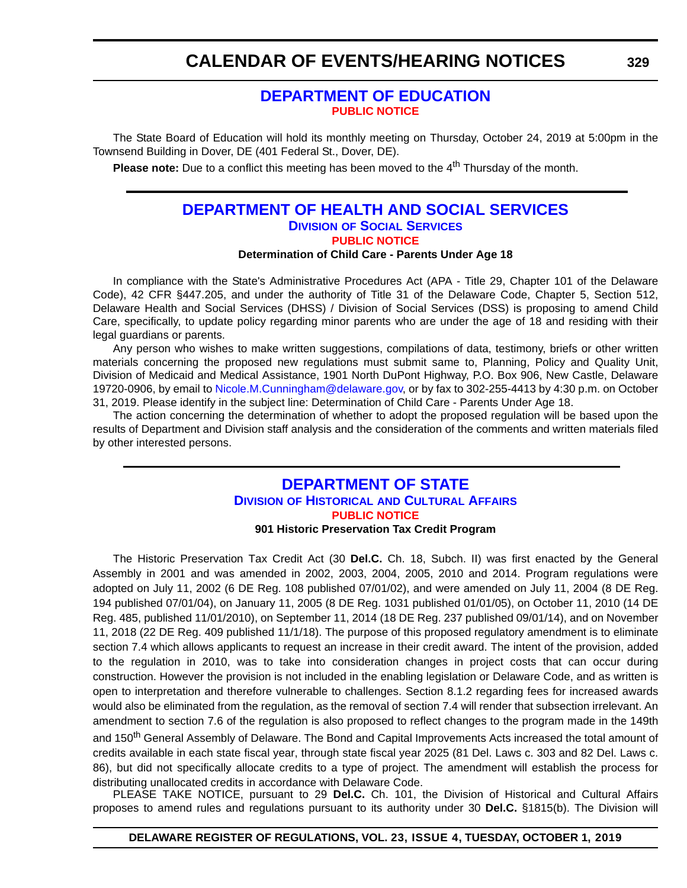# CALENDAR OF EVENTS/HEARING NOTICES

## DEPARTMENT OF EDUCATION

**PUBLIC NOTICE**

The State Board of Education will hold its monthly meeting on Thursday, October 24, 2019 at 5:00pm in the Townsend Building in Dover, DE (401 Federal St., Dover, DE).

**Please note:** Due to a conflict this meeting has been moved to the 4th Thursday of the month.

## DEPARTMENT OF HEALTH AND SOCIAL SERVICES

### Division of Social Services

**PUBLIC NOTICE**

**Determination of Child Care - Parents Under Age 18**

In compliance with the State's Administrative Procedures Act (APA - Title 29, Chapter 101 of the Delaware Code), 42 CFR §447.205, and under the authority of Title 31 of the Delaware Code, Chapter 5, Section 512, Delaware Health and Social Services (DHSS) / Division of Social Services (DSS) is proposing to amend Child Care, specifically, to update policy regarding minor parents who are under the age of 18 and residing with their legal guardians or parents.

Any person who wishes to make written suggestions, compilations of data, testimony, briefs or other written materials concerning the proposed new regulations must submit same to, Planning, Policy and Quality Unit, Division of Medicaid and Medical Assistance, 1901 North DuPont Highway, P.O. Box 906, New Castle, Delaware 19720-0906, by email to Nicole.M.Cunningham@delaware.gov, or by fax to 302-255-4413 by 4:30 p.m. on October 31, 2019. Please identify in the subject line: Determination of Child Care - Parents Under Age 18.

The action concerning the determination of whether to adopt the proposed regulation will be based upon the results of Department and Division staff analysis and the consideration of the comments and written materials filed by other interested persons.

## DEPARTMENT OF STATE

### Division of Historical and Cultural Affairs

**PUBLIC NOTICE**

**901 Historic Preservation Tax Credit Program**

The Historic Preservation Tax Credit Act (30 **Del.C.** Ch. 18, Subch. II) was first enacted by the General Assembly in 2001 and was amended in 2002, 2003, 2004, 2005, 2010 and 2014. Program regulations were adopted on July 11, 2002 (6 DE Reg. 108 published 07/01/02), and were amended on July 11, 2004 (8 DE Reg. 194 published 07/01/04), on January 11, 2005 (8 DE Reg. 1031 published 01/01/05), on October 11, 2010 (14 DE Reg. 485, published 11/01/2010), on September 11, 2014 (18 DE Reg. 237 published 09/01/14), and on November 11, 2018 (22 DE Reg. 409 published 11/1/18). The purpose of this proposed regulatory amendment is to eliminate section 7.4 which allows applicants to request an increase in their credit award. The intent of the provision, added to the regulation in 2010, was to take into consideration changes in project costs that can occur during construction. However the provision is not included in the enabling legislation or Delaware Code, and as written is open to interpretation and therefore vulnerable to challenges. Section 8.1.2 regarding fees for increased awards would also be eliminated from the regulation, as the removal of section 7.4 will render that subsection irrelevant. An amendment to section 7.6 of the regulation is also proposed to reflect changes to the program made in the 149th and 150th General Assembly of Delaware. The Bond and Capital Improvements Acts increased the total amount of credits available in each state fiscal year, through state fiscal year 2025 (81 Del. Laws c. 303 and 82 Del. Laws c. 86), but did not specifically allocate credits to a type of project. The amendment will establish the process for distributing unallocated credits in accordance with Delaware Code.

PLEASE TAKE NOTICE, pursuant to 29 **Del.C.** Ch. 101, the Division of Historical and Cultural Affairs proposes to amend rules and regulations pursuant to its authority under 30 **Del.C.** §1815(b). The Division will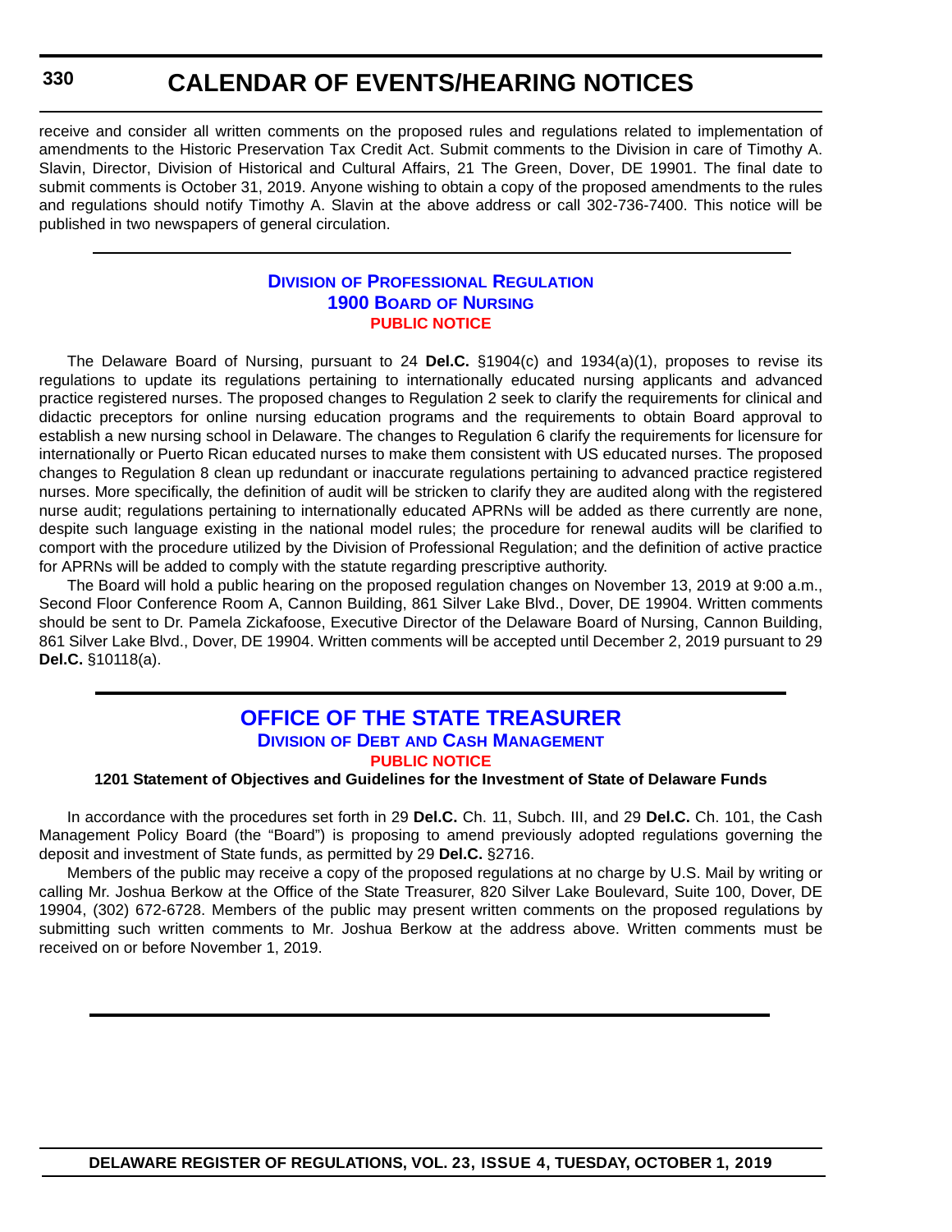receive and consider all written comments on the proposed rules and regulations related to implementation of amendments to the Historic Preservation Tax Credit Act. Submit comments to the Division in care of Timothy A. Slavin, Director, Division of Historical and Cultural Affairs, 21 The Green, Dover, DE 19901. The final date to submit comments is October 31, 2019. Anyone wishing to obtain a copy of the proposed amendments to the rules and regulations should notify Timothy A. Slavin at the above address or call 302-736-7400. This notice will be published in two newspapers of general circulation.

---

## Division of Professional Regulation
### 1900 Board of Nursing
**PUBLIC NOTICE**

The Delaware Board of Nursing, pursuant to 24 **Del.C.** §1904(c) and 1934(a)(1), proposes to revise its regulations to update its regulations pertaining to internationally educated nursing applicants and advanced practice registered nurses. The proposed changes to Regulation 2 seek to clarify the requirements for clinical and didactic preceptors for online nursing education programs and the requirements to obtain Board approval to establish a new nursing school in Delaware. The changes to Regulation 6 clarify the requirements for licensure for internationally or Puerto Rican educated nurses to make them consistent with US educated nurses. The proposed changes to Regulation 8 clean up redundant or inaccurate regulations pertaining to advanced practice registered nurses. More specifically, the definition of audit will be stricken to clarify they are audited along with the registered nurse audit; regulations pertaining to internationally educated APRNs will be added as there currently are none, despite such language existing in the national model rules; the procedure for renewal audits will be clarified to comport with the procedure utilized by the Division of Professional Regulation; and the definition of active practice for APRNs will be added to comply with the statute regarding prescriptive authority.

The Board will hold a public hearing on the proposed regulation changes on November 13, 2019 at 9:00 a.m., Second Floor Conference Room A, Cannon Building, 861 Silver Lake Blvd., Dover, DE 19904. Written comments should be sent to Dr. Pamela Zickafoose, Executive Director of the Delaware Board of Nursing, Cannon Building, 861 Silver Lake Blvd., Dover, DE 19904. Written comments will be accepted until December 2, 2019 pursuant to 29 **Del.C.** §10118(a).

---

## Office of the State Treasurer
### Division of Debt and Cash Management
**PUBLIC NOTICE**

**1201 Statement of Objectives and Guidelines for the Investment of State of Delaware Funds**

In accordance with the procedures set forth in 29 **Del.C.** Ch. 11, Subch. III, and 29 **Del.C.** Ch. 101, the Cash Management Policy Board (the "Board") is proposing to amend previously adopted regulations governing the deposit and investment of State funds, as permitted by 29 **Del.C.** §2716.

Members of the public may receive a copy of the proposed regulations at no charge by U.S. Mail by writing or calling Mr. Joshua Berkow at the Office of the State Treasurer, 820 Silver Lake Boulevard, Suite 100, Dover, DE 19904, (302) 672-6728. Members of the public may present written comments on the proposed regulations by submitting such written comments to Mr. Joshua Berkow at the address above. Written comments must be received on or before November 1, 2019.